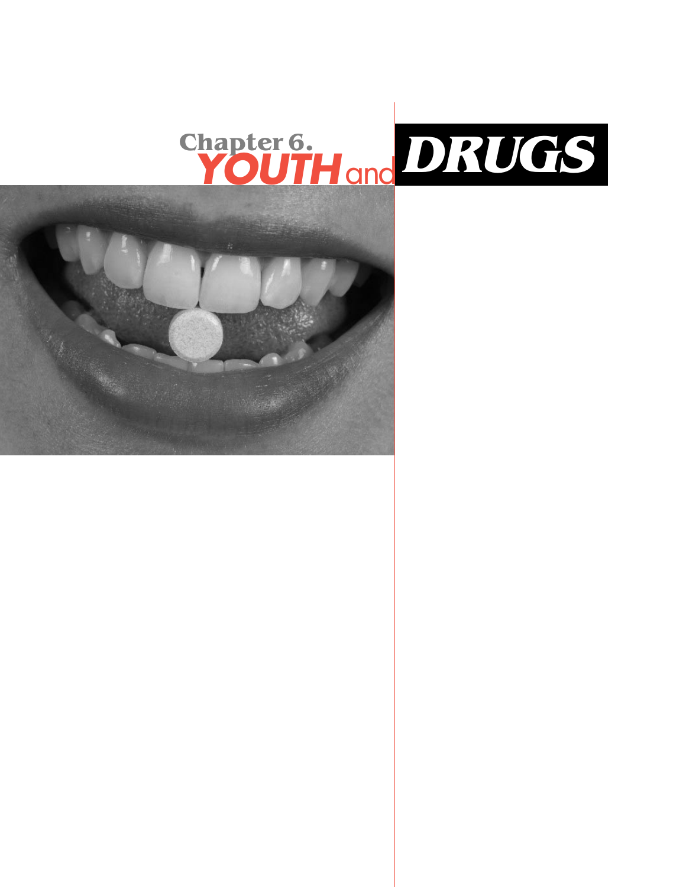# Chapter 6. YOUTH and DRUGS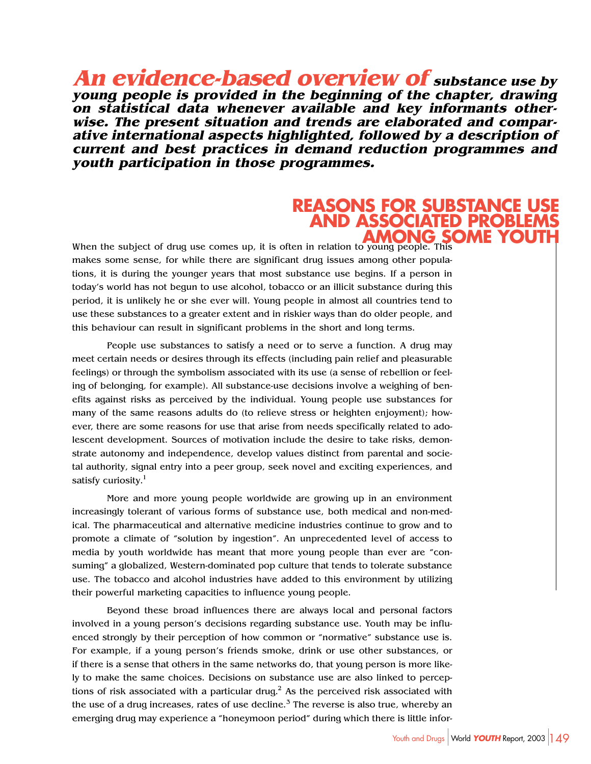**An evidence-based overview of substance use by young people is provided in the beginning of the chapter, drawing on statistical data whenever available and key informants otherwise. The present situation and trends are elaborated and comparative international aspects highlighted, followed by a description of current and best practices in demand reduction programmes and youth participation in those programmes.**

## REASONS FOR SUBSTANCE USE AND ASSOCIATED PROBLEMS AMONG SOME YOUTH

When the subject of drug use comes up, it is often in relation to young people. This makes some sense, for while there are significant drug issues among other populations, it is during the younger years that most substance use begins. If a person in today's world has not begun to use alcohol, tobacco or an illicit substance during this period, it is unlikely he or she ever will. Young people in almost all countries tend to use these substances to a greater extent and in riskier ways than do older people, and this behaviour can result in significant problems in the short and long terms.

People use substances to satisfy a need or to serve a function. A drug may meet certain needs or desires through its effects (including pain relief and pleasurable feelings) or through the symbolism associated with its use (a sense of rebellion or feeling of belonging, for example). All substance-use decisions involve a weighing of benefits against risks as perceived by the individual. Young people use substances for many of the same reasons adults do (to relieve stress or heighten enjoyment); however, there are some reasons for use that arise from needs specifically related to adolescent development. Sources of motivation include the desire to take risks, demonstrate autonomy and independence, develop values distinct from parental and societal authority, signal entry into a peer group, seek novel and exciting experiences, and satisfy curiosity.[1]

More and more young people worldwide are growing up in an environment increasingly tolerant of various forms of substance use, both medical and non-medical. The pharmaceutical and alternative medicine industries continue to grow and to promote a climate of "solution by ingestion". An unprecedented level of access to media by youth worldwide has meant that more young people than ever are "consuming" a globalized, Western-dominated pop culture that tends to tolerate substance use. The tobacco and alcohol industries have added to this environment by utilizing their powerful marketing capacities to influence young people.

Beyond these broad influences there are always local and personal factors involved in a young person's decisions regarding substance use. Youth may be influenced strongly by their perception of how common or "normative" substance use is. For example, if a young person's friends smoke, drink or use other substances, or if there is a sense that others in the same networks do, that young person is more likely to make the same choices. Decisions on substance use are also linked to perceptions of risk associated with a particular drug.[2] As the perceived risk associated with the use of a drug increases, rates of use decline.[3] The reverse is also true, whereby an emerging drug may experience a "honeymoon period" during which there is little infor-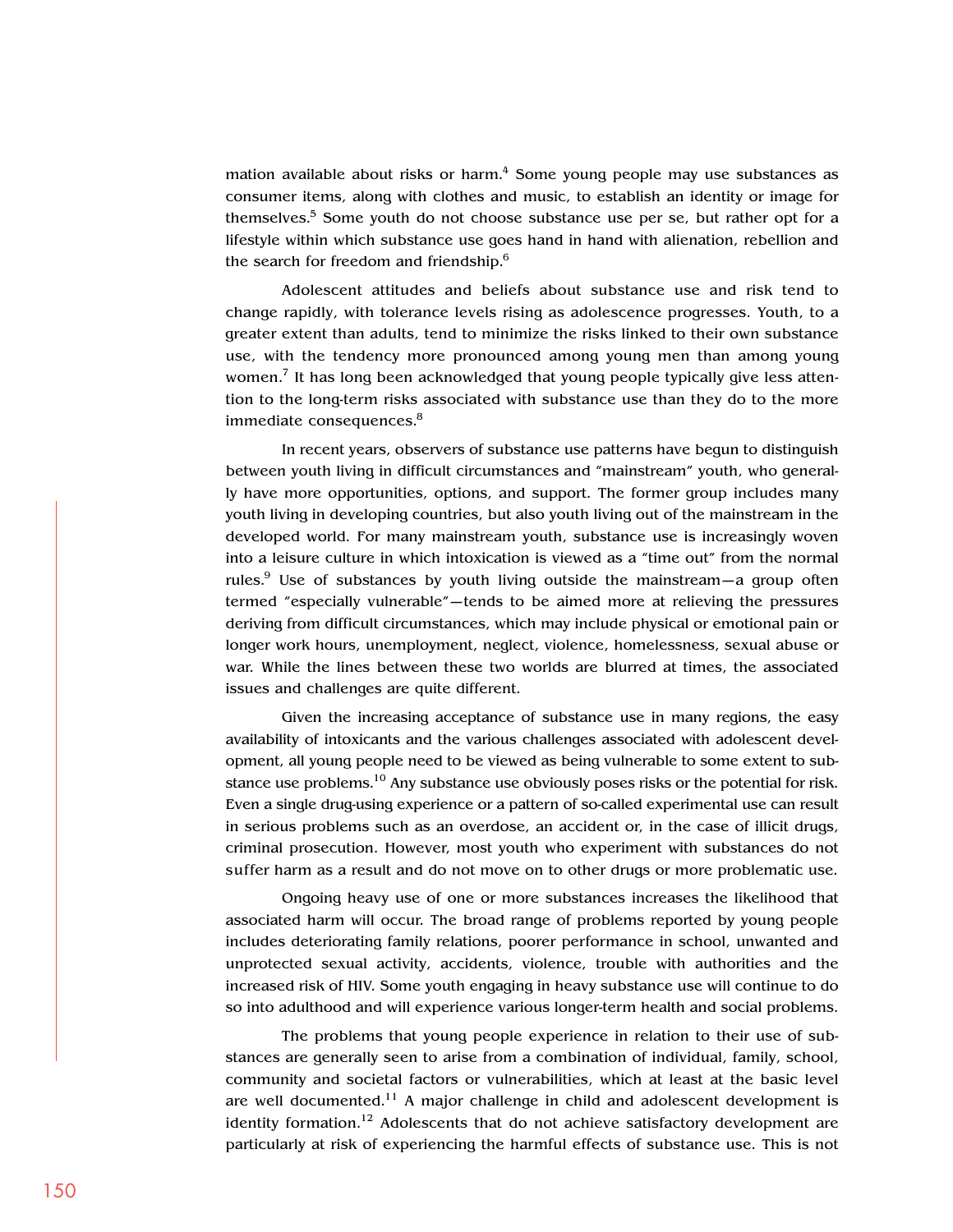mation available about risks or harm.[4] Some young people may use substances as consumer items, along with clothes and music, to establish an identity or image for themselves.[5] Some youth do not choose substance use per se, but rather opt for a lifestyle within which substance use goes hand in hand with alienation, rebellion and the search for freedom and friendship.[6]

Adolescent attitudes and beliefs about substance use and risk tend to change rapidly, with tolerance levels rising as adolescence progresses. Youth, to a greater extent than adults, tend to minimize the risks linked to their own substance use, with the tendency more pronounced among young men than among young women.[7] It has long been acknowledged that young people typically give less attention to the long-term risks associated with substance use than they do to the more immediate consequences.[8]

In recent years, observers of substance use patterns have begun to distinguish between youth living in difficult circumstances and "mainstream" youth, who generally have more opportunities, options, and support. The former group includes many youth living in developing countries, but also youth living out of the mainstream in the developed world. For many mainstream youth, substance use is increasingly woven into a leisure culture in which intoxication is viewed as a "time out" from the normal rules.[9] Use of substances by youth living outside the mainstream—a group often termed "especially vulnerable"—tends to be aimed more at relieving the pressures deriving from difficult circumstances, which may include physical or emotional pain or longer work hours, unemployment, neglect, violence, homelessness, sexual abuse or war. While the lines between these two worlds are blurred at times, the associated issues and challenges are quite different.

Given the increasing acceptance of substance use in many regions, the easy availability of intoxicants and the various challenges associated with adolescent development, all young people need to be viewed as being vulnerable to some extent to substance use problems.[10] Any substance use obviously poses risks or the potential for risk. Even a single drug-using experience or a pattern of so-called experimental use can result in serious problems such as an overdose, an accident or, in the case of illicit drugs, criminal prosecution. However, most youth who experiment with substances do not suffer harm as a result and do not move on to other drugs or more problematic use.

Ongoing heavy use of one or more substances increases the likelihood that associated harm will occur. The broad range of problems reported by young people includes deteriorating family relations, poorer performance in school, unwanted and unprotected sexual activity, accidents, violence, trouble with authorities and the increased risk of HIV. Some youth engaging in heavy substance use will continue to do so into adulthood and will experience various longer-term health and social problems.

The problems that young people experience in relation to their use of substances are generally seen to arise from a combination of individual, family, school, community and societal factors or vulnerabilities, which at least at the basic level are well documented.[11] A major challenge in child and adolescent development is identity formation.[12] Adolescents that do not achieve satisfactory development are particularly at risk of experiencing the harmful effects of substance use. This is not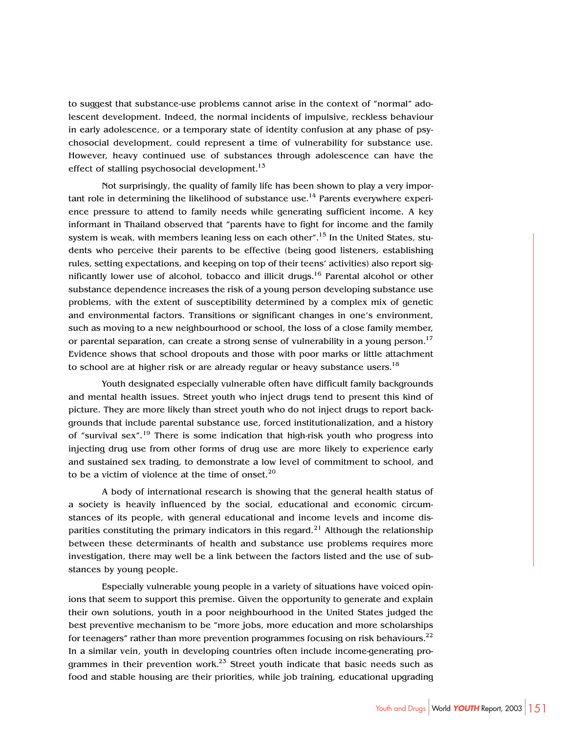to suggest that substance-use problems cannot arise in the context of "normal" adolescent development. Indeed, the normal incidents of impulsive, reckless behaviour in early adolescence, or a temporary state of identity confusion at any phase of psychosocial development, could represent a time of vulnerability for substance use. However, heavy continued use of substances through adolescence can have the effect of stalling psychosocial development.[13]

Not surprisingly, the quality of family life has been shown to play a very important role in determining the likelihood of substance use.[14] Parents everywhere experience pressure to attend to family needs while generating sufficient income. A key informant in Thailand observed that "parents have to fight for income and the family system is weak, with members leaning less on each other".[15] In the United States, students who perceive their parents to be effective (being good listeners, establishing rules, setting expectations, and keeping on top of their teens' activities) also report significantly lower use of alcohol, tobacco and illicit drugs.[16] Parental alcohol or other substance dependence increases the risk of a young person developing substance use problems, with the extent of susceptibility determined by a complex mix of genetic and environmental factors. Transitions or significant changes in one's environment, such as moving to a new neighbourhood or school, the loss of a close family member, or parental separation, can create a strong sense of vulnerability in a young person.[17] Evidence shows that school dropouts and those with poor marks or little attachment to school are at higher risk or are already regular or heavy substance users.[18]

Youth designated especially vulnerable often have difficult family backgrounds and mental health issues. Street youth who inject drugs tend to present this kind of picture. They are more likely than street youth who do not inject drugs to report backgrounds that include parental substance use, forced institutionalization, and a history of "survival sex".[19] There is some indication that high-risk youth who progress into injecting drug use from other forms of drug use are more likely to experience early and sustained sex trading, to demonstrate a low level of commitment to school, and to be a victim of violence at the time of onset.[20]

A body of international research is showing that the general health status of a society is heavily influenced by the social, educational and economic circumstances of its people, with general educational and income levels and income disparities constituting the primary indicators in this regard.[21] Although the relationship between these determinants of health and substance use problems requires more investigation, there may well be a link between the factors listed and the use of substances by young people.

Especially vulnerable young people in a variety of situations have voiced opinions that seem to support this premise. Given the opportunity to generate and explain their own solutions, youth in a poor neighbourhood in the United States judged the best preventive mechanism to be "more jobs, more education and more scholarships for teenagers" rather than more prevention programmes focusing on risk behaviours.[22] In a similar vein, youth in developing countries often include income-generating programmes in their prevention work.[23] Street youth indicate that basic needs such as food and stable housing are their priorities, while job training, educational upgrading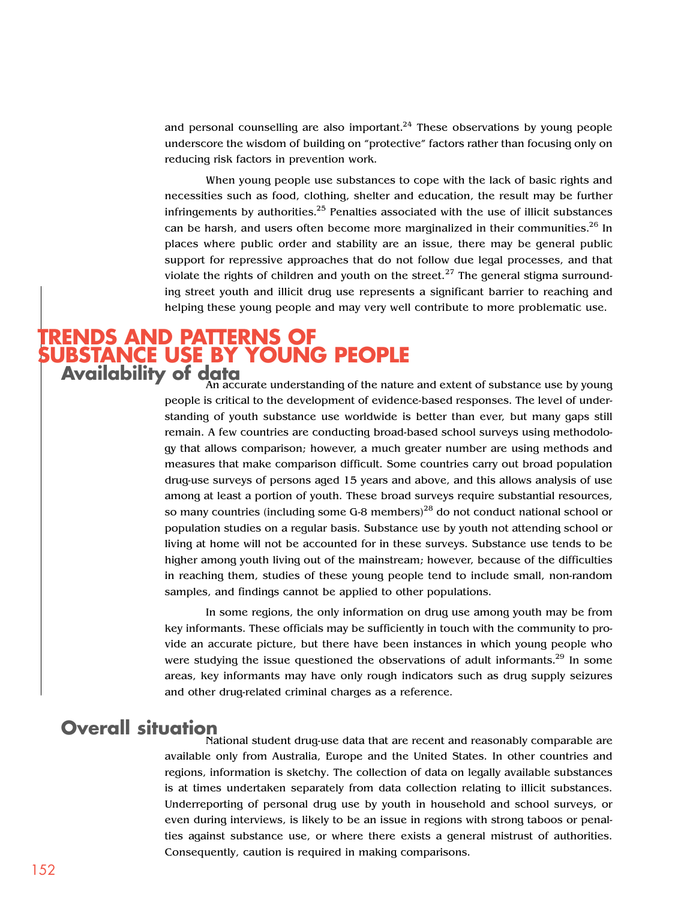and personal counselling are also important.[24] These observations by young people underscore the wisdom of building on "protective" factors rather than focusing only on reducing risk factors in prevention work.

When young people use substances to cope with the lack of basic rights and necessities such as food, clothing, shelter and education, the result may be further infringements by authorities.[25] Penalties associated with the use of illicit substances can be harsh, and users often become more marginalized in their communities.[26] In places where public order and stability are an issue, there may be general public support for repressive approaches that do not follow due legal processes, and that violate the rights of children and youth on the street.[27] The general stigma surrounding street youth and illicit drug use represents a significant barrier to reaching and helping these young people and may very well contribute to more problematic use.

# TRENDS AND PATTERNS OF SUBSTANCE USE BY YOUNG PEOPLE

## Availability of data

An accurate understanding of the nature and extent of substance use by young people is critical to the development of evidence-based responses. The level of understanding of youth substance use worldwide is better than ever, but many gaps still remain. A few countries are conducting broad-based school surveys using methodology that allows comparison; however, a much greater number are using methods and measures that make comparison difficult. Some countries carry out broad population drug-use surveys of persons aged 15 years and above, and this allows analysis of use among at least a portion of youth. These broad surveys require substantial resources, so many countries (including some G-8 members)[28] do not conduct national school or population studies on a regular basis. Substance use by youth not attending school or living at home will not be accounted for in these surveys. Substance use tends to be higher among youth living out of the mainstream; however, because of the difficulties in reaching them, studies of these young people tend to include small, non-random samples, and findings cannot be applied to other populations.

In some regions, the only information on drug use among youth may be from key informants. These officials may be sufficiently in touch with the community to provide an accurate picture, but there have been instances in which young people who were studying the issue questioned the observations of adult informants.[29] In some areas, key informants may have only rough indicators such as drug supply seizures and other drug-related criminal charges as a reference.

## Overall situation

National student drug-use data that are recent and reasonably comparable are available only from Australia, Europe and the United States. In other countries and regions, information is sketchy. The collection of data on legally available substances is at times undertaken separately from data collection relating to illicit substances. Underreporting of personal drug use by youth in household and school surveys, or even during interviews, is likely to be an issue in regions with strong taboos or penalties against substance use, or where there exists a general mistrust of authorities. Consequently, caution is required in making comparisons.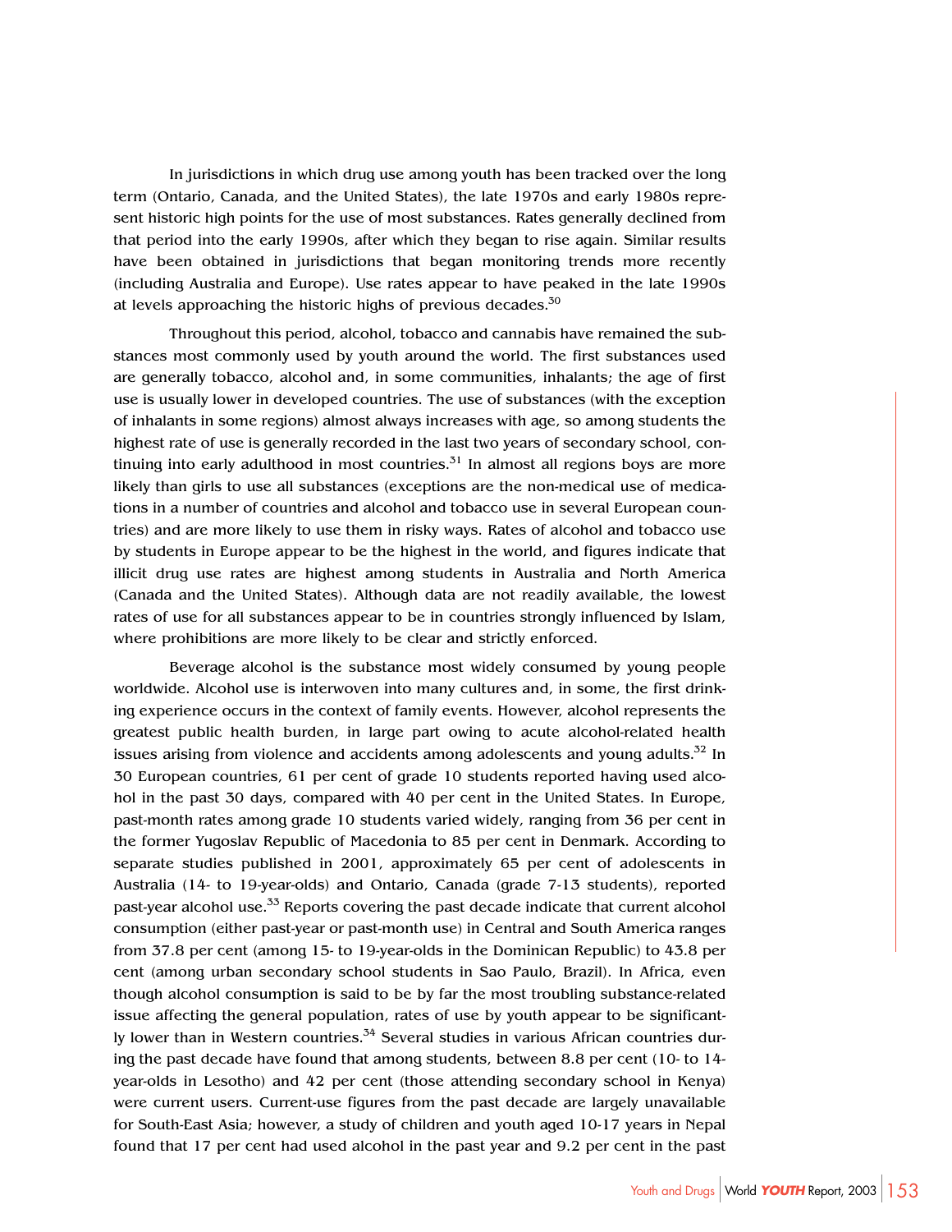In jurisdictions in which drug use among youth has been tracked over the long term (Ontario, Canada, and the United States), the late 1970s and early 1980s represent historic high points for the use of most substances. Rates generally declined from that period into the early 1990s, after which they began to rise again. Similar results have been obtained in jurisdictions that began monitoring trends more recently (including Australia and Europe). Use rates appear to have peaked in the late 1990s at levels approaching the historic highs of previous decades.[30]

Throughout this period, alcohol, tobacco and cannabis have remained the substances most commonly used by youth around the world. The first substances used are generally tobacco, alcohol and, in some communities, inhalants; the age of first use is usually lower in developed countries. The use of substances (with the exception of inhalants in some regions) almost always increases with age, so among students the highest rate of use is generally recorded in the last two years of secondary school, continuing into early adulthood in most countries.[31] In almost all regions boys are more likely than girls to use all substances (exceptions are the non-medical use of medications in a number of countries and alcohol and tobacco use in several European countries) and are more likely to use them in risky ways. Rates of alcohol and tobacco use by students in Europe appear to be the highest in the world, and figures indicate that illicit drug use rates are highest among students in Australia and North America (Canada and the United States). Although data are not readily available, the lowest rates of use for all substances appear to be in countries strongly influenced by Islam, where prohibitions are more likely to be clear and strictly enforced.

Beverage alcohol is the substance most widely consumed by young people worldwide. Alcohol use is interwoven into many cultures and, in some, the first drinking experience occurs in the context of family events. However, alcohol represents the greatest public health burden, in large part owing to acute alcohol-related health issues arising from violence and accidents among adolescents and young adults.[32] In 30 European countries, 61 per cent of grade 10 students reported having used alcohol in the past 30 days, compared with 40 per cent in the United States. In Europe, past-month rates among grade 10 students varied widely, ranging from 36 per cent in the former Yugoslav Republic of Macedonia to 85 per cent in Denmark. According to separate studies published in 2001, approximately 65 per cent of adolescents in Australia (14- to 19-year-olds) and Ontario, Canada (grade 7-13 students), reported past-year alcohol use.[33] Reports covering the past decade indicate that current alcohol consumption (either past-year or past-month use) in Central and South America ranges from 37.8 per cent (among 15- to 19-year-olds in the Dominican Republic) to 43.8 per cent (among urban secondary school students in Sao Paulo, Brazil). In Africa, even though alcohol consumption is said to be by far the most troubling substance-related issue affecting the general population, rates of use by youth appear to be significantly lower than in Western countries.[34] Several studies in various African countries during the past decade have found that among students, between 8.8 per cent (10- to 14-year-olds in Lesotho) and 42 per cent (those attending secondary school in Kenya) were current users. Current-use figures from the past decade are largely unavailable for South-East Asia; however, a study of children and youth aged 10-17 years in Nepal found that 17 per cent had used alcohol in the past year and 9.2 per cent in the past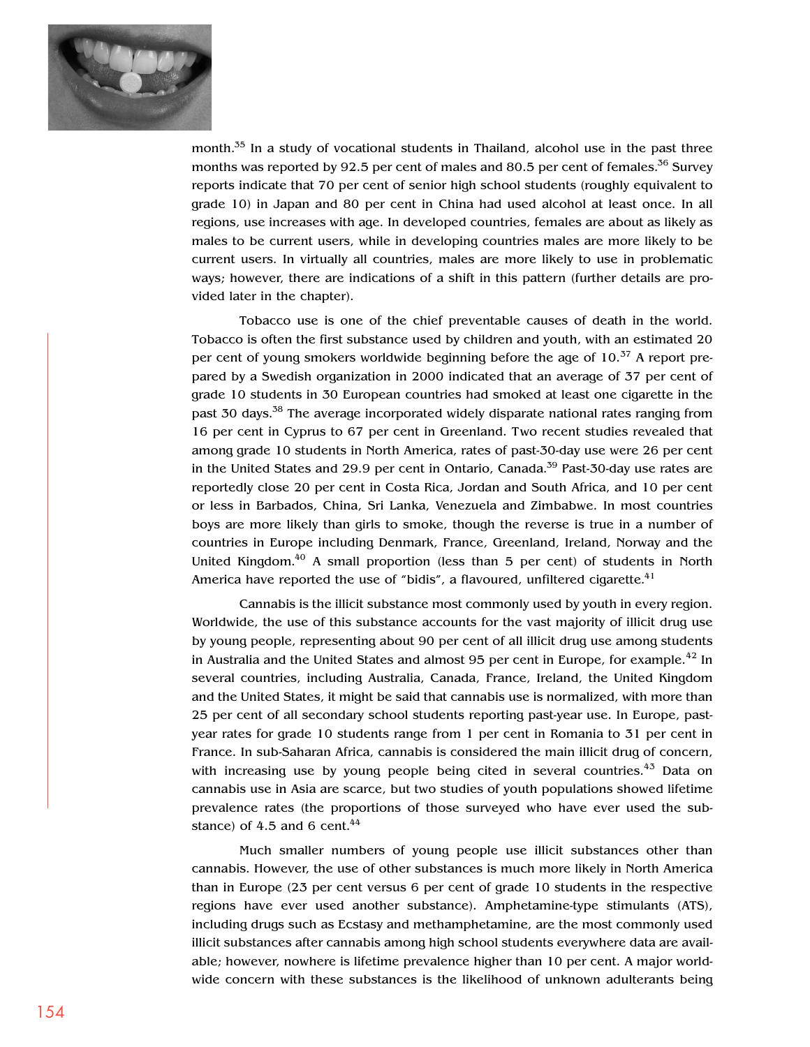month.[35] In a study of vocational students in Thailand, alcohol use in the past three months was reported by 92.5 per cent of males and 80.5 per cent of females.[36] Survey reports indicate that 70 per cent of senior high school students (roughly equivalent to grade 10) in Japan and 80 per cent in China had used alcohol at least once. In all regions, use increases with age. In developed countries, females are about as likely as males to be current users, while in developing countries males are more likely to be current users. In virtually all countries, males are more likely to use in problematic ways; however, there are indications of a shift in this pattern (further details are provided later in the chapter).

Tobacco use is one of the chief preventable causes of death in the world. Tobacco is often the first substance used by children and youth, with an estimated 20 per cent of young smokers worldwide beginning before the age of 10.[37] A report prepared by a Swedish organization in 2000 indicated that an average of 37 per cent of grade 10 students in 30 European countries had smoked at least one cigarette in the past 30 days.[38] The average incorporated widely disparate national rates ranging from 16 per cent in Cyprus to 67 per cent in Greenland. Two recent studies revealed that among grade 10 students in North America, rates of past-30-day use were 26 per cent in the United States and 29.9 per cent in Ontario, Canada.[39] Past-30-day use rates are reportedly close 20 per cent in Costa Rica, Jordan and South Africa, and 10 per cent or less in Barbados, China, Sri Lanka, Venezuela and Zimbabwe. In most countries boys are more likely than girls to smoke, though the reverse is true in a number of countries in Europe including Denmark, France, Greenland, Ireland, Norway and the United Kingdom.[40] A small proportion (less than 5 per cent) of students in North America have reported the use of "bidis", a flavoured, unfiltered cigarette.[41]

Cannabis is the illicit substance most commonly used by youth in every region. Worldwide, the use of this substance accounts for the vast majority of illicit drug use by young people, representing about 90 per cent of all illicit drug use among students in Australia and the United States and almost 95 per cent in Europe, for example.[42] In several countries, including Australia, Canada, France, Ireland, the United Kingdom and the United States, it might be said that cannabis use is normalized, with more than 25 per cent of all secondary school students reporting past-year use. In Europe, past-year rates for grade 10 students range from 1 per cent in Romania to 31 per cent in France. In sub-Saharan Africa, cannabis is considered the main illicit drug of concern, with increasing use by young people being cited in several countries.[43] Data on cannabis use in Asia are scarce, but two studies of youth populations showed lifetime prevalence rates (the proportions of those surveyed who have ever used the substance) of 4.5 and 6 cent.[44]

Much smaller numbers of young people use illicit substances other than cannabis. However, the use of other substances is much more likely in North America than in Europe (23 per cent versus 6 per cent of grade 10 students in the respective regions have ever used another substance). Amphetamine-type stimulants (ATS), including drugs such as Ecstasy and methamphetamine, are the most commonly used illicit substances after cannabis among high school students everywhere data are available; however, nowhere is lifetime prevalence higher than 10 per cent. A major worldwide concern with these substances is the likelihood of unknown adulterants being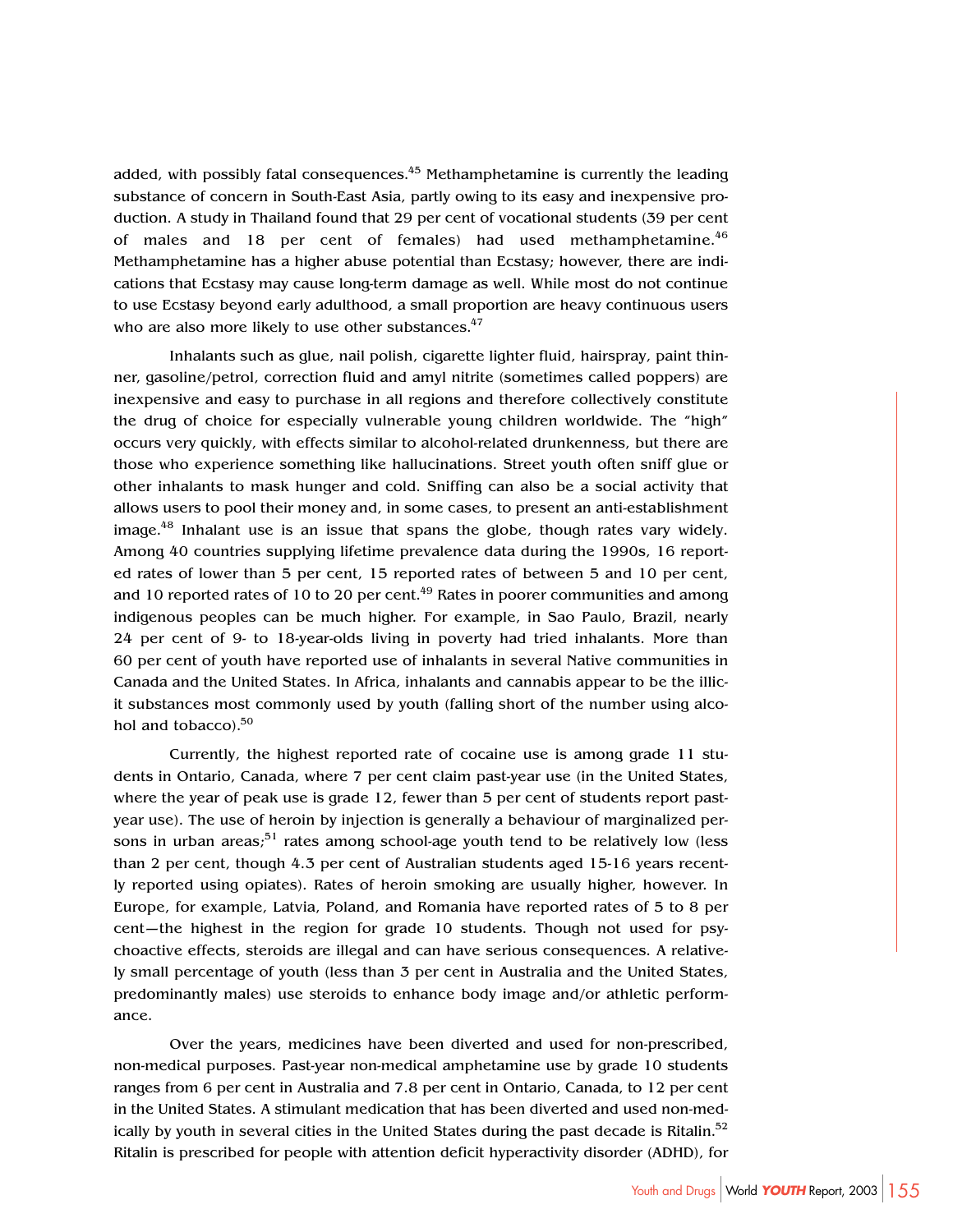added, with possibly fatal consequences.[45] Methamphetamine is currently the leading substance of concern in South-East Asia, partly owing to its easy and inexpensive production. A study in Thailand found that 29 per cent of vocational students (39 per cent of males and 18 per cent of females) had used methamphetamine.[46] Methamphetamine has a higher abuse potential than Ecstasy; however, there are indications that Ecstasy may cause long-term damage as well. While most do not continue to use Ecstasy beyond early adulthood, a small proportion are heavy continuous users who are also more likely to use other substances.[47]

Inhalants such as glue, nail polish, cigarette lighter fluid, hairspray, paint thinner, gasoline/petrol, correction fluid and amyl nitrite (sometimes called poppers) are inexpensive and easy to purchase in all regions and therefore collectively constitute the drug of choice for especially vulnerable young children worldwide. The "high" occurs very quickly, with effects similar to alcohol-related drunkenness, but there are those who experience something like hallucinations. Street youth often sniff glue or other inhalants to mask hunger and cold. Sniffing can also be a social activity that allows users to pool their money and, in some cases, to present an anti-establishment image.[48] Inhalant use is an issue that spans the globe, though rates vary widely. Among 40 countries supplying lifetime prevalence data during the 1990s, 16 reported rates of lower than 5 per cent, 15 reported rates of between 5 and 10 per cent, and 10 reported rates of 10 to 20 per cent.[49] Rates in poorer communities and among indigenous peoples can be much higher. For example, in Sao Paulo, Brazil, nearly 24 per cent of 9- to 18-year-olds living in poverty had tried inhalants. More than 60 per cent of youth have reported use of inhalants in several Native communities in Canada and the United States. In Africa, inhalants and cannabis appear to be the illicit substances most commonly used by youth (falling short of the number using alcohol and tobacco).[50]

Currently, the highest reported rate of cocaine use is among grade 11 students in Ontario, Canada, where 7 per cent claim past-year use (in the United States, where the year of peak use is grade 12, fewer than 5 per cent of students report past-year use). The use of heroin by injection is generally a behaviour of marginalized persons in urban areas;[51] rates among school-age youth tend to be relatively low (less than 2 per cent, though 4.3 per cent of Australian students aged 15-16 years recently reported using opiates). Rates of heroin smoking are usually higher, however. In Europe, for example, Latvia, Poland, and Romania have reported rates of 5 to 8 per cent—the highest in the region for grade 10 students. Though not used for psychoactive effects, steroids are illegal and can have serious consequences. A relatively small percentage of youth (less than 3 per cent in Australia and the United States, predominantly males) use steroids to enhance body image and/or athletic performance.

Over the years, medicines have been diverted and used for non-prescribed, non-medical purposes. Past-year non-medical amphetamine use by grade 10 students ranges from 6 per cent in Australia and 7.8 per cent in Ontario, Canada, to 12 per cent in the United States. A stimulant medication that has been diverted and used non-medically by youth in several cities in the United States during the past decade is Ritalin.[52] Ritalin is prescribed for people with attention deficit hyperactivity disorder (ADHD), for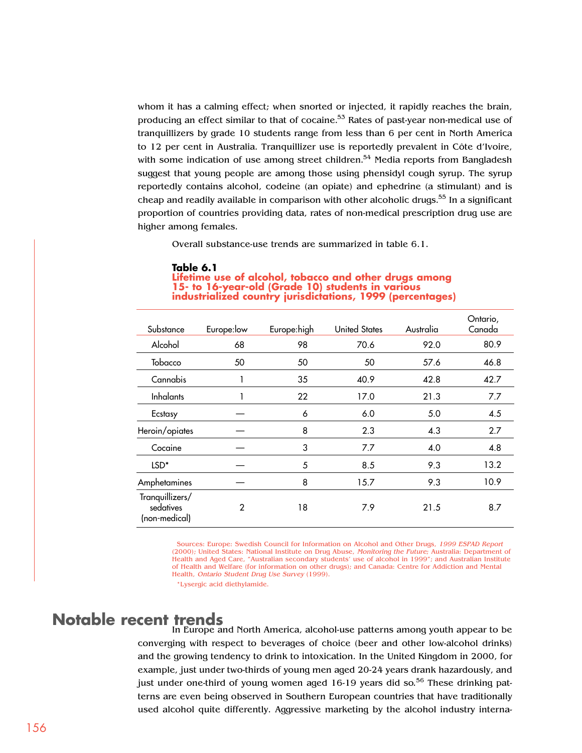whom it has a calming effect; when snorted or injected, it rapidly reaches the brain, producing an effect similar to that of cocaine.[53] Rates of past-year non-medical use of tranquillizers by grade 10 students range from less than 6 per cent in North America to 12 per cent in Australia. Tranquillizer use is reportedly prevalent in Côte d'Ivoire, with some indication of use among street children.[54] Media reports from Bangladesh suggest that young people are among those using phensidyl cough syrup. The syrup reportedly contains alcohol, codeine (an opiate) and ephedrine (a stimulant) and is cheap and readily available in comparison with other alcoholic drugs.[55] In a significant proportion of countries providing data, rates of non-medical prescription drug use are higher among females.

Overall substance-use trends are summarized in table 6.1.

**Table 6.1**
**Lifetime use of alcohol, tobacco and other drugs among 15- to 16-year-old (Grade 10) students in various industrialized country jurisdictations, 1999 (percentages)**

| Substance | Europe:low | Europe:high | United States | Australia | Ontario, Canada |
|---|---|---|---|---|---|
| Alcohol | 68 | 98 | 70.6 | 92.0 | 80.9 |
| Tobacco | 50 | 50 | 50 | 57.6 | 46.8 |
| Cannabis | 1 | 35 | 40.9 | 42.8 | 42.7 |
| Inhalants | 1 | 22 | 17.0 | 21.3 | 7.7 |
| Ecstasy | — | 6 | 6.0 | 5.0 | 4.5 |
| Heroin/opiates | — | 8 | 2.3 | 4.3 | 2.7 |
| Cocaine | — | 3 | 7.7 | 4.0 | 4.8 |
| LSD* | — | 5 | 8.5 | 9.3 | 13.2 |
| Amphetamines | — | 8 | 15.7 | 9.3 | 10.9 |
| Tranquillizers/ sedatives (non-medical) | 2 | 18 | 7.9 | 21.5 | 8.7 |

Sources: Europe: Swedish Council for Information on Alcohol and Other Drugs, *1999 ESPAD Report* (2000); United States: National Institute on Drug Abuse, *Monitoring the Future*; Australia: Department of Health and Aged Care, "Australian secondary students' use of alcohol in 1999"; and Australian Institute of Health and Welfare (for information on other drugs); and Canada: Centre for Addiction and Mental Health, *Ontario Student Drug Use Survey* (1999).

*Lysergic acid diethylamide.

## Notable recent trends

In Europe and North America, alcohol-use patterns among youth appear to be converging with respect to beverages of choice (beer and other low-alcohol drinks) and the growing tendency to drink to intoxication. In the United Kingdom in 2000, for example, just under two-thirds of young men aged 20-24 years drank hazardously, and just under one-third of young women aged 16-19 years did so.[56] These drinking patterns are even being observed in Southern European countries that have traditionally used alcohol quite differently. Aggressive marketing by the alcohol industry interna-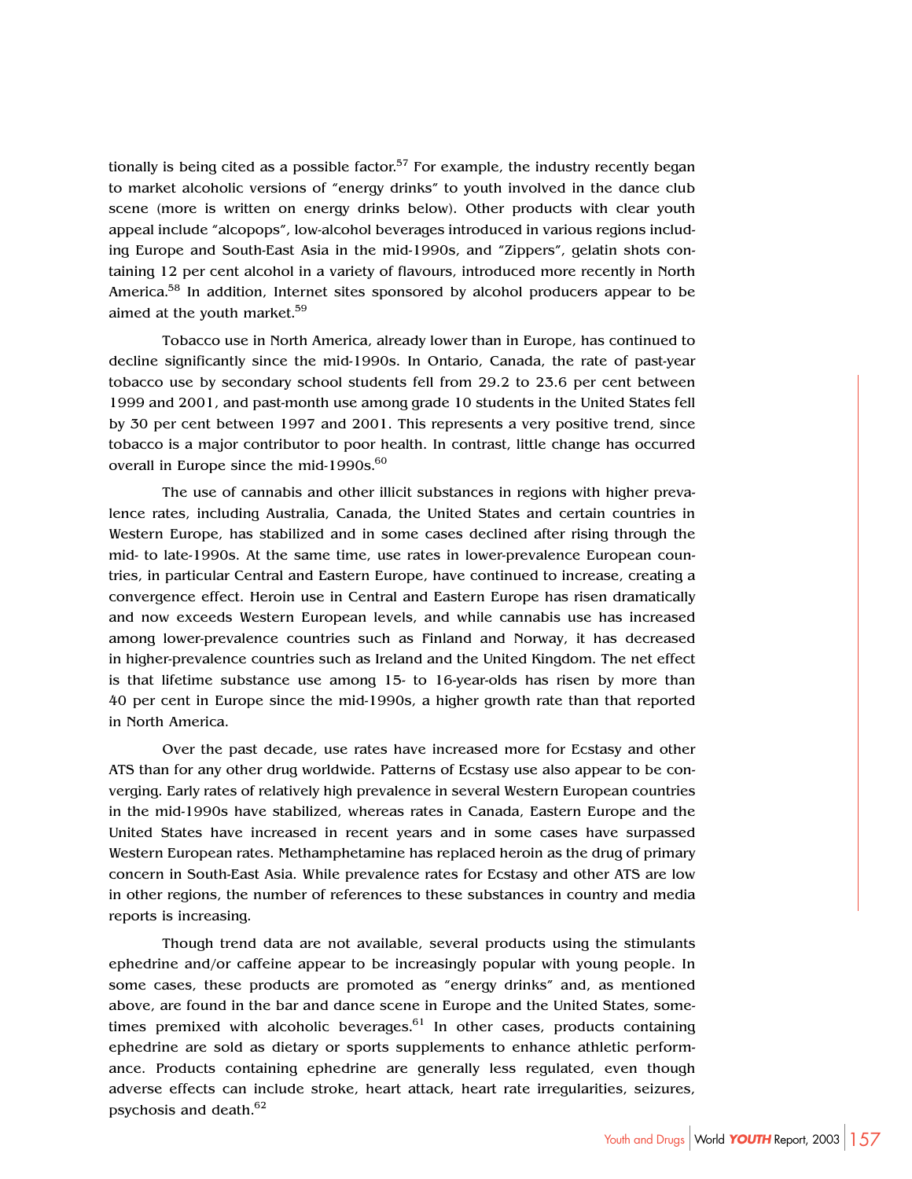tionally is being cited as a possible factor.[57] For example, the industry recently began to market alcoholic versions of "energy drinks" to youth involved in the dance club scene (more is written on energy drinks below). Other products with clear youth appeal include "alcopops", low-alcohol beverages introduced in various regions including Europe and South-East Asia in the mid-1990s, and "Zippers", gelatin shots containing 12 per cent alcohol in a variety of flavours, introduced more recently in North America.[58] In addition, Internet sites sponsored by alcohol producers appear to be aimed at the youth market.[59]

Tobacco use in North America, already lower than in Europe, has continued to decline significantly since the mid-1990s. In Ontario, Canada, the rate of past-year tobacco use by secondary school students fell from 29.2 to 23.6 per cent between 1999 and 2001, and past-month use among grade 10 students in the United States fell by 30 per cent between 1997 and 2001. This represents a very positive trend, since tobacco is a major contributor to poor health. In contrast, little change has occurred overall in Europe since the mid-1990s.[60]

The use of cannabis and other illicit substances in regions with higher prevalence rates, including Australia, Canada, the United States and certain countries in Western Europe, has stabilized and in some cases declined after rising through the mid- to late-1990s. At the same time, use rates in lower-prevalence European countries, in particular Central and Eastern Europe, have continued to increase, creating a convergence effect. Heroin use in Central and Eastern Europe has risen dramatically and now exceeds Western European levels, and while cannabis use has increased among lower-prevalence countries such as Finland and Norway, it has decreased in higher-prevalence countries such as Ireland and the United Kingdom. The net effect is that lifetime substance use among 15- to 16-year-olds has risen by more than 40 per cent in Europe since the mid-1990s, a higher growth rate than that reported in North America.

Over the past decade, use rates have increased more for Ecstasy and other ATS than for any other drug worldwide. Patterns of Ecstasy use also appear to be converging. Early rates of relatively high prevalence in several Western European countries in the mid-1990s have stabilized, whereas rates in Canada, Eastern Europe and the United States have increased in recent years and in some cases have surpassed Western European rates. Methamphetamine has replaced heroin as the drug of primary concern in South-East Asia. While prevalence rates for Ecstasy and other ATS are low in other regions, the number of references to these substances in country and media reports is increasing.

Though trend data are not available, several products using the stimulants ephedrine and/or caffeine appear to be increasingly popular with young people. In some cases, these products are promoted as "energy drinks" and, as mentioned above, are found in the bar and dance scene in Europe and the United States, sometimes premixed with alcoholic beverages.[61] In other cases, products containing ephedrine are sold as dietary or sports supplements to enhance athletic performance. Products containing ephedrine are generally less regulated, even though adverse effects can include stroke, heart attack, heart rate irregularities, seizures, psychosis and death.[62]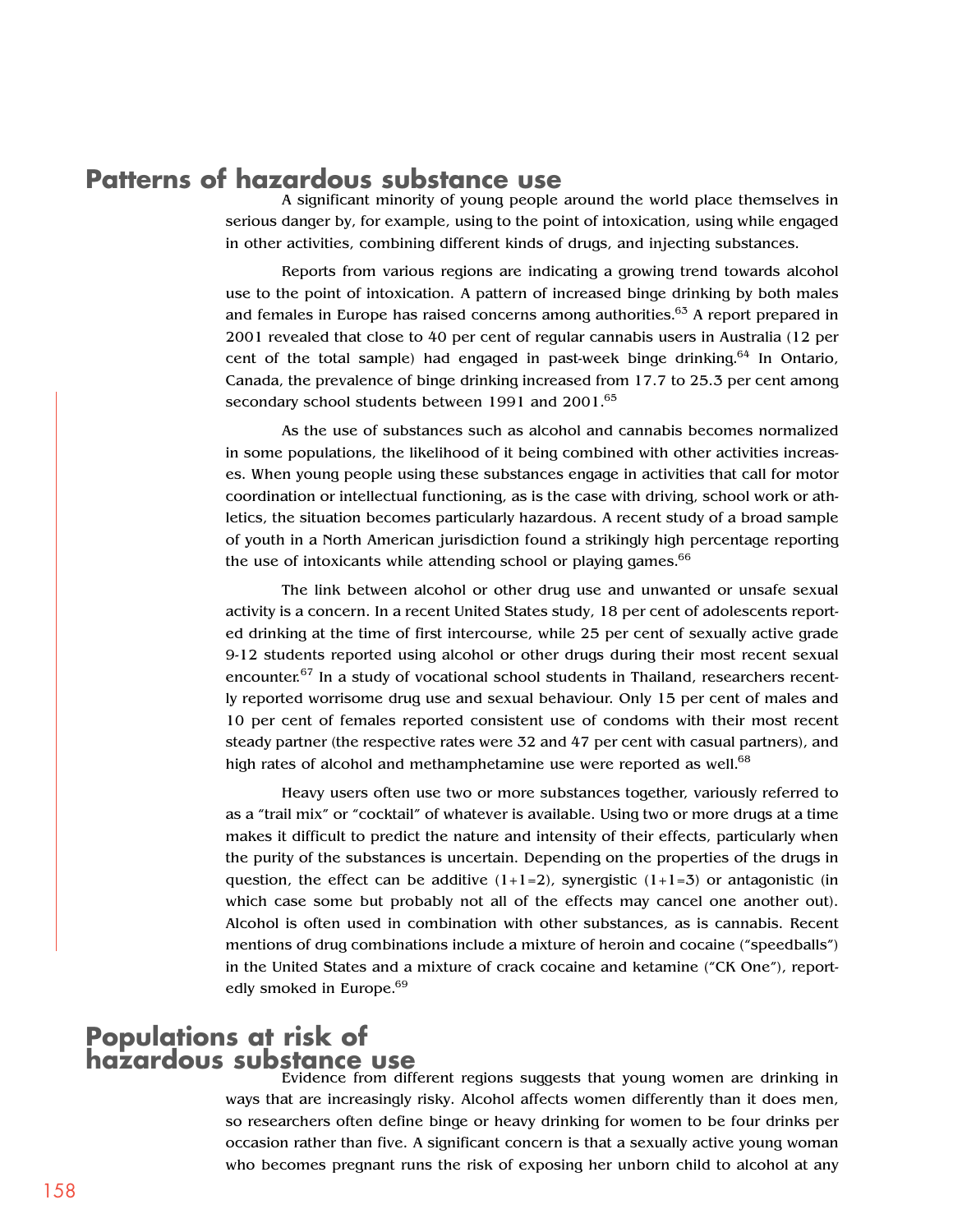## Patterns of hazardous substance use

A significant minority of young people around the world place themselves in serious danger by, for example, using to the point of intoxication, using while engaged in other activities, combining different kinds of drugs, and injecting substances.

Reports from various regions are indicating a growing trend towards alcohol use to the point of intoxication. A pattern of increased binge drinking by both males and females in Europe has raised concerns among authorities.[63] A report prepared in 2001 revealed that close to 40 per cent of regular cannabis users in Australia (12 per cent of the total sample) had engaged in past-week binge drinking.[64] In Ontario, Canada, the prevalence of binge drinking increased from 17.7 to 25.3 per cent among secondary school students between 1991 and 2001.[65]

As the use of substances such as alcohol and cannabis becomes normalized in some populations, the likelihood of it being combined with other activities increases. When young people using these substances engage in activities that call for motor coordination or intellectual functioning, as is the case with driving, school work or athletics, the situation becomes particularly hazardous. A recent study of a broad sample of youth in a North American jurisdiction found a strikingly high percentage reporting the use of intoxicants while attending school or playing games.[66]

The link between alcohol or other drug use and unwanted or unsafe sexual activity is a concern. In a recent United States study, 18 per cent of adolescents reported drinking at the time of first intercourse, while 25 per cent of sexually active grade 9-12 students reported using alcohol or other drugs during their most recent sexual encounter.[67] In a study of vocational school students in Thailand, researchers recently reported worrisome drug use and sexual behaviour. Only 15 per cent of males and 10 per cent of females reported consistent use of condoms with their most recent steady partner (the respective rates were 32 and 47 per cent with casual partners), and high rates of alcohol and methamphetamine use were reported as well.[68]

Heavy users often use two or more substances together, variously referred to as a "trail mix" or "cocktail" of whatever is available. Using two or more drugs at a time makes it difficult to predict the nature and intensity of their effects, particularly when the purity of the substances is uncertain. Depending on the properties of the drugs in question, the effect can be additive (1+1=2), synergistic (1+1=3) or antagonistic (in which case some but probably not all of the effects may cancel one another out). Alcohol is often used in combination with other substances, as is cannabis. Recent mentions of drug combinations include a mixture of heroin and cocaine ("speedballs") in the United States and a mixture of crack cocaine and ketamine ("CK One"), reportedly smoked in Europe.[69]

## Populations at risk of hazardous substance use

Evidence from different regions suggests that young women are drinking in ways that are increasingly risky. Alcohol affects women differently than it does men, so researchers often define binge or heavy drinking for women to be four drinks per occasion rather than five. A significant concern is that a sexually active young woman who becomes pregnant runs the risk of exposing her unborn child to alcohol at any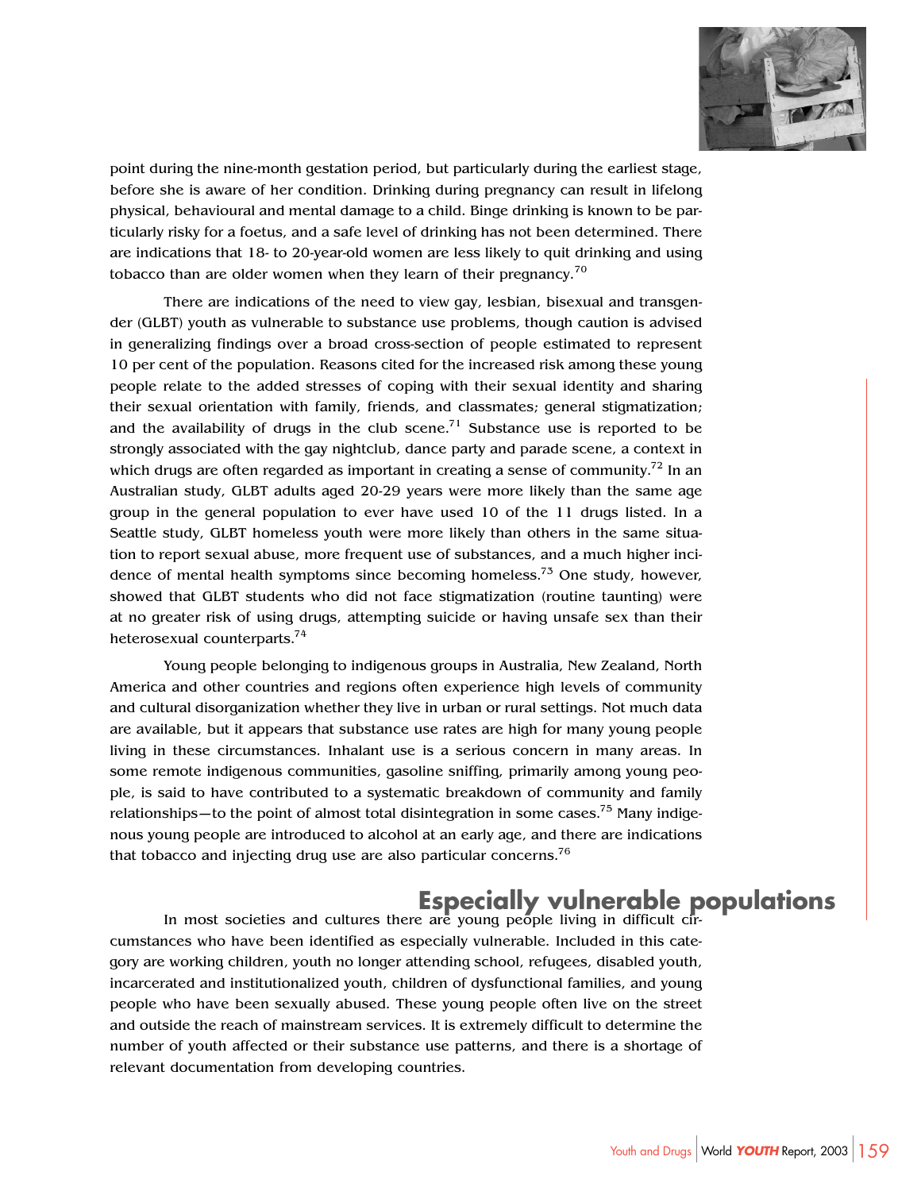point during the nine-month gestation period, but particularly during the earliest stage, before she is aware of her condition. Drinking during pregnancy can result in lifelong physical, behavioural and mental damage to a child. Binge drinking is known to be particularly risky for a foetus, and a safe level of drinking has not been determined. There are indications that 18- to 20-year-old women are less likely to quit drinking and using tobacco than are older women when they learn of their pregnancy.[70]

There are indications of the need to view gay, lesbian, bisexual and transgender (GLBT) youth as vulnerable to substance use problems, though caution is advised in generalizing findings over a broad cross-section of people estimated to represent 10 per cent of the population. Reasons cited for the increased risk among these young people relate to the added stresses of coping with their sexual identity and sharing their sexual orientation with family, friends, and classmates; general stigmatization; and the availability of drugs in the club scene.[71] Substance use is reported to be strongly associated with the gay nightclub, dance party and parade scene, a context in which drugs are often regarded as important in creating a sense of community.[72] In an Australian study, GLBT adults aged 20-29 years were more likely than the same age group in the general population to ever have used 10 of the 11 drugs listed. In a Seattle study, GLBT homeless youth were more likely than others in the same situation to report sexual abuse, more frequent use of substances, and a much higher incidence of mental health symptoms since becoming homeless.[73] One study, however, showed that GLBT students who did not face stigmatization (routine taunting) were at no greater risk of using drugs, attempting suicide or having unsafe sex than their heterosexual counterparts.[74]

Young people belonging to indigenous groups in Australia, New Zealand, North America and other countries and regions often experience high levels of community and cultural disorganization whether they live in urban or rural settings. Not much data are available, but it appears that substance use rates are high for many young people living in these circumstances. Inhalant use is a serious concern in many areas. In some remote indigenous communities, gasoline sniffing, primarily among young people, is said to have contributed to a systematic breakdown of community and family relationships—to the point of almost total disintegration in some cases.[75] Many indigenous young people are introduced to alcohol at an early age, and there are indications that tobacco and injecting drug use are also particular concerns.[76]

## Especially vulnerable populations

In most societies and cultures there are young people living in difficult circumstances who have been identified as especially vulnerable. Included in this category are working children, youth no longer attending school, refugees, disabled youth, incarcerated and institutionalized youth, children of dysfunctional families, and young people who have been sexually abused. These young people often live on the street and outside the reach of mainstream services. It is extremely difficult to determine the number of youth affected or their substance use patterns, and there is a shortage of relevant documentation from developing countries.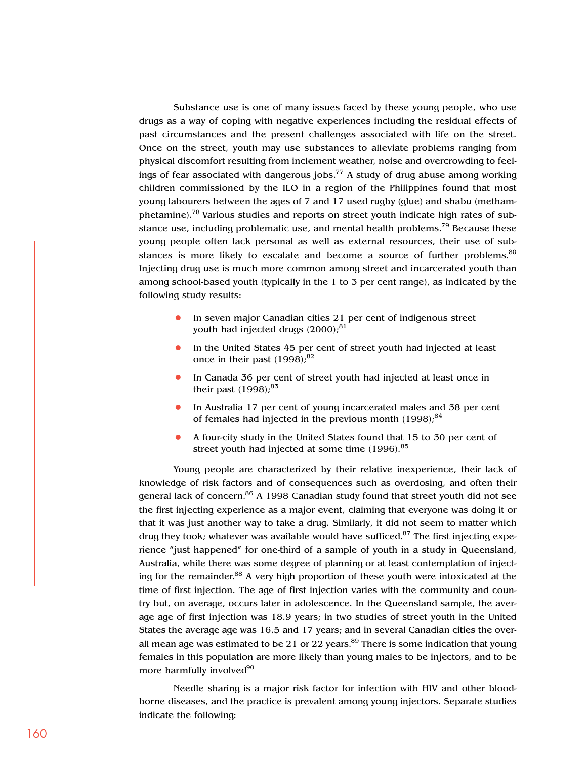Substance use is one of many issues faced by these young people, who use drugs as a way of coping with negative experiences including the residual effects of past circumstances and the present challenges associated with life on the street. Once on the street, youth may use substances to alleviate problems ranging from physical discomfort resulting from inclement weather, noise and overcrowding to feelings of fear associated with dangerous jobs.[77] A study of drug abuse among working children commissioned by the ILO in a region of the Philippines found that most young labourers between the ages of 7 and 17 used rugby (glue) and shabu (methamphetamine).[78] Various studies and reports on street youth indicate high rates of substance use, including problematic use, and mental health problems.[79] Because these young people often lack personal as well as external resources, their use of substances is more likely to escalate and become a source of further problems.[80] Injecting drug use is much more common among street and incarcerated youth than among school-based youth (typically in the 1 to 3 per cent range), as indicated by the following study results:

- In seven major Canadian cities 21 per cent of indigenous street youth had injected drugs (2000);[81]
- In the United States 45 per cent of street youth had injected at least once in their past (1998);[82]
- In Canada 36 per cent of street youth had injected at least once in their past (1998);[83]
- In Australia 17 per cent of young incarcerated males and 38 per cent of females had injected in the previous month (1998);[84]
- A four-city study in the United States found that 15 to 30 per cent of street youth had injected at some time (1996).[85]

Young people are characterized by their relative inexperience, their lack of knowledge of risk factors and of consequences such as overdosing, and often their general lack of concern.[86] A 1998 Canadian study found that street youth did not see the first injecting experience as a major event, claiming that everyone was doing it or that it was just another way to take a drug. Similarly, it did not seem to matter which drug they took; whatever was available would have sufficed.[87] The first injecting experience "just happened" for one-third of a sample of youth in a study in Queensland, Australia, while there was some degree of planning or at least contemplation of injecting for the remainder.[88] A very high proportion of these youth were intoxicated at the time of first injection. The age of first injection varies with the community and country but, on average, occurs later in adolescence. In the Queensland sample, the average age of first injection was 18.9 years; in two studies of street youth in the United States the average age was 16.5 and 17 years; and in several Canadian cities the overall mean age was estimated to be 21 or 22 years.[89] There is some indication that young females in this population are more likely than young males to be injectors, and to be more harmfully involved[90]

Needle sharing is a major risk factor for infection with HIV and other blood-borne diseases, and the practice is prevalent among young injectors. Separate studies indicate the following: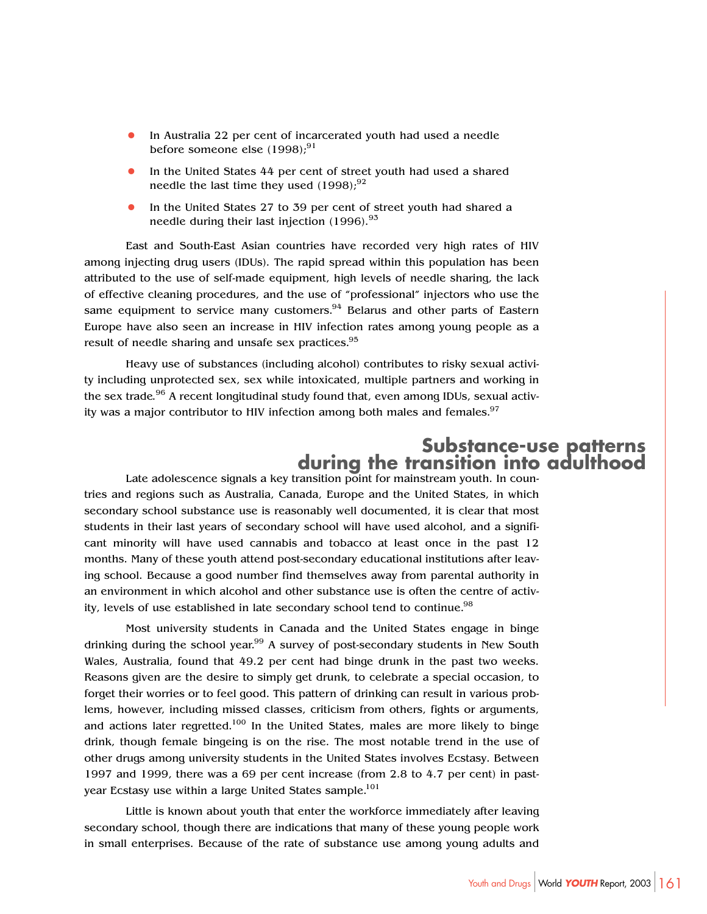- In Australia 22 per cent of incarcerated youth had used a needle before someone else (1998);[91]
- In the United States 44 per cent of street youth had used a shared needle the last time they used (1998);[92]
- In the United States 27 to 39 per cent of street youth had shared a needle during their last injection (1996).[93]

East and South-East Asian countries have recorded very high rates of HIV among injecting drug users (IDUs). The rapid spread within this population has been attributed to the use of self-made equipment, high levels of needle sharing, the lack of effective cleaning procedures, and the use of "professional" injectors who use the same equipment to service many customers.[94] Belarus and other parts of Eastern Europe have also seen an increase in HIV infection rates among young people as a result of needle sharing and unsafe sex practices.[95]

Heavy use of substances (including alcohol) contributes to risky sexual activity including unprotected sex, sex while intoxicated, multiple partners and working in the sex trade.[96] A recent longitudinal study found that, even among IDUs, sexual activity was a major contributor to HIV infection among both males and females.[97]

## Substance-use patterns during the transition into adulthood

Late adolescence signals a key transition point for mainstream youth. In countries and regions such as Australia, Canada, Europe and the United States, in which secondary school substance use is reasonably well documented, it is clear that most students in their last years of secondary school will have used alcohol, and a significant minority will have used cannabis and tobacco at least once in the past 12 months. Many of these youth attend post-secondary educational institutions after leaving school. Because a good number find themselves away from parental authority in an environment in which alcohol and other substance use is often the centre of activity, levels of use established in late secondary school tend to continue.[98]

Most university students in Canada and the United States engage in binge drinking during the school year.[99] A survey of post-secondary students in New South Wales, Australia, found that 49.2 per cent had binge drunk in the past two weeks. Reasons given are the desire to simply get drunk, to celebrate a special occasion, to forget their worries or to feel good. This pattern of drinking can result in various problems, however, including missed classes, criticism from others, fights or arguments, and actions later regretted.[100] In the United States, males are more likely to binge drink, though female bingeing is on the rise. The most notable trend in the use of other drugs among university students in the United States involves Ecstasy. Between 1997 and 1999, there was a 69 per cent increase (from 2.8 to 4.7 per cent) in past-year Ecstasy use within a large United States sample.[101]

Little is known about youth that enter the workforce immediately after leaving secondary school, though there are indications that many of these young people work in small enterprises. Because of the rate of substance use among young adults and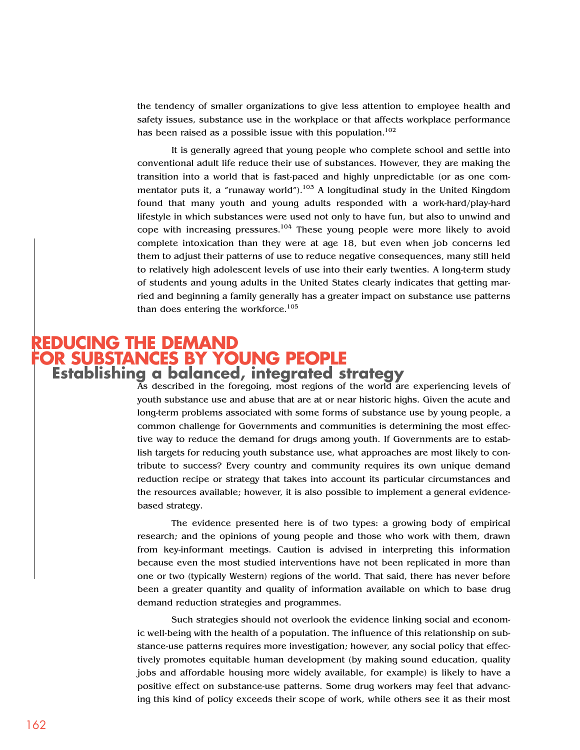the tendency of smaller organizations to give less attention to employee health and safety issues, substance use in the workplace or that affects workplace performance has been raised as a possible issue with this population.[102]

It is generally agreed that young people who complete school and settle into conventional adult life reduce their use of substances. However, they are making the transition into a world that is fast-paced and highly unpredictable (or as one commentator puts it, a "runaway world").[103] A longitudinal study in the United Kingdom found that many youth and young adults responded with a work-hard/play-hard lifestyle in which substances were used not only to have fun, but also to unwind and cope with increasing pressures.[104] These young people were more likely to avoid complete intoxication than they were at age 18, but even when job concerns led them to adjust their patterns of use to reduce negative consequences, many still held to relatively high adolescent levels of use into their early twenties. A long-term study of students and young adults in the United States clearly indicates that getting married and beginning a family generally has a greater impact on substance use patterns than does entering the workforce.[105]

# REDUCING THE DEMAND FOR SUBSTANCES BY YOUNG PEOPLE

## Establishing a balanced, integrated strategy

As described in the foregoing, most regions of the world are experiencing levels of youth substance use and abuse that are at or near historic highs. Given the acute and long-term problems associated with some forms of substance use by young people, a common challenge for Governments and communities is determining the most effective way to reduce the demand for drugs among youth. If Governments are to establish targets for reducing youth substance use, what approaches are most likely to contribute to success? Every country and community requires its own unique demand reduction recipe or strategy that takes into account its particular circumstances and the resources available; however, it is also possible to implement a general evidence-based strategy.

The evidence presented here is of two types: a growing body of empirical research; and the opinions of young people and those who work with them, drawn from key-informant meetings. Caution is advised in interpreting this information because even the most studied interventions have not been replicated in more than one or two (typically Western) regions of the world. That said, there has never before been a greater quantity and quality of information available on which to base drug demand reduction strategies and programmes.

Such strategies should not overlook the evidence linking social and economic well-being with the health of a population. The influence of this relationship on substance-use patterns requires more investigation; however, any social policy that effectively promotes equitable human development (by making sound education, quality jobs and affordable housing more widely available, for example) is likely to have a positive effect on substance-use patterns. Some drug workers may feel that advancing this kind of policy exceeds their scope of work, while others see it as their most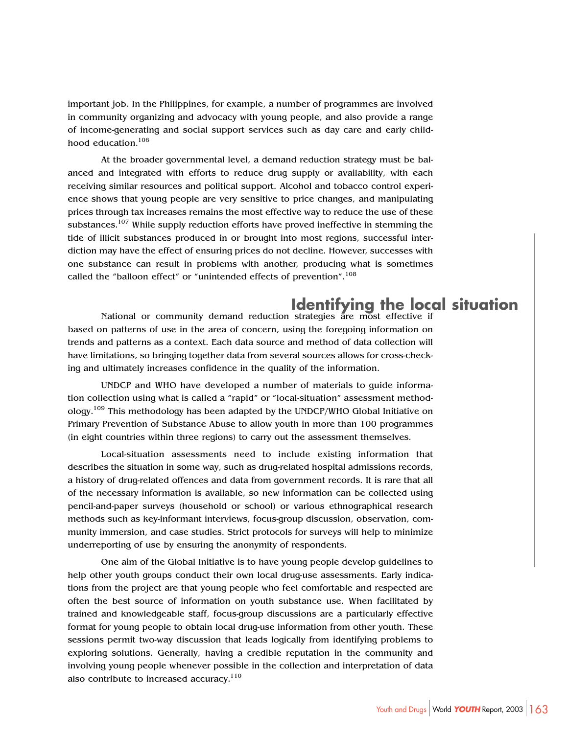important job. In the Philippines, for example, a number of programmes are involved in community organizing and advocacy with young people, and also provide a range of income-generating and social support services such as day care and early childhood education.[106]

At the broader governmental level, a demand reduction strategy must be balanced and integrated with efforts to reduce drug supply or availability, with each receiving similar resources and political support. Alcohol and tobacco control experience shows that young people are very sensitive to price changes, and manipulating prices through tax increases remains the most effective way to reduce the use of these substances.[107] While supply reduction efforts have proved ineffective in stemming the tide of illicit substances produced in or brought into most regions, successful interdiction may have the effect of ensuring prices do not decline. However, successes with one substance can result in problems with another, producing what is sometimes called the "balloon effect" or "unintended effects of prevention".[108]

## Identifying the local situation

National or community demand reduction strategies are most effective if based on patterns of use in the area of concern, using the foregoing information on trends and patterns as a context. Each data source and method of data collection will have limitations, so bringing together data from several sources allows for cross-checking and ultimately increases confidence in the quality of the information.

UNDCP and WHO have developed a number of materials to guide information collection using what is called a "rapid" or "local-situation" assessment methodology.[109] This methodology has been adapted by the UNDCP/WHO Global Initiative on Primary Prevention of Substance Abuse to allow youth in more than 100 programmes (in eight countries within three regions) to carry out the assessment themselves.

Local-situation assessments need to include existing information that describes the situation in some way, such as drug-related hospital admissions records, a history of drug-related offences and data from government records. It is rare that all of the necessary information is available, so new information can be collected using pencil-and-paper surveys (household or school) or various ethnographical research methods such as key-informant interviews, focus-group discussion, observation, community immersion, and case studies. Strict protocols for surveys will help to minimize underreporting of use by ensuring the anonymity of respondents.

One aim of the Global Initiative is to have young people develop guidelines to help other youth groups conduct their own local drug-use assessments. Early indications from the project are that young people who feel comfortable and respected are often the best source of information on youth substance use. When facilitated by trained and knowledgeable staff, focus-group discussions are a particularly effective format for young people to obtain local drug-use information from other youth. These sessions permit two-way discussion that leads logically from identifying problems to exploring solutions. Generally, having a credible reputation in the community and involving young people whenever possible in the collection and interpretation of data also contribute to increased accuracy.[110]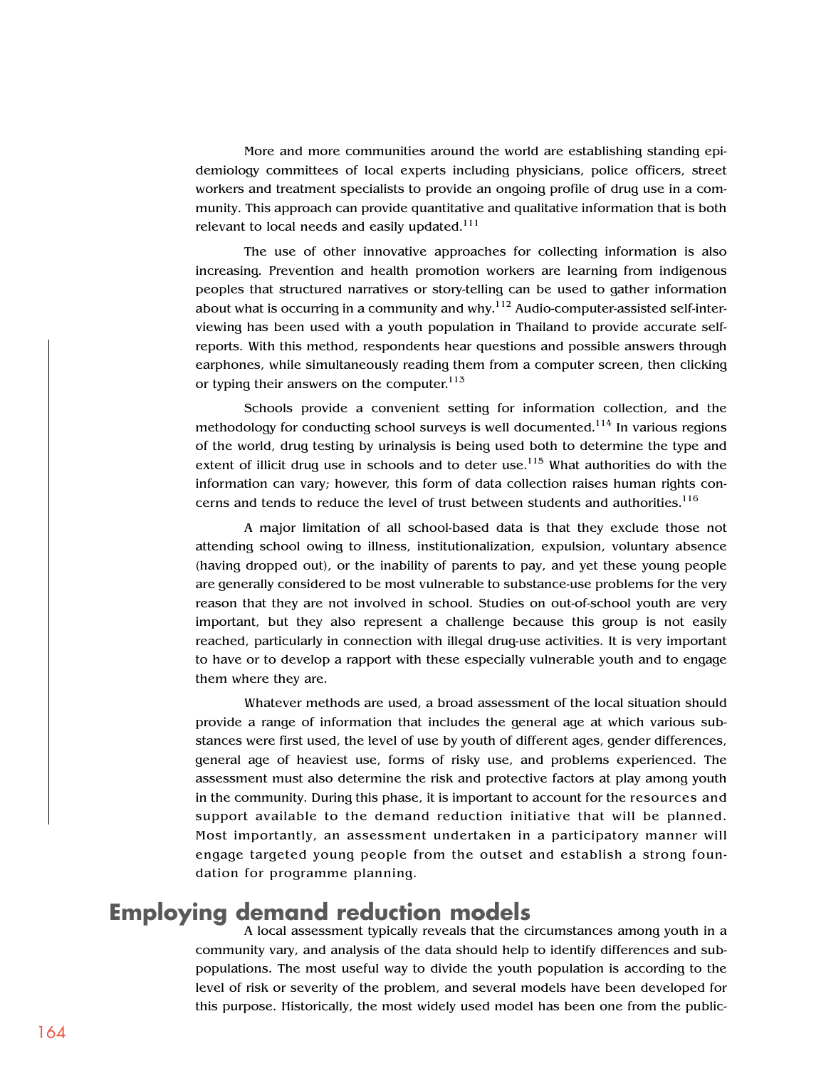More and more communities around the world are establishing standing epidemiology committees of local experts including physicians, police officers, street workers and treatment specialists to provide an ongoing profile of drug use in a community. This approach can provide quantitative and qualitative information that is both relevant to local needs and easily updated.[111]

The use of other innovative approaches for collecting information is also increasing. Prevention and health promotion workers are learning from indigenous peoples that structured narratives or story-telling can be used to gather information about what is occurring in a community and why.[112] Audio-computer-assisted self-interviewing has been used with a youth population in Thailand to provide accurate self-reports. With this method, respondents hear questions and possible answers through earphones, while simultaneously reading them from a computer screen, then clicking or typing their answers on the computer.[113]

Schools provide a convenient setting for information collection, and the methodology for conducting school surveys is well documented.[114] In various regions of the world, drug testing by urinalysis is being used both to determine the type and extent of illicit drug use in schools and to deter use.[115] What authorities do with the information can vary; however, this form of data collection raises human rights concerns and tends to reduce the level of trust between students and authorities.[116]

A major limitation of all school-based data is that they exclude those not attending school owing to illness, institutionalization, expulsion, voluntary absence (having dropped out), or the inability of parents to pay, and yet these young people are generally considered to be most vulnerable to substance-use problems for the very reason that they are not involved in school. Studies on out-of-school youth are very important, but they also represent a challenge because this group is not easily reached, particularly in connection with illegal drug-use activities. It is very important to have or to develop a rapport with these especially vulnerable youth and to engage them where they are.

Whatever methods are used, a broad assessment of the local situation should provide a range of information that includes the general age at which various substances were first used, the level of use by youth of different ages, gender differences, general age of heaviest use, forms of risky use, and problems experienced. The assessment must also determine the risk and protective factors at play among youth in the community. During this phase, it is important to account for the resources and support available to the demand reduction initiative that will be planned. Most importantly, an assessment undertaken in a participatory manner will engage targeted young people from the outset and establish a strong foundation for programme planning.

## Employing demand reduction models

A local assessment typically reveals that the circumstances among youth in a community vary, and analysis of the data should help to identify differences and subpopulations. The most useful way to divide the youth population is according to the level of risk or severity of the problem, and several models have been developed for this purpose. Historically, the most widely used model has been one from the public-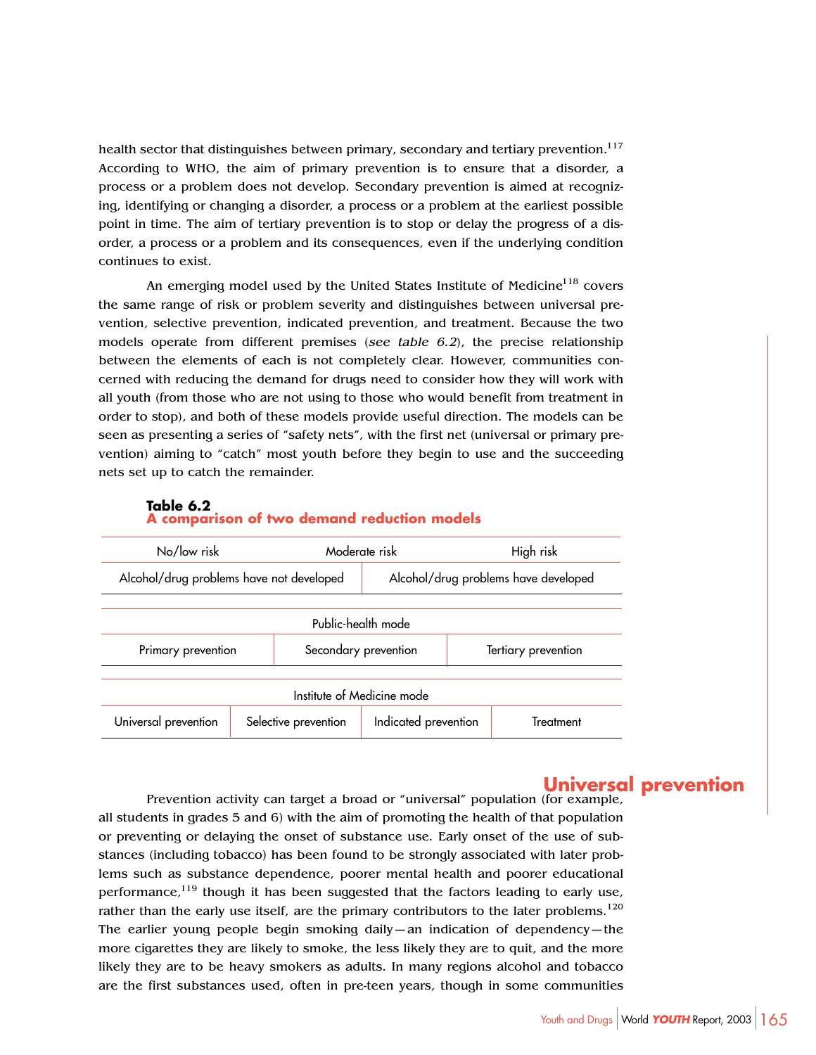health sector that distinguishes between primary, secondary and tertiary prevention.[117] According to WHO, the aim of primary prevention is to ensure that a disorder, a process or a problem does not develop. Secondary prevention is aimed at recognizing, identifying or changing a disorder, a process or a problem at the earliest possible point in time. The aim of tertiary prevention is to stop or delay the progress of a disorder, a process or a problem and its consequences, even if the underlying condition continues to exist.

An emerging model used by the United States Institute of Medicine[118] covers the same range of risk or problem severity and distinguishes between universal prevention, selective prevention, indicated prevention, and treatment. Because the two models operate from different premises (*see table 6.2*), the precise relationship between the elements of each is not completely clear. However, communities concerned with reducing the demand for drugs need to consider how they will work with all youth (from those who are not using to those who would benefit from treatment in order to stop), and both of these models provide useful direction. The models can be seen as presenting a series of "safety nets", with the first net (universal or primary prevention) aiming to "catch" most youth before they begin to use and the succeeding nets set up to catch the remainder.

**Table 6.2**
**A comparison of two demand reduction models**

| No/low risk | Moderate risk | High risk |
|---|---|---|
| Alcohol/drug problems have not developed | Alcohol/drug problems have developed | |

| Public-health mode | | |
|---|---|---|
| Primary prevention | Secondary prevention | Tertiary prevention |

| Institute of Medicine mode | | | |
|---|---|---|---|
| Universal prevention | Selective prevention | Indicated prevention | Treatment |

## Universal prevention

Prevention activity can target a broad or "universal" population (for example, all students in grades 5 and 6) with the aim of promoting the health of that population or preventing or delaying the onset of substance use. Early onset of the use of substances (including tobacco) has been found to be strongly associated with later problems such as substance dependence, poorer mental health and poorer educational performance,[119] though it has been suggested that the factors leading to early use, rather than the early use itself, are the primary contributors to the later problems.[120] The earlier young people begin smoking daily—an indication of dependency—the more cigarettes they are likely to smoke, the less likely they are to quit, and the more likely they are to be heavy smokers as adults. In many regions alcohol and tobacco are the first substances used, often in pre-teen years, though in some communities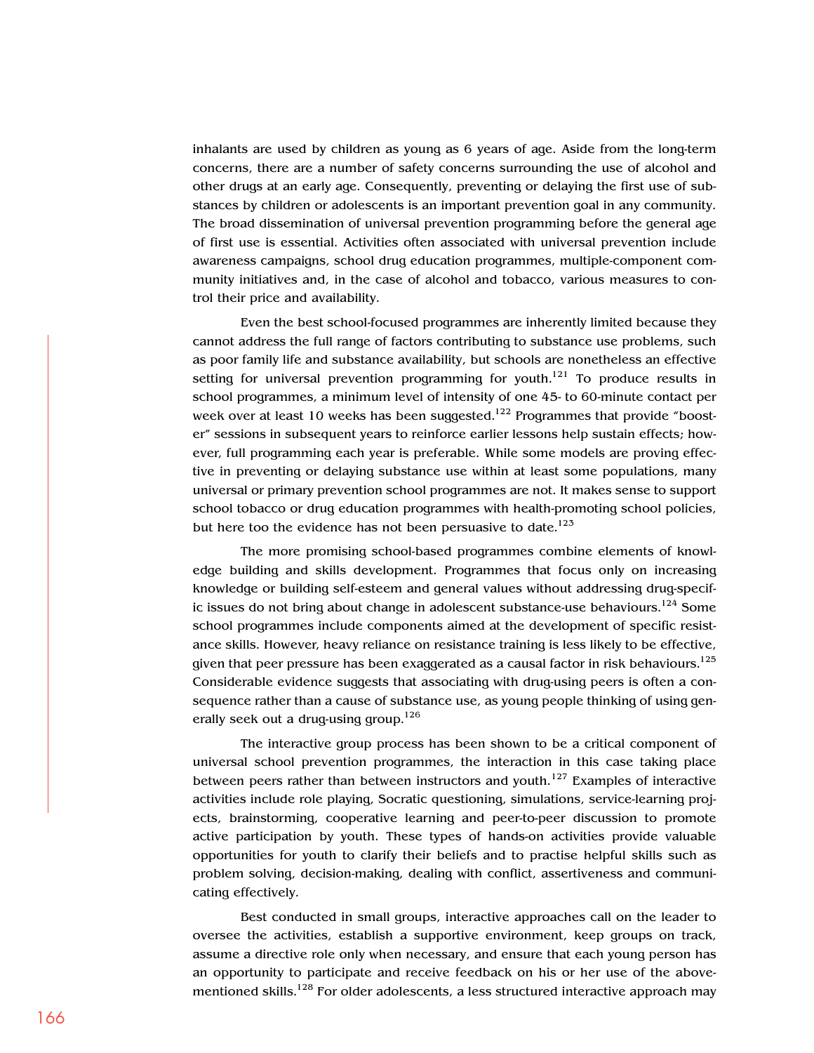inhalants are used by children as young as 6 years of age. Aside from the long-term concerns, there are a number of safety concerns surrounding the use of alcohol and other drugs at an early age. Consequently, preventing or delaying the first use of substances by children or adolescents is an important prevention goal in any community. The broad dissemination of universal prevention programming before the general age of first use is essential. Activities often associated with universal prevention include awareness campaigns, school drug education programmes, multiple-component community initiatives and, in the case of alcohol and tobacco, various measures to control their price and availability.

Even the best school-focused programmes are inherently limited because they cannot address the full range of factors contributing to substance use problems, such as poor family life and substance availability, but schools are nonetheless an effective setting for universal prevention programming for youth.[121] To produce results in school programmes, a minimum level of intensity of one 45- to 60-minute contact per week over at least 10 weeks has been suggested.[122] Programmes that provide "booster" sessions in subsequent years to reinforce earlier lessons help sustain effects; however, full programming each year is preferable. While some models are proving effective in preventing or delaying substance use within at least some populations, many universal or primary prevention school programmes are not. It makes sense to support school tobacco or drug education programmes with health-promoting school policies, but here too the evidence has not been persuasive to date.[123]

The more promising school-based programmes combine elements of knowledge building and skills development. Programmes that focus only on increasing knowledge or building self-esteem and general values without addressing drug-specific issues do not bring about change in adolescent substance-use behaviours.[124] Some school programmes include components aimed at the development of specific resistance skills. However, heavy reliance on resistance training is less likely to be effective, given that peer pressure has been exaggerated as a causal factor in risk behaviours.[125] Considerable evidence suggests that associating with drug-using peers is often a consequence rather than a cause of substance use, as young people thinking of using generally seek out a drug-using group.[126]

The interactive group process has been shown to be a critical component of universal school prevention programmes, the interaction in this case taking place between peers rather than between instructors and youth.[127] Examples of interactive activities include role playing, Socratic questioning, simulations, service-learning projects, brainstorming, cooperative learning and peer-to-peer discussion to promote active participation by youth. These types of hands-on activities provide valuable opportunities for youth to clarify their beliefs and to practise helpful skills such as problem solving, decision-making, dealing with conflict, assertiveness and communicating effectively.

Best conducted in small groups, interactive approaches call on the leader to oversee the activities, establish a supportive environment, keep groups on track, assume a directive role only when necessary, and ensure that each young person has an opportunity to participate and receive feedback on his or her use of the above-mentioned skills.[128] For older adolescents, a less structured interactive approach may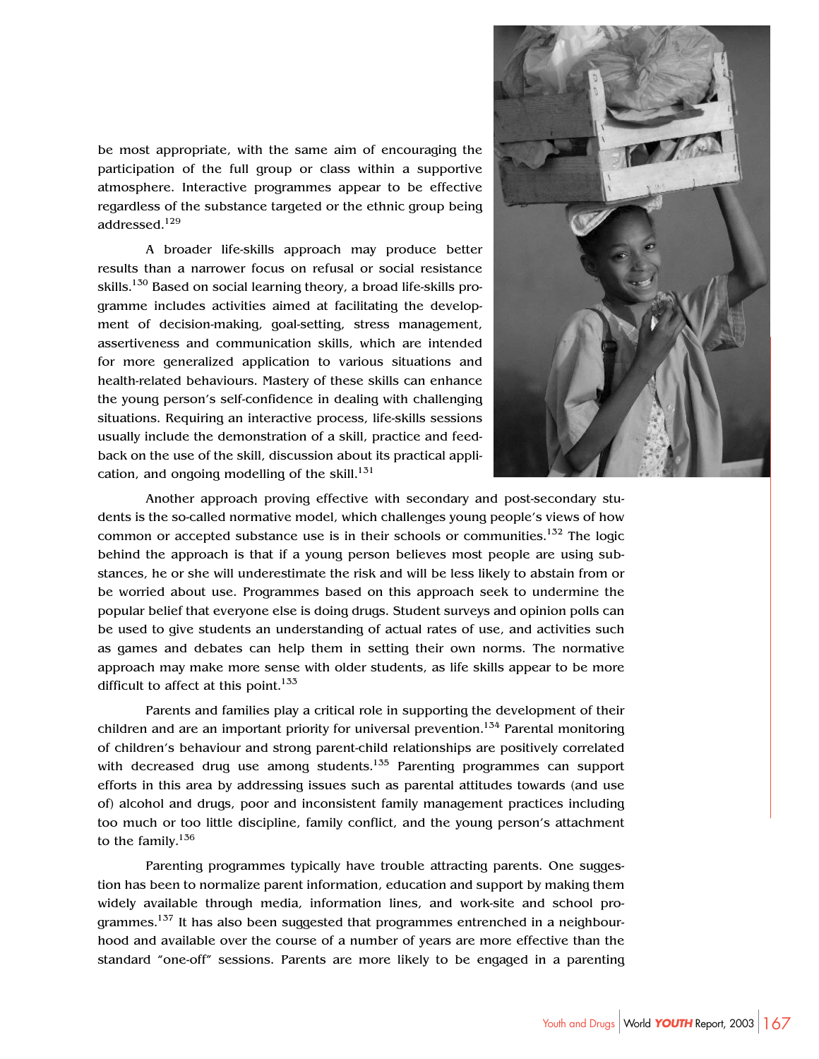be most appropriate, with the same aim of encouraging the participation of the full group or class within a supportive atmosphere. Interactive programmes appear to be effective regardless of the substance targeted or the ethnic group being addressed.[129]

A broader life-skills approach may produce better results than a narrower focus on refusal or social resistance skills.[130] Based on social learning theory, a broad life-skills programme includes activities aimed at facilitating the development of decision-making, goal-setting, stress management, assertiveness and communication skills, which are intended for more generalized application to various situations and health-related behaviours. Mastery of these skills can enhance the young person's self-confidence in dealing with challenging situations. Requiring an interactive process, life-skills sessions usually include the demonstration of a skill, practice and feedback on the use of the skill, discussion about its practical application, and ongoing modelling of the skill.[131]

Another approach proving effective with secondary and post-secondary students is the so-called normative model, which challenges young people's views of how common or accepted substance use is in their schools or communities.[132] The logic behind the approach is that if a young person believes most people are using substances, he or she will underestimate the risk and will be less likely to abstain from or be worried about use. Programmes based on this approach seek to undermine the popular belief that everyone else is doing drugs. Student surveys and opinion polls can be used to give students an understanding of actual rates of use, and activities such as games and debates can help them in setting their own norms. The normative approach may make more sense with older students, as life skills appear to be more difficult to affect at this point.[133]

Parents and families play a critical role in supporting the development of their children and are an important priority for universal prevention.[134] Parental monitoring of children's behaviour and strong parent-child relationships are positively correlated with decreased drug use among students.[135] Parenting programmes can support efforts in this area by addressing issues such as parental attitudes towards (and use of) alcohol and drugs, poor and inconsistent family management practices including too much or too little discipline, family conflict, and the young person's attachment to the family.[136]

Parenting programmes typically have trouble attracting parents. One suggestion has been to normalize parent information, education and support by making them widely available through media, information lines, and work-site and school programmes.[137] It has also been suggested that programmes entrenched in a neighbourhood and available over the course of a number of years are more effective than the standard "one-off" sessions. Parents are more likely to be engaged in a parenting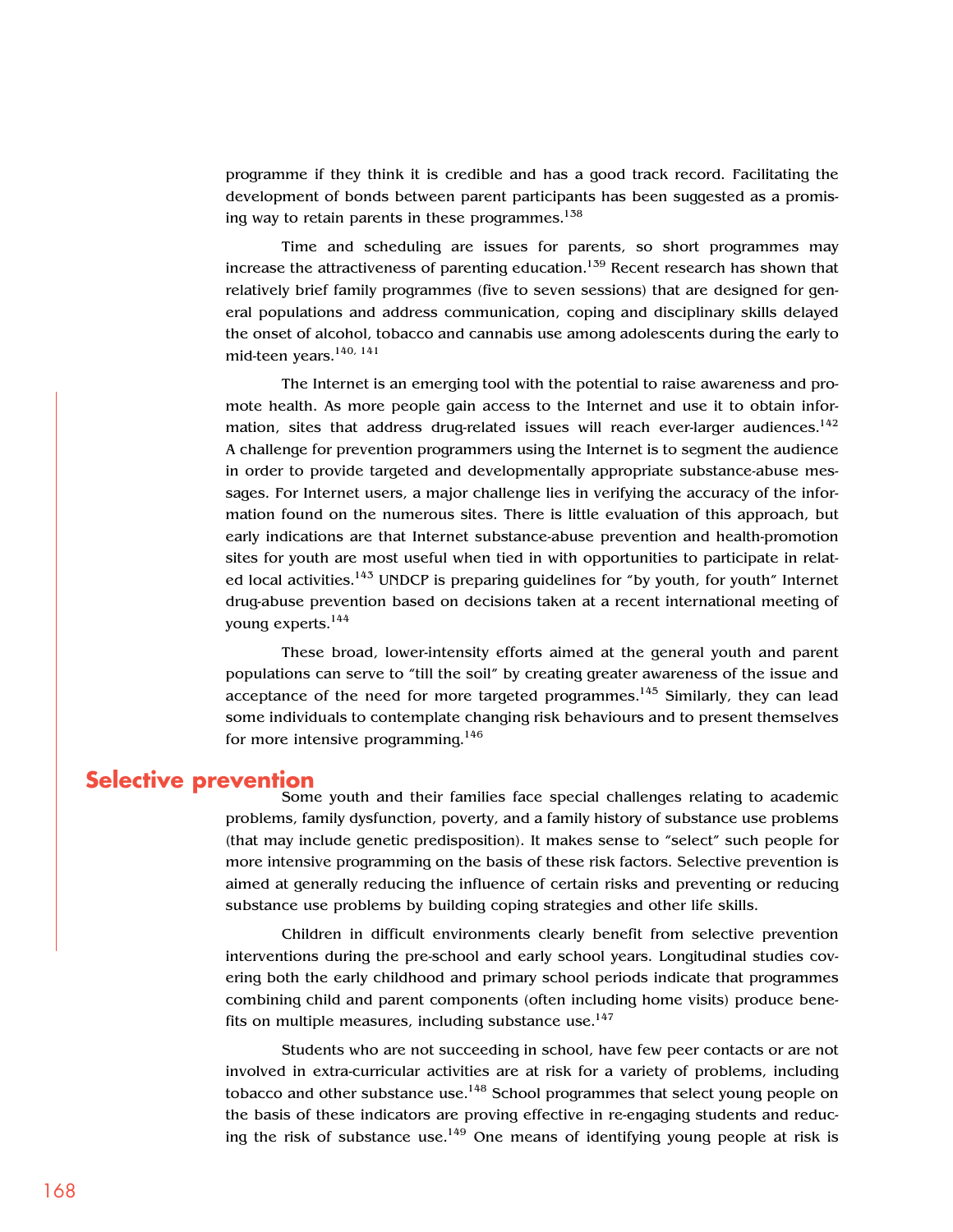programme if they think it is credible and has a good track record. Facilitating the development of bonds between parent participants has been suggested as a promising way to retain parents in these programmes.[138]

Time and scheduling are issues for parents, so short programmes may increase the attractiveness of parenting education.[139] Recent research has shown that relatively brief family programmes (five to seven sessions) that are designed for general populations and address communication, coping and disciplinary skills delayed the onset of alcohol, tobacco and cannabis use among adolescents during the early to mid-teen years.[140, 141]

The Internet is an emerging tool with the potential to raise awareness and promote health. As more people gain access to the Internet and use it to obtain information, sites that address drug-related issues will reach ever-larger audiences.[142] A challenge for prevention programmers using the Internet is to segment the audience in order to provide targeted and developmentally appropriate substance-abuse messages. For Internet users, a major challenge lies in verifying the accuracy of the information found on the numerous sites. There is little evaluation of this approach, but early indications are that Internet substance-abuse prevention and health-promotion sites for youth are most useful when tied in with opportunities to participate in related local activities.[143] UNDCP is preparing guidelines for "by youth, for youth" Internet drug-abuse prevention based on decisions taken at a recent international meeting of young experts.[144]

These broad, lower-intensity efforts aimed at the general youth and parent populations can serve to "till the soil" by creating greater awareness of the issue and acceptance of the need for more targeted programmes.[145] Similarly, they can lead some individuals to contemplate changing risk behaviours and to present themselves for more intensive programming.[146]

## Selective prevention

Some youth and their families face special challenges relating to academic problems, family dysfunction, poverty, and a family history of substance use problems (that may include genetic predisposition). It makes sense to "select" such people for more intensive programming on the basis of these risk factors. Selective prevention is aimed at generally reducing the influence of certain risks and preventing or reducing substance use problems by building coping strategies and other life skills.

Children in difficult environments clearly benefit from selective prevention interventions during the pre-school and early school years. Longitudinal studies covering both the early childhood and primary school periods indicate that programmes combining child and parent components (often including home visits) produce benefits on multiple measures, including substance use.[147]

Students who are not succeeding in school, have few peer contacts or are not involved in extra-curricular activities are at risk for a variety of problems, including tobacco and other substance use.[148] School programmes that select young people on the basis of these indicators are proving effective in re-engaging students and reducing the risk of substance use.[149] One means of identifying young people at risk is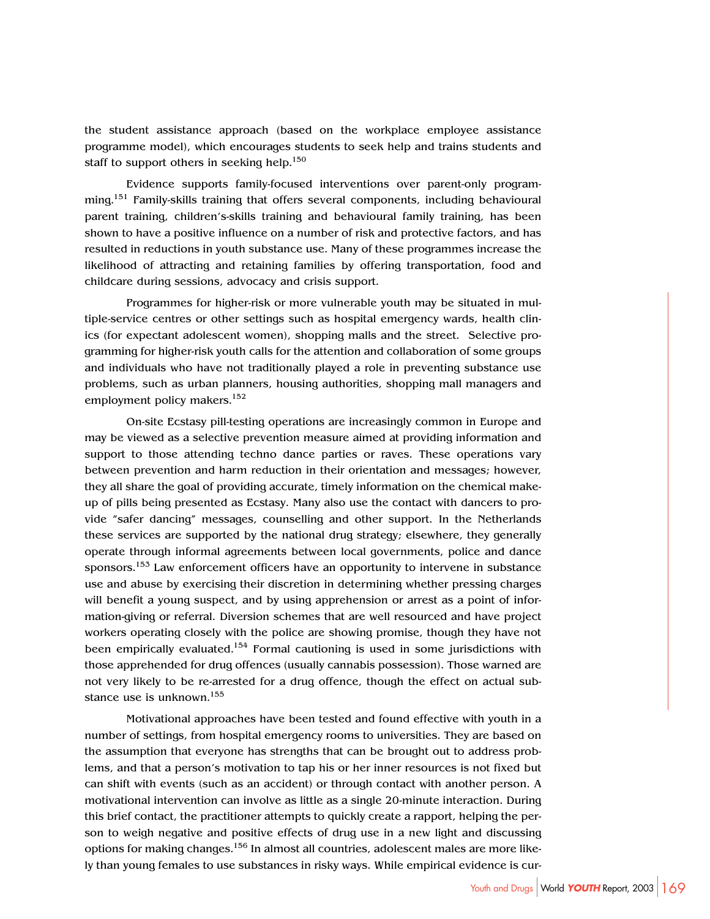the student assistance approach (based on the workplace employee assistance programme model), which encourages students to seek help and trains students and staff to support others in seeking help.[150]

Evidence supports family-focused interventions over parent-only programming.[151] Family-skills training that offers several components, including behavioural parent training, children's-skills training and behavioural family training, has been shown to have a positive influence on a number of risk and protective factors, and has resulted in reductions in youth substance use. Many of these programmes increase the likelihood of attracting and retaining families by offering transportation, food and childcare during sessions, advocacy and crisis support.

Programmes for higher-risk or more vulnerable youth may be situated in multiple-service centres or other settings such as hospital emergency wards, health clinics (for expectant adolescent women), shopping malls and the street. Selective programming for higher-risk youth calls for the attention and collaboration of some groups and individuals who have not traditionally played a role in preventing substance use problems, such as urban planners, housing authorities, shopping mall managers and employment policy makers.[152]

On-site Ecstasy pill-testing operations are increasingly common in Europe and may be viewed as a selective prevention measure aimed at providing information and support to those attending techno dance parties or raves. These operations vary between prevention and harm reduction in their orientation and messages; however, they all share the goal of providing accurate, timely information on the chemical make-up of pills being presented as Ecstasy. Many also use the contact with dancers to provide "safer dancing" messages, counselling and other support. In the Netherlands these services are supported by the national drug strategy; elsewhere, they generally operate through informal agreements between local governments, police and dance sponsors.[153] Law enforcement officers have an opportunity to intervene in substance use and abuse by exercising their discretion in determining whether pressing charges will benefit a young suspect, and by using apprehension or arrest as a point of information-giving or referral. Diversion schemes that are well resourced and have project workers operating closely with the police are showing promise, though they have not been empirically evaluated.[154] Formal cautioning is used in some jurisdictions with those apprehended for drug offences (usually cannabis possession). Those warned are not very likely to be re-arrested for a drug offence, though the effect on actual substance use is unknown.[155]

Motivational approaches have been tested and found effective with youth in a number of settings, from hospital emergency rooms to universities. They are based on the assumption that everyone has strengths that can be brought out to address problems, and that a person's motivation to tap his or her inner resources is not fixed but can shift with events (such as an accident) or through contact with another person. A motivational intervention can involve as little as a single 20-minute interaction. During this brief contact, the practitioner attempts to quickly create a rapport, helping the person to weigh negative and positive effects of drug use in a new light and discussing options for making changes.[156] In almost all countries, adolescent males are more likely than young females to use substances in risky ways. While empirical evidence is cur-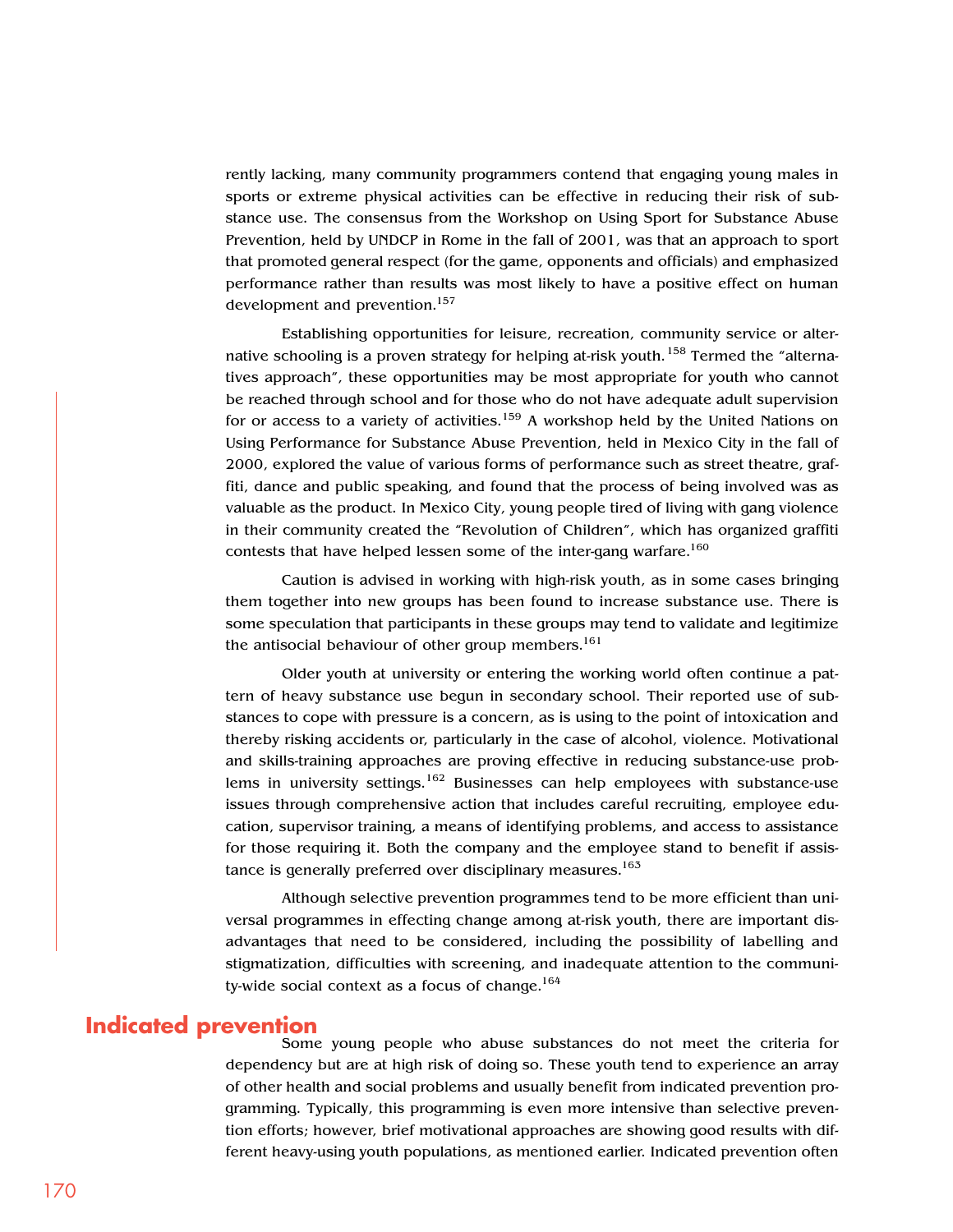rently lacking, many community programmers contend that engaging young males in sports or extreme physical activities can be effective in reducing their risk of substance use. The consensus from the Workshop on Using Sport for Substance Abuse Prevention, held by UNDCP in Rome in the fall of 2001, was that an approach to sport that promoted general respect (for the game, opponents and officials) and emphasized performance rather than results was most likely to have a positive effect on human development and prevention.[157]

Establishing opportunities for leisure, recreation, community service or alternative schooling is a proven strategy for helping at-risk youth.[158] Termed the "alternatives approach", these opportunities may be most appropriate for youth who cannot be reached through school and for those who do not have adequate adult supervision for or access to a variety of activities.[159] A workshop held by the United Nations on Using Performance for Substance Abuse Prevention, held in Mexico City in the fall of 2000, explored the value of various forms of performance such as street theatre, graffiti, dance and public speaking, and found that the process of being involved was as valuable as the product. In Mexico City, young people tired of living with gang violence in their community created the "Revolution of Children", which has organized graffiti contests that have helped lessen some of the inter-gang warfare.[160]

Caution is advised in working with high-risk youth, as in some cases bringing them together into new groups has been found to increase substance use. There is some speculation that participants in these groups may tend to validate and legitimize the antisocial behaviour of other group members.[161]

Older youth at university or entering the working world often continue a pattern of heavy substance use begun in secondary school. Their reported use of substances to cope with pressure is a concern, as is using to the point of intoxication and thereby risking accidents or, particularly in the case of alcohol, violence. Motivational and skills-training approaches are proving effective in reducing substance-use problems in university settings.[162] Businesses can help employees with substance-use issues through comprehensive action that includes careful recruiting, employee education, supervisor training, a means of identifying problems, and access to assistance for those requiring it. Both the company and the employee stand to benefit if assistance is generally preferred over disciplinary measures.[163]

Although selective prevention programmes tend to be more efficient than universal programmes in effecting change among at-risk youth, there are important disadvantages that need to be considered, including the possibility of labelling and stigmatization, difficulties with screening, and inadequate attention to the community-wide social context as a focus of change.[164]

## Indicated prevention

Some young people who abuse substances do not meet the criteria for dependency but are at high risk of doing so. These youth tend to experience an array of other health and social problems and usually benefit from indicated prevention programming. Typically, this programming is even more intensive than selective prevention efforts; however, brief motivational approaches are showing good results with different heavy-using youth populations, as mentioned earlier. Indicated prevention often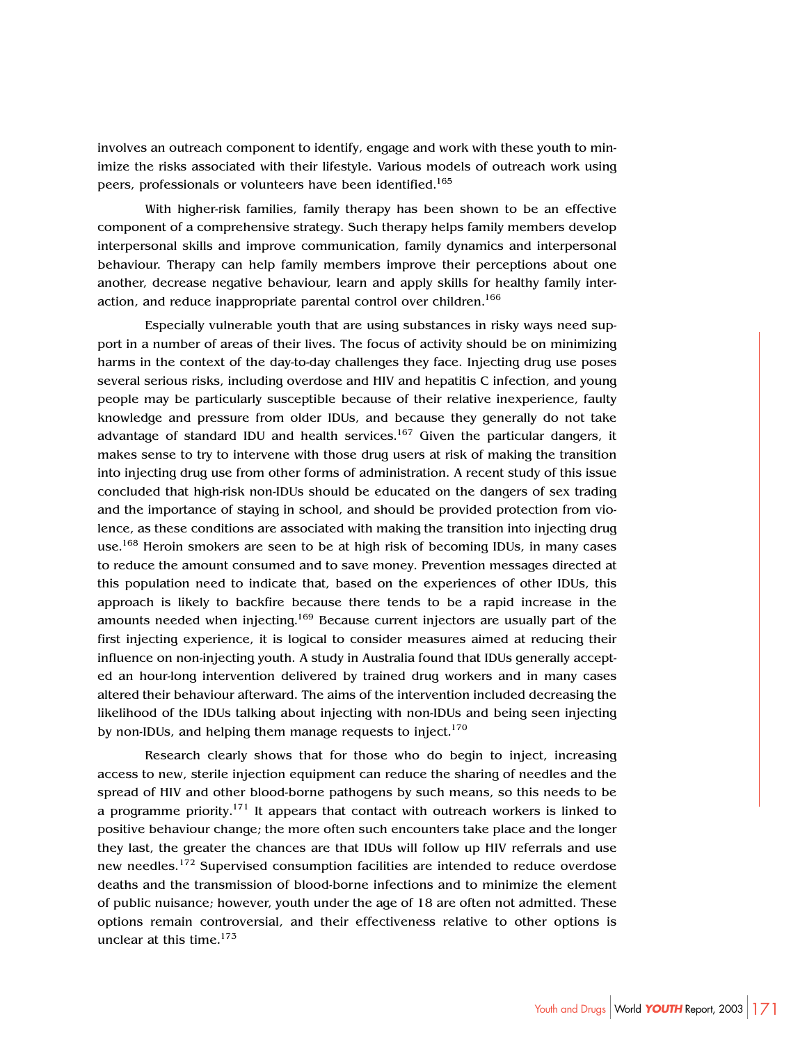involves an outreach component to identify, engage and work with these youth to minimize the risks associated with their lifestyle. Various models of outreach work using peers, professionals or volunteers have been identified.[165]

With higher-risk families, family therapy has been shown to be an effective component of a comprehensive strategy. Such therapy helps family members develop interpersonal skills and improve communication, family dynamics and interpersonal behaviour. Therapy can help family members improve their perceptions about one another, decrease negative behaviour, learn and apply skills for healthy family interaction, and reduce inappropriate parental control over children.[166]

Especially vulnerable youth that are using substances in risky ways need support in a number of areas of their lives. The focus of activity should be on minimizing harms in the context of the day-to-day challenges they face. Injecting drug use poses several serious risks, including overdose and HIV and hepatitis C infection, and young people may be particularly susceptible because of their relative inexperience, faulty knowledge and pressure from older IDUs, and because they generally do not take advantage of standard IDU and health services.[167] Given the particular dangers, it makes sense to try to intervene with those drug users at risk of making the transition into injecting drug use from other forms of administration. A recent study of this issue concluded that high-risk non-IDUs should be educated on the dangers of sex trading and the importance of staying in school, and should be provided protection from violence, as these conditions are associated with making the transition into injecting drug use.[168] Heroin smokers are seen to be at high risk of becoming IDUs, in many cases to reduce the amount consumed and to save money. Prevention messages directed at this population need to indicate that, based on the experiences of other IDUs, this approach is likely to backfire because there tends to be a rapid increase in the amounts needed when injecting.[169] Because current injectors are usually part of the first injecting experience, it is logical to consider measures aimed at reducing their influence on non-injecting youth. A study in Australia found that IDUs generally accepted an hour-long intervention delivered by trained drug workers and in many cases altered their behaviour afterward. The aims of the intervention included decreasing the likelihood of the IDUs talking about injecting with non-IDUs and being seen injecting by non-IDUs, and helping them manage requests to inject.[170]

Research clearly shows that for those who do begin to inject, increasing access to new, sterile injection equipment can reduce the sharing of needles and the spread of HIV and other blood-borne pathogens by such means, so this needs to be a programme priority.[171] It appears that contact with outreach workers is linked to positive behaviour change; the more often such encounters take place and the longer they last, the greater the chances are that IDUs will follow up HIV referrals and use new needles.[172] Supervised consumption facilities are intended to reduce overdose deaths and the transmission of blood-borne infections and to minimize the element of public nuisance; however, youth under the age of 18 are often not admitted. These options remain controversial, and their effectiveness relative to other options is unclear at this time.[173]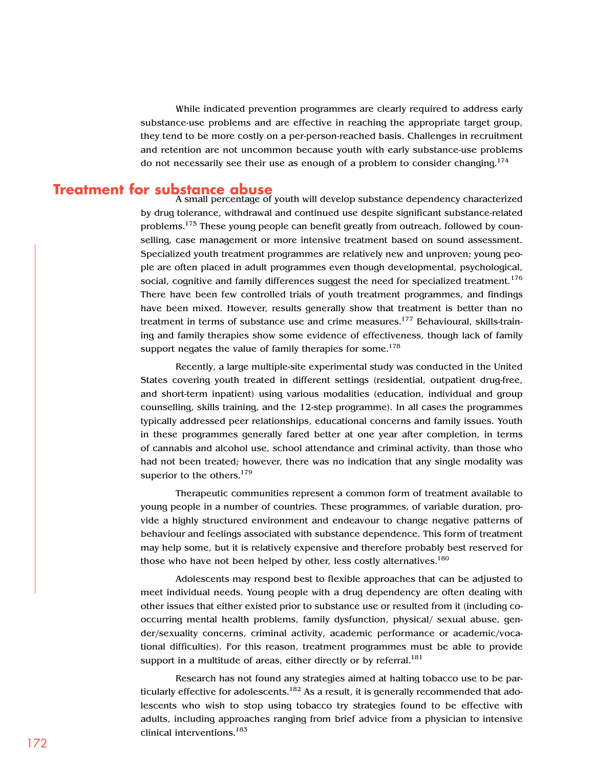While indicated prevention programmes are clearly required to address early substance-use problems and are effective in reaching the appropriate target group, they tend to be more costly on a per-person-reached basis. Challenges in recruitment and retention are not uncommon because youth with early substance-use problems do not necessarily see their use as enough of a problem to consider changing.[174]

## Treatment for substance abuse

A small percentage of youth will develop substance dependency characterized by drug tolerance, withdrawal and continued use despite significant substance-related problems.[175] These young people can benefit greatly from outreach, followed by counselling, case management or more intensive treatment based on sound assessment. Specialized youth treatment programmes are relatively new and unproven; young people are often placed in adult programmes even though developmental, psychological, social, cognitive and family differences suggest the need for specialized treatment.[176] There have been few controlled trials of youth treatment programmes, and findings have been mixed. However, results generally show that treatment is better than no treatment in terms of substance use and crime measures.[177] Behavioural, skills-training and family therapies show some evidence of effectiveness, though lack of family support negates the value of family therapies for some.[178]

Recently, a large multiple-site experimental study was conducted in the United States covering youth treated in different settings (residential, outpatient drug-free, and short-term inpatient) using various modalities (education, individual and group counselling, skills training, and the 12-step programme). In all cases the programmes typically addressed peer relationships, educational concerns and family issues. Youth in these programmes generally fared better at one year after completion, in terms of cannabis and alcohol use, school attendance and criminal activity, than those who had not been treated; however, there was no indication that any single modality was superior to the others.[179]

Therapeutic communities represent a common form of treatment available to young people in a number of countries. These programmes, of variable duration, provide a highly structured environment and endeavour to change negative patterns of behaviour and feelings associated with substance dependence. This form of treatment may help some, but it is relatively expensive and therefore probably best reserved for those who have not been helped by other, less costly alternatives.[180]

Adolescents may respond best to flexible approaches that can be adjusted to meet individual needs. Young people with a drug dependency are often dealing with other issues that either existed prior to substance use or resulted from it (including co-occurring mental health problems, family dysfunction, physical/ sexual abuse, gender/sexuality concerns, criminal activity, academic performance or academic/vocational difficulties). For this reason, treatment programmes must be able to provide support in a multitude of areas, either directly or by referral.[181]

Research has not found any strategies aimed at halting tobacco use to be particularly effective for adolescents.[182] As a result, it is generally recommended that adolescents who wish to stop using tobacco try strategies found to be effective with adults, including approaches ranging from brief advice from a physician to intensive clinical interventions.[183]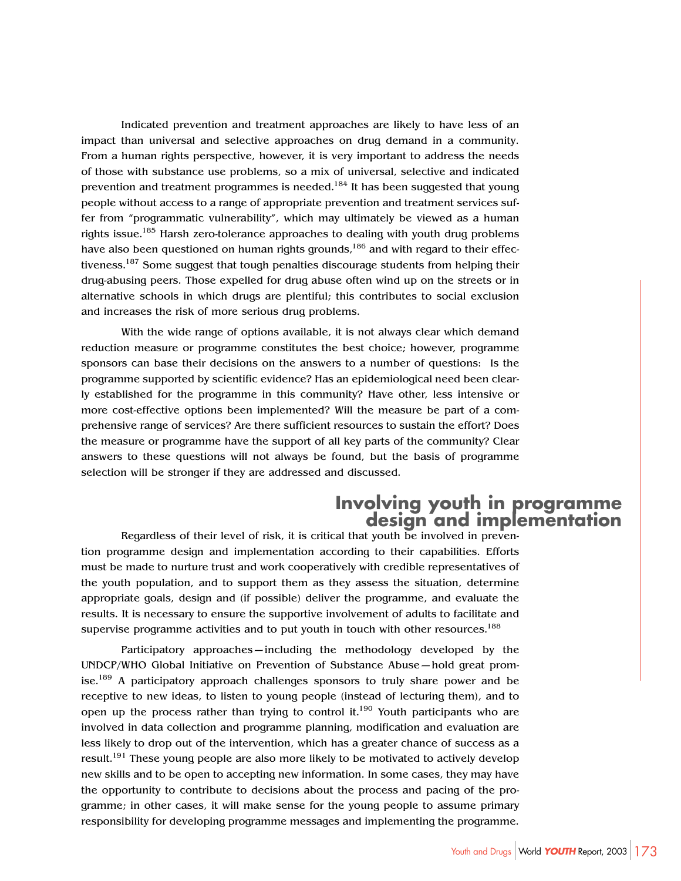Indicated prevention and treatment approaches are likely to have less of an impact than universal and selective approaches on drug demand in a community. From a human rights perspective, however, it is very important to address the needs of those with substance use problems, so a mix of universal, selective and indicated prevention and treatment programmes is needed.[184] It has been suggested that young people without access to a range of appropriate prevention and treatment services suffer from "programmatic vulnerability", which may ultimately be viewed as a human rights issue.[185] Harsh zero-tolerance approaches to dealing with youth drug problems have also been questioned on human rights grounds,[186] and with regard to their effectiveness.[187] Some suggest that tough penalties discourage students from helping their drug-abusing peers. Those expelled for drug abuse often wind up on the streets or in alternative schools in which drugs are plentiful; this contributes to social exclusion and increases the risk of more serious drug problems.

With the wide range of options available, it is not always clear which demand reduction measure or programme constitutes the best choice; however, programme sponsors can base their decisions on the answers to a number of questions: Is the programme supported by scientific evidence? Has an epidemiological need been clearly established for the programme in this community? Have other, less intensive or more cost-effective options been implemented? Will the measure be part of a comprehensive range of services? Are there sufficient resources to sustain the effort? Does the measure or programme have the support of all key parts of the community? Clear answers to these questions will not always be found, but the basis of programme selection will be stronger if they are addressed and discussed.

## Involving youth in programme design and implementation

Regardless of their level of risk, it is critical that youth be involved in prevention programme design and implementation according to their capabilities. Efforts must be made to nurture trust and work cooperatively with credible representatives of the youth population, and to support them as they assess the situation, determine appropriate goals, design and (if possible) deliver the programme, and evaluate the results. It is necessary to ensure the supportive involvement of adults to facilitate and supervise programme activities and to put youth in touch with other resources.[188]

Participatory approaches—including the methodology developed by the UNDCP/WHO Global Initiative on Prevention of Substance Abuse—hold great promise.[189] A participatory approach challenges sponsors to truly share power and be receptive to new ideas, to listen to young people (instead of lecturing them), and to open up the process rather than trying to control it.[190] Youth participants who are involved in data collection and programme planning, modification and evaluation are less likely to drop out of the intervention, which has a greater chance of success as a result.[191] These young people are also more likely to be motivated to actively develop new skills and to be open to accepting new information. In some cases, they may have the opportunity to contribute to decisions about the process and pacing of the programme; in other cases, it will make sense for the young people to assume primary responsibility for developing programme messages and implementing the programme.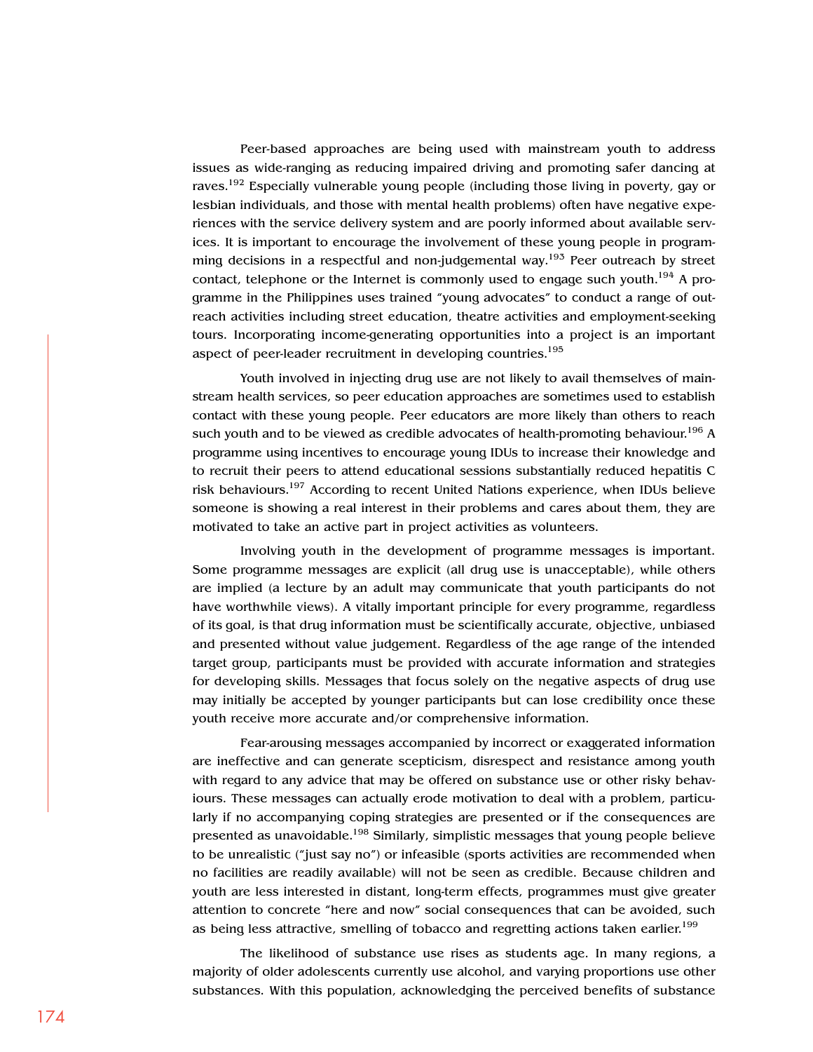Peer-based approaches are being used with mainstream youth to address issues as wide-ranging as reducing impaired driving and promoting safer dancing at raves.[192] Especially vulnerable young people (including those living in poverty, gay or lesbian individuals, and those with mental health problems) often have negative experiences with the service delivery system and are poorly informed about available services. It is important to encourage the involvement of these young people in programming decisions in a respectful and non-judgemental way.[193] Peer outreach by street contact, telephone or the Internet is commonly used to engage such youth.[194] A programme in the Philippines uses trained "young advocates" to conduct a range of outreach activities including street education, theatre activities and employment-seeking tours. Incorporating income-generating opportunities into a project is an important aspect of peer-leader recruitment in developing countries.[195]

Youth involved in injecting drug use are not likely to avail themselves of mainstream health services, so peer education approaches are sometimes used to establish contact with these young people. Peer educators are more likely than others to reach such youth and to be viewed as credible advocates of health-promoting behaviour.[196] A programme using incentives to encourage young IDUs to increase their knowledge and to recruit their peers to attend educational sessions substantially reduced hepatitis C risk behaviours.[197] According to recent United Nations experience, when IDUs believe someone is showing a real interest in their problems and cares about them, they are motivated to take an active part in project activities as volunteers.

Involving youth in the development of programme messages is important. Some programme messages are explicit (all drug use is unacceptable), while others are implied (a lecture by an adult may communicate that youth participants do not have worthwhile views). A vitally important principle for every programme, regardless of its goal, is that drug information must be scientifically accurate, objective, unbiased and presented without value judgement. Regardless of the age range of the intended target group, participants must be provided with accurate information and strategies for developing skills. Messages that focus solely on the negative aspects of drug use may initially be accepted by younger participants but can lose credibility once these youth receive more accurate and/or comprehensive information.

Fear-arousing messages accompanied by incorrect or exaggerated information are ineffective and can generate scepticism, disrespect and resistance among youth with regard to any advice that may be offered on substance use or other risky behaviours. These messages can actually erode motivation to deal with a problem, particularly if no accompanying coping strategies are presented or if the consequences are presented as unavoidable.[198] Similarly, simplistic messages that young people believe to be unrealistic ("just say no") or infeasible (sports activities are recommended when no facilities are readily available) will not be seen as credible. Because children and youth are less interested in distant, long-term effects, programmes must give greater attention to concrete "here and now" social consequences that can be avoided, such as being less attractive, smelling of tobacco and regretting actions taken earlier.[199]

The likelihood of substance use rises as students age. In many regions, a majority of older adolescents currently use alcohol, and varying proportions use other substances. With this population, acknowledging the perceived benefits of substance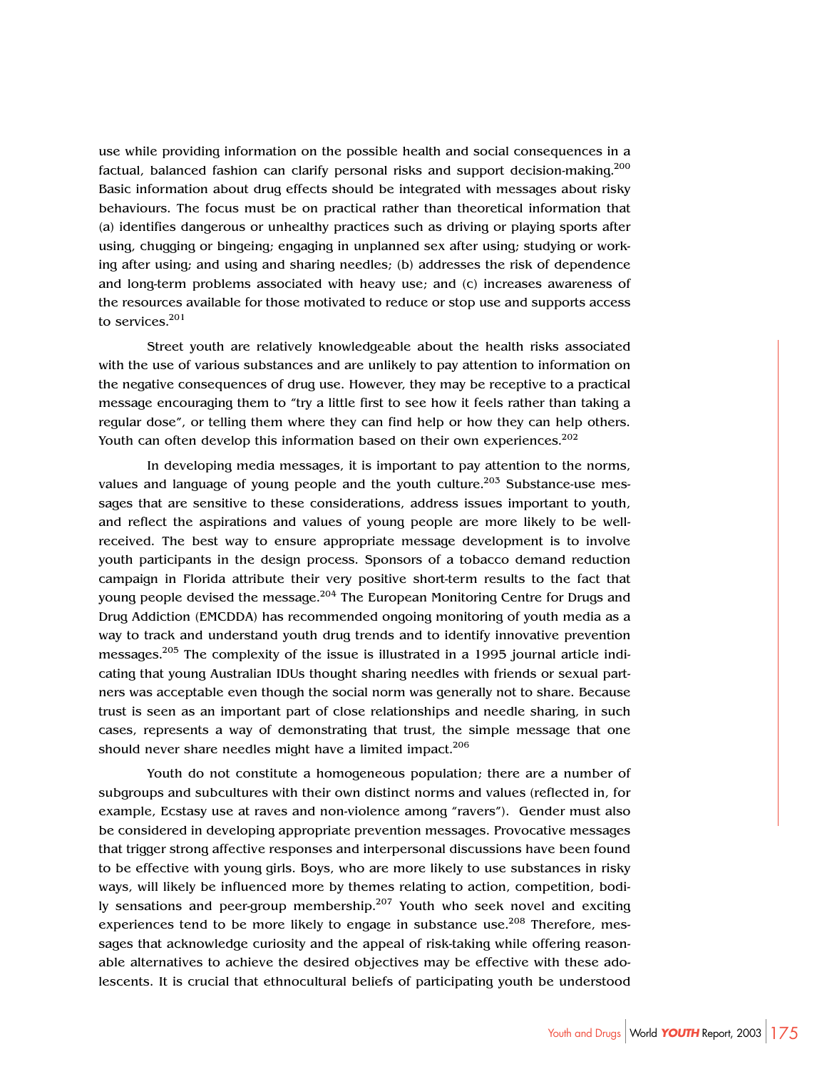use while providing information on the possible health and social consequences in a factual, balanced fashion can clarify personal risks and support decision-making.[200] Basic information about drug effects should be integrated with messages about risky behaviours. The focus must be on practical rather than theoretical information that (a) identifies dangerous or unhealthy practices such as driving or playing sports after using, chugging or bingeing; engaging in unplanned sex after using; studying or working after using; and using and sharing needles; (b) addresses the risk of dependence and long-term problems associated with heavy use; and (c) increases awareness of the resources available for those motivated to reduce or stop use and supports access to services.[201]

Street youth are relatively knowledgeable about the health risks associated with the use of various substances and are unlikely to pay attention to information on the negative consequences of drug use. However, they may be receptive to a practical message encouraging them to "try a little first to see how it feels rather than taking a regular dose", or telling them where they can find help or how they can help others. Youth can often develop this information based on their own experiences.[202]

In developing media messages, it is important to pay attention to the norms, values and language of young people and the youth culture.[203] Substance-use messages that are sensitive to these considerations, address issues important to youth, and reflect the aspirations and values of young people are more likely to be well-received. The best way to ensure appropriate message development is to involve youth participants in the design process. Sponsors of a tobacco demand reduction campaign in Florida attribute their very positive short-term results to the fact that young people devised the message.[204] The European Monitoring Centre for Drugs and Drug Addiction (EMCDDA) has recommended ongoing monitoring of youth media as a way to track and understand youth drug trends and to identify innovative prevention messages.[205] The complexity of the issue is illustrated in a 1995 journal article indicating that young Australian IDUs thought sharing needles with friends or sexual partners was acceptable even though the social norm was generally not to share. Because trust is seen as an important part of close relationships and needle sharing, in such cases, represents a way of demonstrating that trust, the simple message that one should never share needles might have a limited impact.[206]

Youth do not constitute a homogeneous population; there are a number of subgroups and subcultures with their own distinct norms and values (reflected in, for example, Ecstasy use at raves and non-violence among "ravers"). Gender must also be considered in developing appropriate prevention messages. Provocative messages that trigger strong affective responses and interpersonal discussions have been found to be effective with young girls. Boys, who are more likely to use substances in risky ways, will likely be influenced more by themes relating to action, competition, bodily sensations and peer-group membership.[207] Youth who seek novel and exciting experiences tend to be more likely to engage in substance use.[208] Therefore, messages that acknowledge curiosity and the appeal of risk-taking while offering reasonable alternatives to achieve the desired objectives may be effective with these adolescents. It is crucial that ethnocultural beliefs of participating youth be understood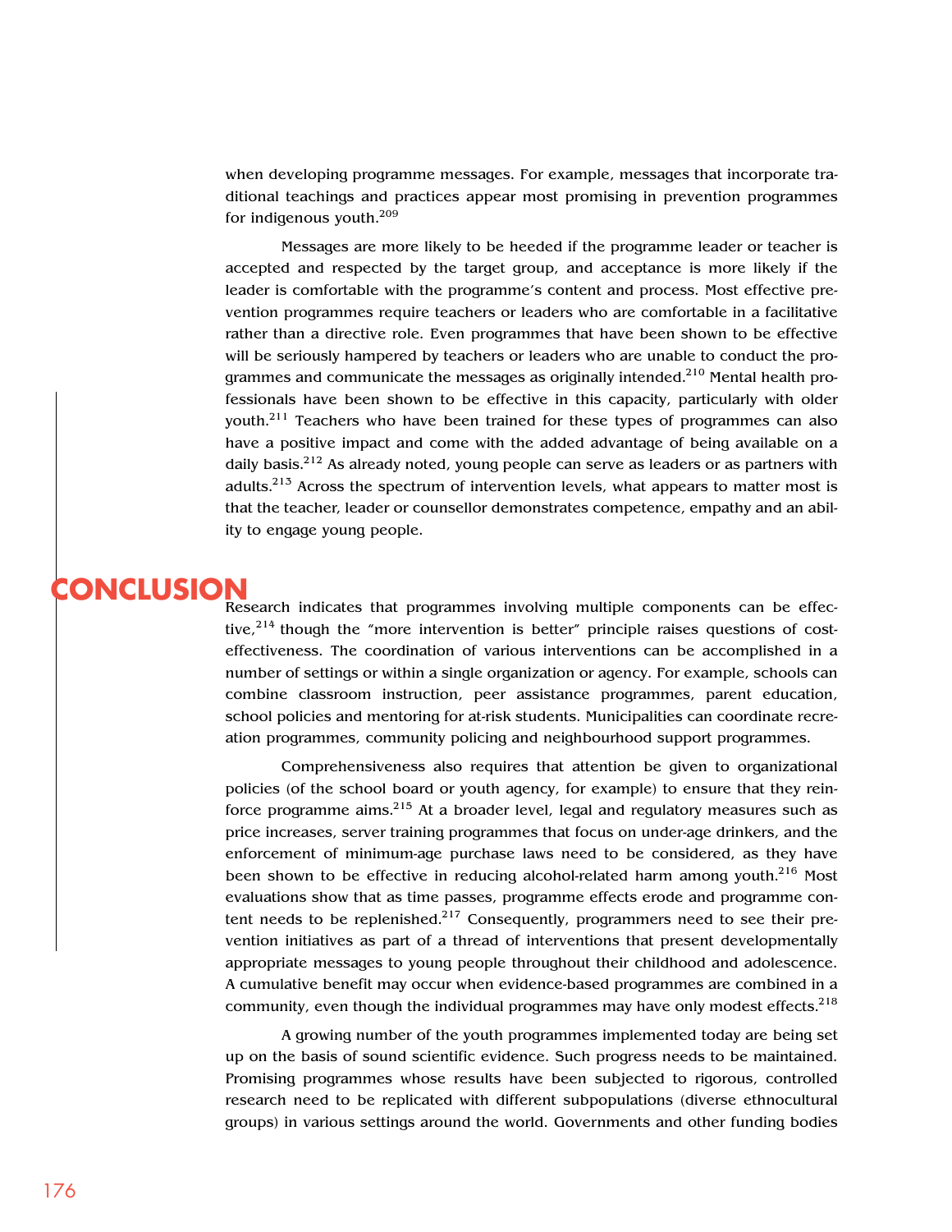when developing programme messages. For example, messages that incorporate traditional teachings and practices appear most promising in prevention programmes for indigenous youth.[209]

Messages are more likely to be heeded if the programme leader or teacher is accepted and respected by the target group, and acceptance is more likely if the leader is comfortable with the programme's content and process. Most effective prevention programmes require teachers or leaders who are comfortable in a facilitative rather than a directive role. Even programmes that have been shown to be effective will be seriously hampered by teachers or leaders who are unable to conduct the programmes and communicate the messages as originally intended.[210] Mental health professionals have been shown to be effective in this capacity, particularly with older youth.[211] Teachers who have been trained for these types of programmes can also have a positive impact and come with the added advantage of being available on a daily basis.[212] As already noted, young people can serve as leaders or as partners with adults.[213] Across the spectrum of intervention levels, what appears to matter most is that the teacher, leader or counsellor demonstrates competence, empathy and an ability to engage young people.

## CONCLUSION

Research indicates that programmes involving multiple components can be effective,[214] though the "more intervention is better" principle raises questions of cost-effectiveness. The coordination of various interventions can be accomplished in a number of settings or within a single organization or agency. For example, schools can combine classroom instruction, peer assistance programmes, parent education, school policies and mentoring for at-risk students. Municipalities can coordinate recreation programmes, community policing and neighbourhood support programmes.

Comprehensiveness also requires that attention be given to organizational policies (of the school board or youth agency, for example) to ensure that they reinforce programme aims.[215] At a broader level, legal and regulatory measures such as price increases, server training programmes that focus on under-age drinkers, and the enforcement of minimum-age purchase laws need to be considered, as they have been shown to be effective in reducing alcohol-related harm among youth.[216] Most evaluations show that as time passes, programme effects erode and programme content needs to be replenished.[217] Consequently, programmers need to see their prevention initiatives as part of a thread of interventions that present developmentally appropriate messages to young people throughout their childhood and adolescence. A cumulative benefit may occur when evidence-based programmes are combined in a community, even though the individual programmes may have only modest effects.[218]

A growing number of the youth programmes implemented today are being set up on the basis of sound scientific evidence. Such progress needs to be maintained. Promising programmes whose results have been subjected to rigorous, controlled research need to be replicated with different subpopulations (diverse ethnocultural groups) in various settings around the world. Governments and other funding bodies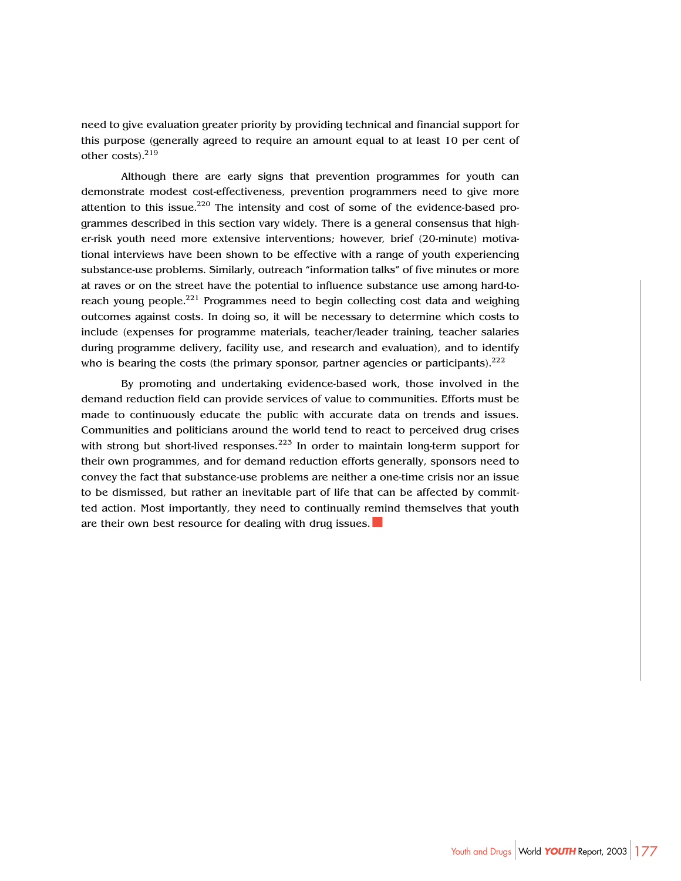need to give evaluation greater priority by providing technical and financial support for this purpose (generally agreed to require an amount equal to at least 10 per cent of other costs).[219]

Although there are early signs that prevention programmes for youth can demonstrate modest cost-effectiveness, prevention programmers need to give more attention to this issue.[220] The intensity and cost of some of the evidence-based programmes described in this section vary widely. There is a general consensus that higher-risk youth need more extensive interventions; however, brief (20-minute) motivational interviews have been shown to be effective with a range of youth experiencing substance-use problems. Similarly, outreach "information talks" of five minutes or more at raves or on the street have the potential to influence substance use among hard-to-reach young people.[221] Programmes need to begin collecting cost data and weighing outcomes against costs. In doing so, it will be necessary to determine which costs to include (expenses for programme materials, teacher/leader training, teacher salaries during programme delivery, facility use, and research and evaluation), and to identify who is bearing the costs (the primary sponsor, partner agencies or participants).[222]

By promoting and undertaking evidence-based work, those involved in the demand reduction field can provide services of value to communities. Efforts must be made to continuously educate the public with accurate data on trends and issues. Communities and politicians around the world tend to react to perceived drug crises with strong but short-lived responses.[223] In order to maintain long-term support for their own programmes, and for demand reduction efforts generally, sponsors need to convey the fact that substance-use problems are neither a one-time crisis nor an issue to be dismissed, but rather an inevitable part of life that can be affected by committed action. Most importantly, they need to continually remind themselves that youth are their own best resource for dealing with drug issues.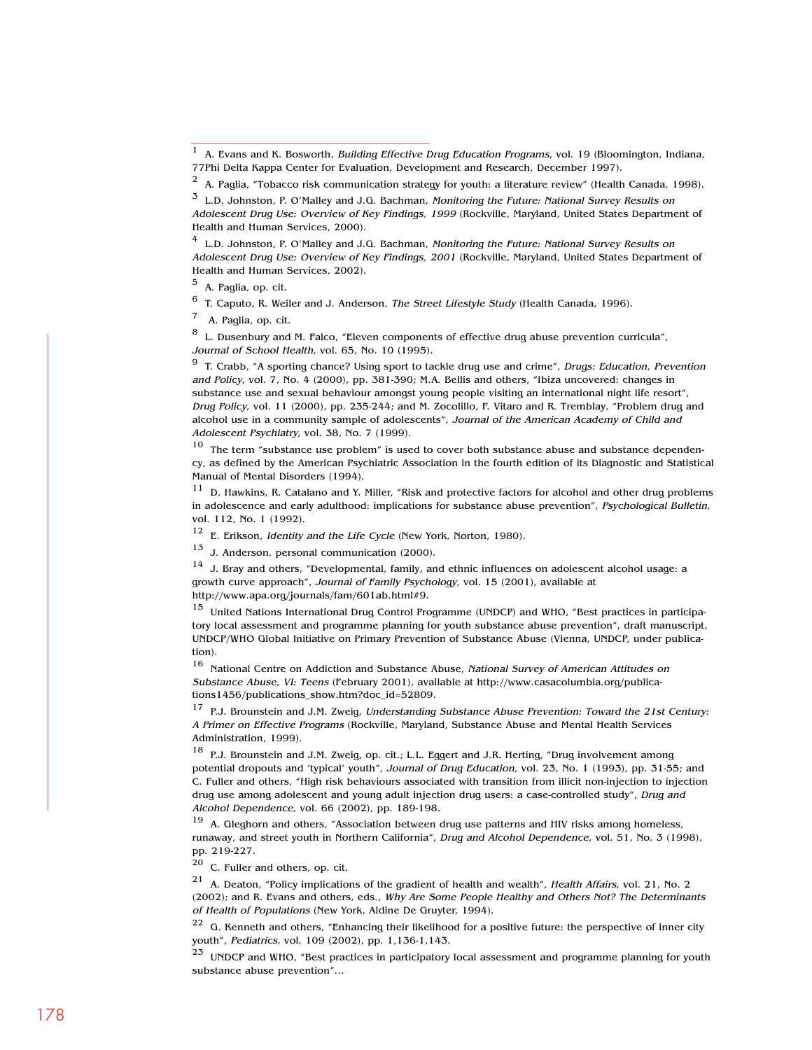[1] A. Evans and K. Bosworth, *Building Effective Drug Education Programs*, vol. 19 (Bloomington, Indiana, 77Phi Delta Kappa Center for Evaluation, Development and Research, December 1997).

[2] A. Paglia, "Tobacco risk communication strategy for youth: a literature review" (Health Canada, 1998).

[3] L.D. Johnston, P. O'Malley and J.G. Bachman, *Monitoring the Future: National Survey Results on Adolescent Drug Use: Overview of Key Findings, 1999* (Rockville, Maryland, United States Department of Health and Human Services, 2000).

[4] L.D. Johnston, P. O'Malley and J.G. Bachman, *Monitoring the Future: National Survey Results on Adolescent Drug Use: Overview of Key Findings, 2001* (Rockville, Maryland, United States Department of Health and Human Services, 2002).

[5] A. Paglia, op. cit.

[6] T. Caputo, R. Weiler and J. Anderson, *The Street Lifestyle Study* (Health Canada, 1996).

[7] A. Paglia, op. cit.

[8] L. Dusenbury and M. Falco, "Eleven components of effective drug abuse prevention curricula", *Journal of School Health*, vol. 65, No. 10 (1995).

[9] T. Crabb, "A sporting chance? Using sport to tackle drug use and crime", *Drugs: Education, Prevention and Policy*, vol. 7, No. 4 (2000), pp. 381-390; M.A. Bellis and others, "Ibiza uncovered: changes in substance use and sexual behaviour amongst young people visiting an international night life resort", *Drug Policy*, vol. 11 (2000), pp. 235-244; and M. Zocolillo, F. Vitaro and R. Tremblay, "Problem drug and alcohol use in a community sample of adolescents", *Journal of the American Academy of Child and Adolescent Psychiatry*, vol. 38, No. 7 (1999).

[10] The term "substance use problem" is used to cover both substance abuse and substance dependency, as defined by the American Psychiatric Association in the fourth edition of its Diagnostic and Statistical Manual of Mental Disorders (1994).

[11] D. Hawkins, R. Catalano and Y. Miller, "Risk and protective factors for alcohol and other drug problems in adolescence and early adulthood: implications for substance abuse prevention", *Psychological Bulletin*, vol. 112, No. 1 (1992).

[12] E. Erikson, *Identity and the Life Cycle* (New York, Norton, 1980).

[13] J. Anderson, personal communication (2000).

[14] J. Bray and others, "Developmental, family, and ethnic influences on adolescent alcohol usage: a growth curve approach", *Journal of Family Psychology*, vol. 15 (2001), available at http://www.apa.org/journals/fam/601ab.html#9.

[15] United Nations International Drug Control Programme (UNDCP) and WHO, "Best practices in participatory local assessment and programme planning for youth substance abuse prevention", draft manuscript, UNDCP/WHO Global Initiative on Primary Prevention of Substance Abuse (Vienna, UNDCP, under publication).

[16] National Centre on Addiction and Substance Abuse, *National Survey of American Attitudes on Substance Abuse, VI: Teens* (February 2001), available at http://www.casacolumbia.org/publications1456/publications_show.htm?doc_id=52809.

[17] P.J. Brounstein and J.M. Zweig, *Understanding Substance Abuse Prevention: Toward the 21st Century: A Primer on Effective Programs* (Rockville, Maryland, Substance Abuse and Mental Health Services Administration, 1999).

[18] P.J. Brounstein and J.M. Zweig, op. cit.; L.L. Eggert and J.R. Herting, "Drug involvement among potential dropouts and 'typical' youth", *Journal of Drug Education*, vol. 23, No. 1 (1993), pp. 31-55; and C. Fuller and others, "High risk behaviours associated with transition from illicit non-injection to injection drug use among adolescent and young adult injection drug users: a case-controlled study", *Drug and Alcohol Dependence*, vol. 66 (2002), pp. 189-198.

[19] A. Gleghorn and others, "Association between drug use patterns and HIV risks among homeless, runaway, and street youth in Northern California", *Drug and Alcohol Dependence*, vol. 51, No. 3 (1998), pp. 219-227.

[20] C. Fuller and others, op. cit.

[21] A. Deaton, "Policy implications of the gradient of health and wealth", *Health Affairs*, vol. 21, No. 2 (2002); and R. Evans and others, eds., *Why Are Some People Healthy and Others Not? The Determinants of Health of Populations* (New York, Aldine De Gruyter, 1994).

[22] G. Kenneth and others, "Enhancing their likelihood for a positive future: the perspective of inner city youth", *Pediatrics*, vol. 109 (2002), pp. 1,136-1,143.

[23] UNDCP and WHO, "Best practices in participatory local assessment and programme planning for youth substance abuse prevention"...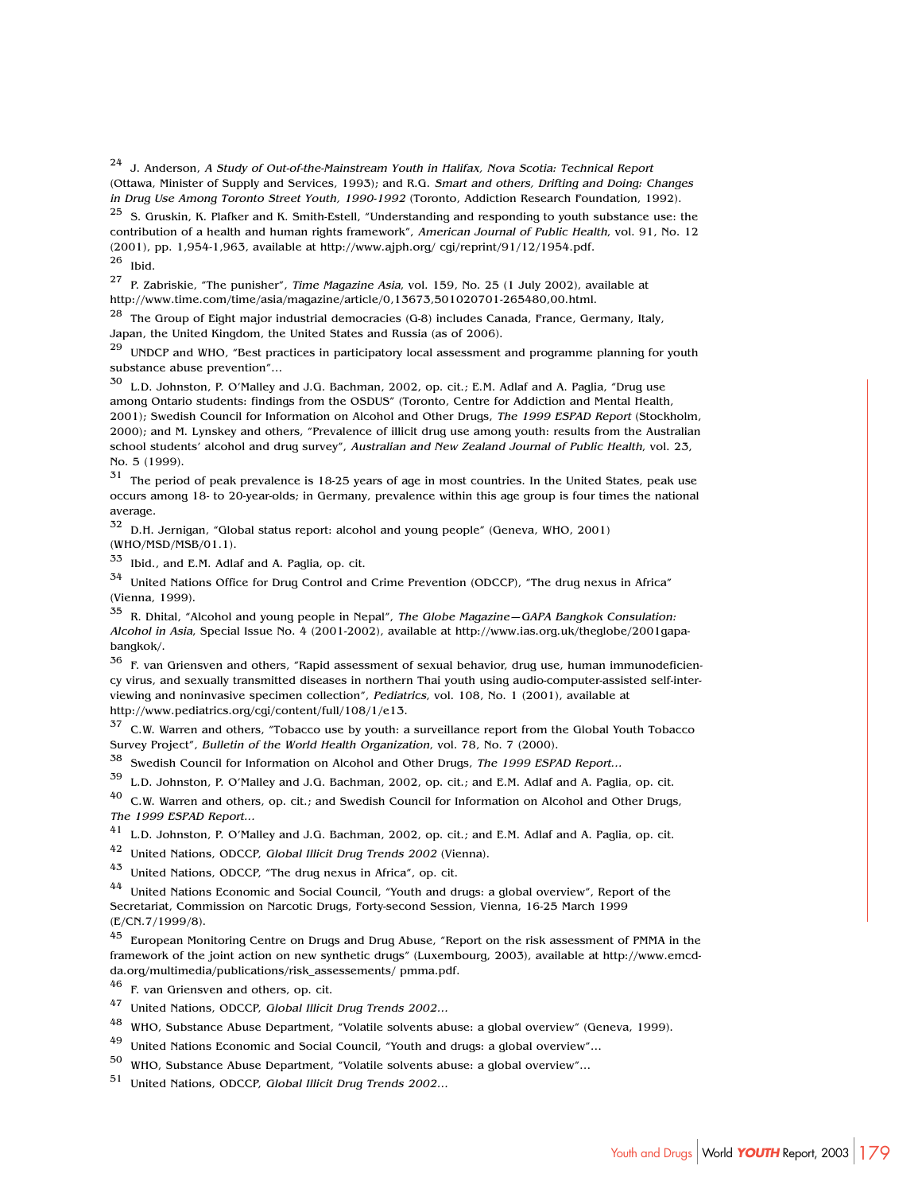[24] J. Anderson, *A Study of Out-of-the-Mainstream Youth in Halifax, Nova Scotia: Technical Report* (Ottawa, Minister of Supply and Services, 1993); and R.G. *Smart and others, Drifting and Doing: Changes in Drug Use Among Toronto Street Youth, 1990-1992* (Toronto, Addiction Research Foundation, 1992).

[25] S. Gruskin, K. Plafker and K. Smith-Estell, "Understanding and responding to youth substance use: the contribution of a health and human rights framework", *American Journal of Public Health*, vol. 91, No. 12 (2001), pp. 1,954-1,963, available at http://www.ajph.org/ cgi/reprint/91/12/1954.pdf.

[26] Ibid.

[27] P. Zabriskie, "The punisher", *Time Magazine Asia*, vol. 159, No. 25 (1 July 2002), available at http://www.time.com/time/asia/magazine/article/0,13673,501020701-265480,00.html.

[28] The Group of Eight major industrial democracies (G-8) includes Canada, France, Germany, Italy, Japan, the United Kingdom, the United States and Russia (as of 2006).

[29] UNDCP and WHO, "Best practices in participatory local assessment and programme planning for youth substance abuse prevention"...

[30] L.D. Johnston, P. O'Malley and J.G. Bachman, 2002, op. cit.; E.M. Adlaf and A. Paglia, "Drug use among Ontario students: findings from the OSDUS" (Toronto, Centre for Addiction and Mental Health, 2001); Swedish Council for Information on Alcohol and Other Drugs, *The 1999 ESPAD Report* (Stockholm, 2000); and M. Lynskey and others, "Prevalence of illicit drug use among youth: results from the Australian school students' alcohol and drug survey", *Australian and New Zealand Journal of Public Health*, vol. 23, No. 5 (1999).

[31] The period of peak prevalence is 18-25 years of age in most countries. In the United States, peak use occurs among 18- to 20-year-olds; in Germany, prevalence within this age group is four times the national average.

[32] D.H. Jernigan, "Global status report: alcohol and young people" (Geneva, WHO, 2001) (WHO/MSD/MSB/01.1).

[33] Ibid., and E.M. Adlaf and A. Paglia, op. cit.

[34] United Nations Office for Drug Control and Crime Prevention (ODCCP), "The drug nexus in Africa" (Vienna, 1999).

[35] R. Dhital, "Alcohol and young people in Nepal", *The Globe Magazine—GAPA Bangkok Consulation: Alcohol in Asia*, Special Issue No. 4 (2001-2002), available at http://www.ias.org.uk/theglobe/2001gapa-bangkok/.

[36] F. van Griensven and others, "Rapid assessment of sexual behavior, drug use, human immunodeficiency virus, and sexually transmitted diseases in northern Thai youth using audio-computer-assisted self-interviewing and noninvasive specimen collection", *Pediatrics*, vol. 108, No. 1 (2001), available at http://www.pediatrics.org/cgi/content/full/108/1/e13.

[37] C.W. Warren and others, "Tobacco use by youth: a surveillance report from the Global Youth Tobacco Survey Project", *Bulletin of the World Health Organization*, vol. 78, No. 7 (2000).

[38] Swedish Council for Information on Alcohol and Other Drugs, *The 1999 ESPAD Report*...

[39] L.D. Johnston, P. O'Malley and J.G. Bachman, 2002, op. cit.; and E.M. Adlaf and A. Paglia, op. cit.

[40] C.W. Warren and others, op. cit.; and Swedish Council for Information on Alcohol and Other Drugs, *The 1999 ESPAD Report*...

[41] L.D. Johnston, P. O'Malley and J.G. Bachman, 2002, op. cit.; and E.M. Adlaf and A. Paglia, op. cit.

[42] United Nations, ODCCP, *Global Illicit Drug Trends 2002* (Vienna).

[43] United Nations, ODCCP, "The drug nexus in Africa", op. cit.

[44] United Nations Economic and Social Council, "Youth and drugs: a global overview", Report of the Secretariat, Commission on Narcotic Drugs, Forty-second Session, Vienna, 16-25 March 1999 (E/CN.7/1999/8).

[45] European Monitoring Centre on Drugs and Drug Abuse, "Report on the risk assessment of PMMA in the framework of the joint action on new synthetic drugs" (Luxembourg, 2003), available at http://www.emcdda.org/multimedia/publications/risk_assessements/ pmma.pdf.

[46] F. van Griensven and others, op. cit.

[47] United Nations, ODCCP, *Global Illicit Drug Trends 2002*...

[48] WHO, Substance Abuse Department, "Volatile solvents abuse: a global overview" (Geneva, 1999).

[49] United Nations Economic and Social Council, "Youth and drugs: a global overview"...

[50] WHO, Substance Abuse Department, "Volatile solvents abuse: a global overview"...

[51] United Nations, ODCCP, *Global Illicit Drug Trends 2002*...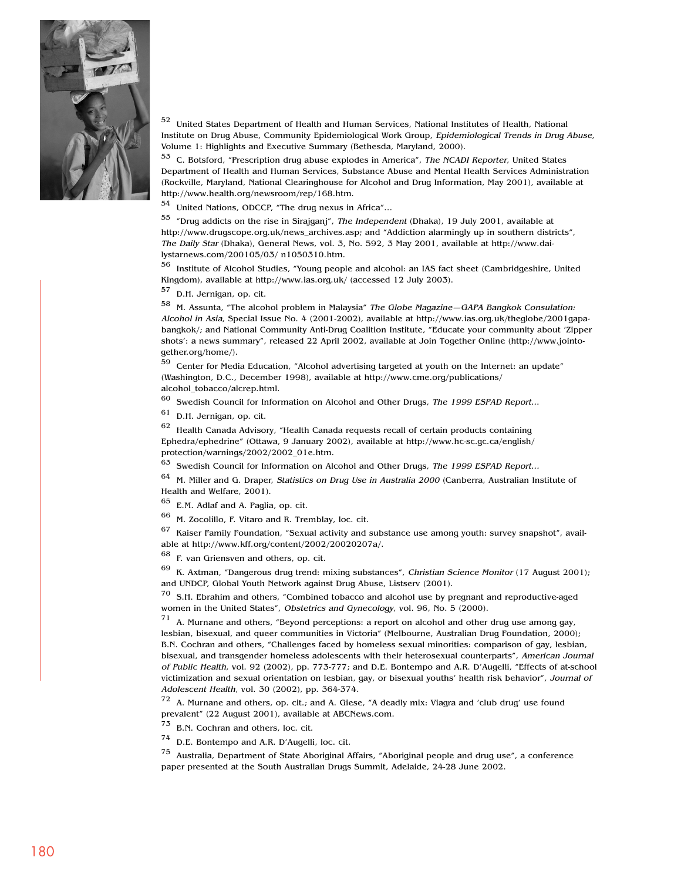[52] United States Department of Health and Human Services, National Institutes of Health, National Institute on Drug Abuse, Community Epidemiological Work Group, *Epidemiological Trends in Drug Abuse*, Volume I: Highlights and Executive Summary (Bethesda, Maryland, 2000).

[53] C. Botsford, "Prescription drug abuse explodes in America", *The NCADI Reporter*, United States Department of Health and Human Services, Substance Abuse and Mental Health Services Administration (Rockville, Maryland, National Clearinghouse for Alcohol and Drug Information, May 2001), available at http://www.health.org/newsroom/rep/168.htm.

[54] United Nations, ODCCP, "The drug nexus in Africa"...

[55] "Drug addicts on the rise in Sirajganj", *The Independent* (Dhaka), 19 July 2001, available at http://www.drugscope.org.uk/news_archives.asp; and "Addiction alarmingly up in southern districts", *The Daily Star* (Dhaka), General News, vol. 3, No. 592, 3 May 2001, available at http://www.dailystarnews.com/200105/03/ n1050310.htm.

[56] Institute of Alcohol Studies, "Young people and alcohol: an IAS fact sheet (Cambridgeshire, United Kingdom), available at http://www.ias.org.uk/ (accessed 12 July 2003).

[57] D.H. Jernigan, op. cit.

[58] M. Assunta, "The alcohol problem in Malaysia" *The Globe Magazine—GAPA Bangkok Consulation: Alcohol in Asia*, Special Issue No. 4 (2001-2002), available at http://www.ias.org.uk/theglobe/2001gapabangkok/; and National Community Anti-Drug Coalition Institute, "Educate your community about 'Zipper shots': a news summary", released 22 April 2002, available at Join Together Online (http://www.jointogether.org/home/).

[59] Center for Media Education, "Alcohol advertising targeted at youth on the Internet: an update" (Washington, D.C., December 1998), available at http://www.cme.org/publications/ alcohol_tobacco/alcrep.html.

[60] Swedish Council for Information on Alcohol and Other Drugs, *The 1999 ESPAD Report*...

[61] D.H. Jernigan, op. cit.

[62] Health Canada Advisory, "Health Canada requests recall of certain products containing Ephedra/ephedrine" (Ottawa, 9 January 2002), available at http://www.hc-sc.gc.ca/english/ protection/warnings/2002/2002_01e.htm.

[63] Swedish Council for Information on Alcohol and Other Drugs, *The 1999 ESPAD Report*...

[64] M. Miller and G. Draper, *Statistics on Drug Use in Australia 2000* (Canberra, Australian Institute of Health and Welfare, 2001).

[65] E.M. Adlaf and A. Paglia, op. cit.

[66] M. Zocolillo, F. Vitaro and R. Tremblay, loc. cit.

[67] Kaiser Family Foundation, "Sexual activity and substance use among youth: survey snapshot", available at http://www.kff.org/content/2002/20020207a/.

[68] F. van Griensven and others, op. cit.

[69] K. Axtman, "Dangerous drug trend: mixing substances", *Christian Science Monitor* (17 August 2001); and UNDCP, Global Youth Network against Drug Abuse, Listserv (2001).

[70] S.H. Ebrahim and others, "Combined tobacco and alcohol use by pregnant and reproductive-aged women in the United States", *Obstetrics and Gynecology*, vol. 96, No. 5 (2000).

[71] A. Murnane and others, "Beyond perceptions: a report on alcohol and other drug use among gay, lesbian, bisexual, and queer communities in Victoria" (Melbourne, Australian Drug Foundation, 2000); B.N. Cochran and others, "Challenges faced by homeless sexual minorities: comparison of gay, lesbian, bisexual, and transgender homeless adolescents with their heterosexual counterparts", *American Journal of Public Health*, vol. 92 (2002), pp. 773-777; and D.E. Bontempo and A.R. D'Augelli, "Effects of at-school victimization and sexual orientation on lesbian, gay, or bisexual youths' health risk behavior", *Journal of Adolescent Health*, vol. 30 (2002), pp. 364-374.

[72] A. Murnane and others, op. cit.; and A. Giese, "A deadly mix: Viagra and 'club drug' use found prevalent" (22 August 2001), available at ABCNews.com.

[73] B.N. Cochran and others, loc. cit.

[74] D.E. Bontempo and A.R. D'Augelli, loc. cit.

[75] Australia, Department of State Aboriginal Affairs, "Aboriginal people and drug use", a conference paper presented at the South Australian Drugs Summit, Adelaide, 24-28 June 2002.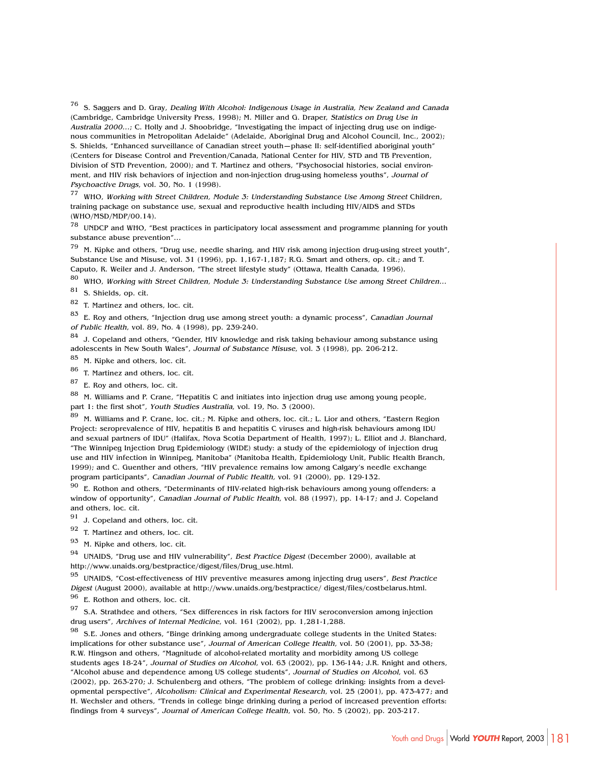[76] S. Saggers and D. Gray, *Dealing With Alcohol: Indigenous Usage in Australia, New Zealand and Canada* (Cambridge, Cambridge University Press, 1998); M. Miller and G. Draper, *Statistics on Drug Use in Australia 2000...*; C. Holly and J. Shoobridge, "Investigating the impact of injecting drug use on indigenous communities in Metropolitan Adelaide" (Adelaide, Aboriginal Drug and Alcohol Council, Inc., 2002); S. Shields, "Enhanced surveillance of Canadian street youth—phase II: self-identified aboriginal youth" (Centers for Disease Control and Prevention/Canada, National Center for HIV, STD and TB Prevention, Division of STD Prevention, 2000); and T. Martinez and others, "Psychosocial histories, social environment, and HIV risk behaviors of injection and non-injection drug-using homeless youths", *Journal of Psychoactive Drugs*, vol. 30, No. 1 (1998).

[77] WHO, *Working with Street Children, Module 3: Understanding Substance Use Among Street* Children, training package on substance use, sexual and reproductive health including HIV/AIDS and STDs (WHO/MSD/MDP/00.14).

[78] UNDCP and WHO, "Best practices in participatory local assessment and programme planning for youth substance abuse prevention"...

[79] M. Kipke and others, "Drug use, needle sharing, and HIV risk among injection drug-using street youth", Substance Use and Misuse, vol. 31 (1996), pp. 1,167-1,187; R.G. Smart and others, op. cit.; and T. Caputo, R. Weiler and J. Anderson, "The street lifestyle study" (Ottawa, Health Canada, 1996).

[80] WHO, *Working with Street Children, Module 3: Understanding Substance Use among Street Children...*

[81] S. Shields, op. cit.

[82] T. Martinez and others, loc. cit.

[83] E. Roy and others, "Injection drug use among street youth: a dynamic process", *Canadian Journal of Public Health*, vol. 89, No. 4 (1998), pp. 239-240.

[84] J. Copeland and others, "Gender, HIV knowledge and risk taking behaviour among substance using adolescents in New South Wales", *Journal of Substance Misuse*, vol. 3 (1998), pp. 206-212.

[85] M. Kipke and others, loc. cit.

[86] T. Martinez and others, loc. cit.

[87] E. Roy and others, loc. cit.

[88] M. Williams and P. Crane, "Hepatitis C and initiates into injection drug use among young people, part 1: the first shot", *Youth Studies Australia*, vol. 19, No. 3 (2000).

[89] M. Williams and P. Crane, loc. cit.; M. Kipke and others, loc. cit.; L. Lior and others, "Eastern Region Project: seroprevalence of HIV, hepatitis B and hepatitis C viruses and high-risk behaviours among IDU and sexual partners of IDU" (Halifax, Nova Scotia Department of Health, 1997); L. Elliot and J. Blanchard, "The Winnipeg Injection Drug Epidemiology (WIDE) study: a study of the epidemiology of injection drug use and HIV infection in Winnipeg, Manitoba" (Manitoba Health, Epidemiology Unit, Public Health Branch, 1999); and C. Guenther and others, "HIV prevalence remains low among Calgary's needle exchange program participants", *Canadian Journal of Public Health,* vol. 91 (2000), pp. 129-132.

[90] E. Rothon and others, "Determinants of HIV-related high-risk behaviours among young offenders: a window of opportunity", *Canadian Journal of Public Health*, vol. 88 (1997), pp. 14-17; and J. Copeland and others, loc. cit.

[91] J. Copeland and others, loc. cit.

[92] T. Martinez and others, loc. cit.

[93] M. Kipke and others, loc. cit.

[94] UNAIDS, "Drug use and HIV vulnerability", *Best Practice Digest* (December 2000), available at http://www.unaids.org/bestpractice/digest/files/Drug_use.html.

[95] UNAIDS, "Cost-effectiveness of HIV preventive measures among injecting drug users", *Best Practice Digest* (August 2000), available at http://www.unaids.org/bestpractice/ digest/files/costbelarus.html.

[96] E. Rothon and others, loc. cit.

[97] S.A. Strathdee and others, "Sex differences in risk factors for HIV seroconversion among injection drug users", *Archives of Internal Medicine*, vol. 161 (2002), pp. 1,281-1,288.

[98] S.E. Jones and others, "Binge drinking among undergraduate college students in the United States: implications for other substance use", *Journal of American College Health*, vol. 50 (2001), pp. 33-38; R.W. Hingson and others, "Magnitude of alcohol-related mortality and morbidity among US college students ages 18-24", *Journal of Studies on Alcohol*, vol. 63 (2002), pp. 136-144; J.R. Knight and others, "Alcohol abuse and dependence among US college students", *Journal of Studies on Alcohol*, vol. 63 (2002), pp. 263-270; J. Schulenberg and others, "The problem of college drinking: insights from a developmental perspective", *Alcoholism: Clinical and Experimental Research*, vol. 25 (2001), pp. 473-477; and H. Wechsler and others, "Trends in college binge drinking during a period of increased prevention efforts: findings from 4 surveys", *Journal of American College Health*, vol. 50, No. 5 (2002), pp. 203-217.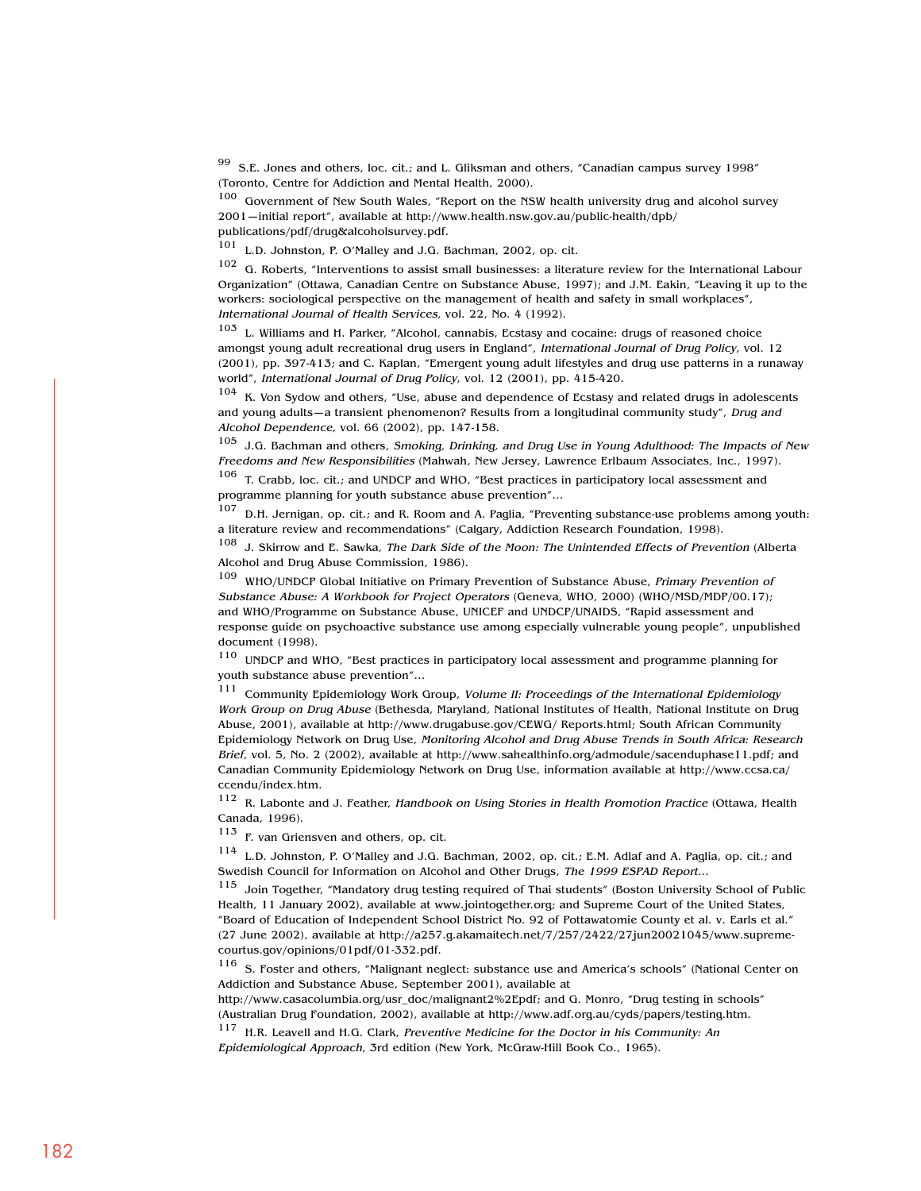99 S.E. Jones and others, loc. cit.; and L. Gliksman and others, "Canadian campus survey 1998" (Toronto, Centre for Addiction and Mental Health, 2000).

100 Government of New South Wales, "Report on the NSW health university drug and alcohol survey 2001—initial report", available at http://www.health.nsw.gov.au/public-health/dpb/publications/pdf/drug&alcoholsurvey.pdf.

101 L.D. Johnston, P. O'Malley and J.G. Bachman, 2002, op. cit.

102 G. Roberts, "Interventions to assist small businesses: a literature review for the International Labour Organization" (Ottawa, Canadian Centre on Substance Abuse, 1997); and J.M. Eakin, "Leaving it up to the workers: sociological perspective on the management of health and safety in small workplaces", *International Journal of Health Services*, vol. 22, No. 4 (1992).

103 L. Williams and H. Parker, "Alcohol, cannabis, Ecstasy and cocaine: drugs of reasoned choice amongst young adult recreational drug users in England", *International Journal of Drug Policy*, vol. 12 (2001), pp. 397-413; and C. Kaplan, "Emergent young adult lifestyles and drug use patterns in a runaway world", *International Journal of Drug Policy*, vol. 12 (2001), pp. 415-420.

104 K. Von Sydow and others, "Use, abuse and dependence of Ecstasy and related drugs in adolescents and young adults—a transient phenomenon? Results from a longitudinal community study", *Drug and Alcohol Dependence*, vol. 66 (2002), pp. 147-158.

105 J.G. Bachman and others, *Smoking, Drinking, and Drug Use in Young Adulthood: The Impacts of New Freedoms and New Responsibilities* (Mahwah, New Jersey, Lawrence Erlbaum Associates, Inc., 1997).

106 T. Crabb, loc. cit.; and UNDCP and WHO, "Best practices in participatory local assessment and programme planning for youth substance abuse prevention"...

107 D.H. Jernigan, op. cit.; and R. Room and A. Paglia, "Preventing substance-use problems among youth: a literature review and recommendations" (Calgary, Addiction Research Foundation, 1998).

108 J. Skirrow and E. Sawka, *The Dark Side of the Moon: The Unintended Effects of Prevention* (Alberta Alcohol and Drug Abuse Commission, 1986).

109 WHO/UNDCP Global Initiative on Primary Prevention of Substance Abuse, *Primary Prevention of Substance Abuse: A Workbook for Project Operators* (Geneva, WHO, 2000) (WHO/MSD/MDP/00.17); and WHO/Programme on Substance Abuse, UNICEF and UNDCP/UNAIDS, "Rapid assessment and response guide on psychoactive substance use among especially vulnerable young people", unpublished document (1998).

110 UNDCP and WHO, "Best practices in participatory local assessment and programme planning for youth substance abuse prevention"...

111 Community Epidemiology Work Group, *Volume II: Proceedings of the International Epidemiology Work Group on Drug Abuse* (Bethesda, Maryland, National Institutes of Health, National Institute on Drug Abuse, 2001), available at http://www.drugabuse.gov/CEWG/ Reports.html; South African Community Epidemiology Network on Drug Use, *Monitoring Alcohol and Drug Abuse Trends in South Africa: Research Brief*, vol. 5, No. 2 (2002), available at http://www.sahealthinfo.org/admodule/sacenduphase11.pdf; and Canadian Community Epidemiology Network on Drug Use, information available at http://www.ccsa.ca/ccendu/index.htm.

112 R. Labonte and J. Feather, *Handbook on Using Stories in Health Promotion Practice* (Ottawa, Health Canada, 1996).

113 F. van Griensven and others, op. cit.

114 L.D. Johnston, P. O'Malley and J.G. Bachman, 2002, op. cit.; E.M. Adlaf and A. Paglia, op. cit.; and Swedish Council for Information on Alcohol and Other Drugs, *The 1999 ESPAD Report*...

115 Join Together, "Mandatory drug testing required of Thai students" (Boston University School of Public Health, 11 January 2002), available at www.jointogether.org; and Supreme Court of the United States, "Board of Education of Independent School District No. 92 of Pottawatomie County et al. v. Earls et al." (27 June 2002), available at http://a257.g.akamaitech.net/7/257/2422/27jun20021045/www.supremecourtus.gov/opinions/01pdf/01-332.pdf.

116 S. Foster and others, "Malignant neglect: substance use and America's schools" (National Center on Addiction and Substance Abuse, September 2001), available at http://www.casacolumbia.org/usr_doc/malignant2%2Epdf; and G. Monro, "Drug testing in schools" (Australian Drug Foundation, 2002), available at http://www.adf.org.au/cyds/papers/testing.htm.

117 H.R. Leavell and H.G. Clark, *Preventive Medicine for the Doctor in his Community: An Epidemiological Approach*, 3rd edition (New York, McGraw-Hill Book Co., 1965).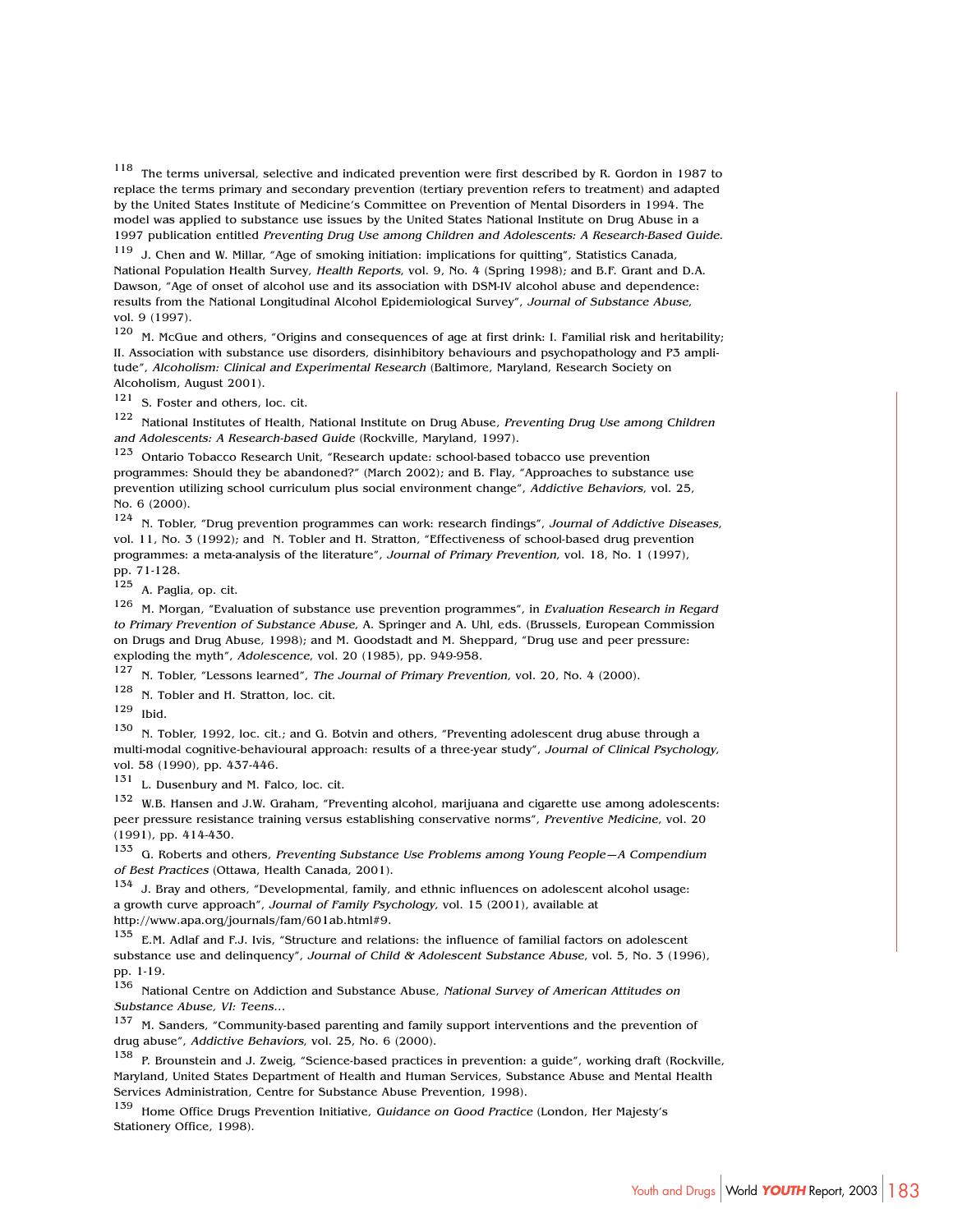[118] The terms universal, selective and indicated prevention were first described by R. Gordon in 1987 to replace the terms primary and secondary prevention (tertiary prevention refers to treatment) and adapted by the United States Institute of Medicine's Committee on Prevention of Mental Disorders in 1994. The model was applied to substance use issues by the United States National Institute on Drug Abuse in a 1997 publication entitled *Preventing Drug Use among Children and Adolescents: A Research-Based Guide*.

[119] J. Chen and W. Millar, "Age of smoking initiation: implications for quitting", Statistics Canada, National Population Health Survey, *Health Reports*, vol. 9, No. 4 (Spring 1998); and B.F. Grant and D.A. Dawson, "Age of onset of alcohol use and its association with DSM-IV alcohol abuse and dependence: results from the National Longitudinal Alcohol Epidemiological Survey", *Journal of Substance Abuse*, vol. 9 (1997).

[120] M. McGue and others, "Origins and consequences of age at first drink: I. Familial risk and heritability; II. Association with substance use disorders, disinhibitory behaviours and psychopathology and P3 amplitude", *Alcoholism: Clinical and Experimental Research* (Baltimore, Maryland, Research Society on Alcoholism, August 2001).

[121] S. Foster and others, loc. cit.

[122] National Institutes of Health, National Institute on Drug Abuse, *Preventing Drug Use among Children and Adolescents: A Research-based Guide* (Rockville, Maryland, 1997).

[123] Ontario Tobacco Research Unit, "Research update: school-based tobacco use prevention programmes: Should they be abandoned?" (March 2002); and B. Flay, "Approaches to substance use prevention utilizing school curriculum plus social environment change", *Addictive Behaviors*, vol. 25, No. 6 (2000).

[124] N. Tobler, "Drug prevention programmes can work: research findings", *Journal of Addictive Diseases*, vol. 11, No. 3 (1992); and N. Tobler and H. Stratton, "Effectiveness of school-based drug prevention programmes: a meta-analysis of the literature", *Journal of Primary Prevention*, vol. 18, No. 1 (1997), pp. 71-128.

[125] A. Paglia, op. cit.

[126] M. Morgan, "Evaluation of substance use prevention programmes", in *Evaluation Research in Regard to Primary Prevention of Substance Abuse*, A. Springer and A. Uhl, eds. (Brussels, European Commission on Drugs and Drug Abuse, 1998); and M. Goodstadt and M. Sheppard, "Drug use and peer pressure: exploding the myth", *Adolescence*, vol. 20 (1985), pp. 949-958.

[127] N. Tobler, "Lessons learned", *The Journal of Primary Prevention*, vol. 20, No. 4 (2000).

[128] N. Tobler and H. Stratton, loc. cit.

[129] Ibid.

[130] N. Tobler, 1992, loc. cit.; and G. Botvin and others, "Preventing adolescent drug abuse through a multi-modal cognitive-behavioural approach: results of a three-year study", *Journal of Clinical Psychology*, vol. 58 (1990), pp. 437-446.

[131] L. Dusenbury and M. Falco, loc. cit.

[132] W.B. Hansen and J.W. Graham, "Preventing alcohol, marijuana and cigarette use among adolescents: peer pressure resistance training versus establishing conservative norms", *Preventive Medicine*, vol. 20 (1991), pp. 414-430.

[133] G. Roberts and others, *Preventing Substance Use Problems among Young People—A Compendium of Best Practices* (Ottawa, Health Canada, 2001).

[134] J. Bray and others, "Developmental, family, and ethnic influences on adolescent alcohol usage: a growth curve approach", *Journal of Family Psychology*, vol. 15 (2001), available at http://www.apa.org/journals/fam/601ab.html#9.

[135] E.M. Adlaf and F.J. Ivis, "Structure and relations: the influence of familial factors on adolescent substance use and delinquency", *Journal of Child & Adolescent Substance Abuse*, vol. 5, No. 3 (1996), pp. 1-19.

[136] National Centre on Addiction and Substance Abuse, *National Survey of American Attitudes on Substance Abuse, VI: Teens…*

[137] M. Sanders, "Community-based parenting and family support interventions and the prevention of drug abuse", *Addictive Behaviors*, vol. 25, No. 6 (2000).

[138] P. Brounstein and J. Zweig, "Science-based practices in prevention: a guide", working draft (Rockville, Maryland, United States Department of Health and Human Services, Substance Abuse and Mental Health Services Administration, Centre for Substance Abuse Prevention, 1998).

[139] Home Office Drugs Prevention Initiative, *Guidance on Good Practice* (London, Her Majesty's Stationery Office, 1998).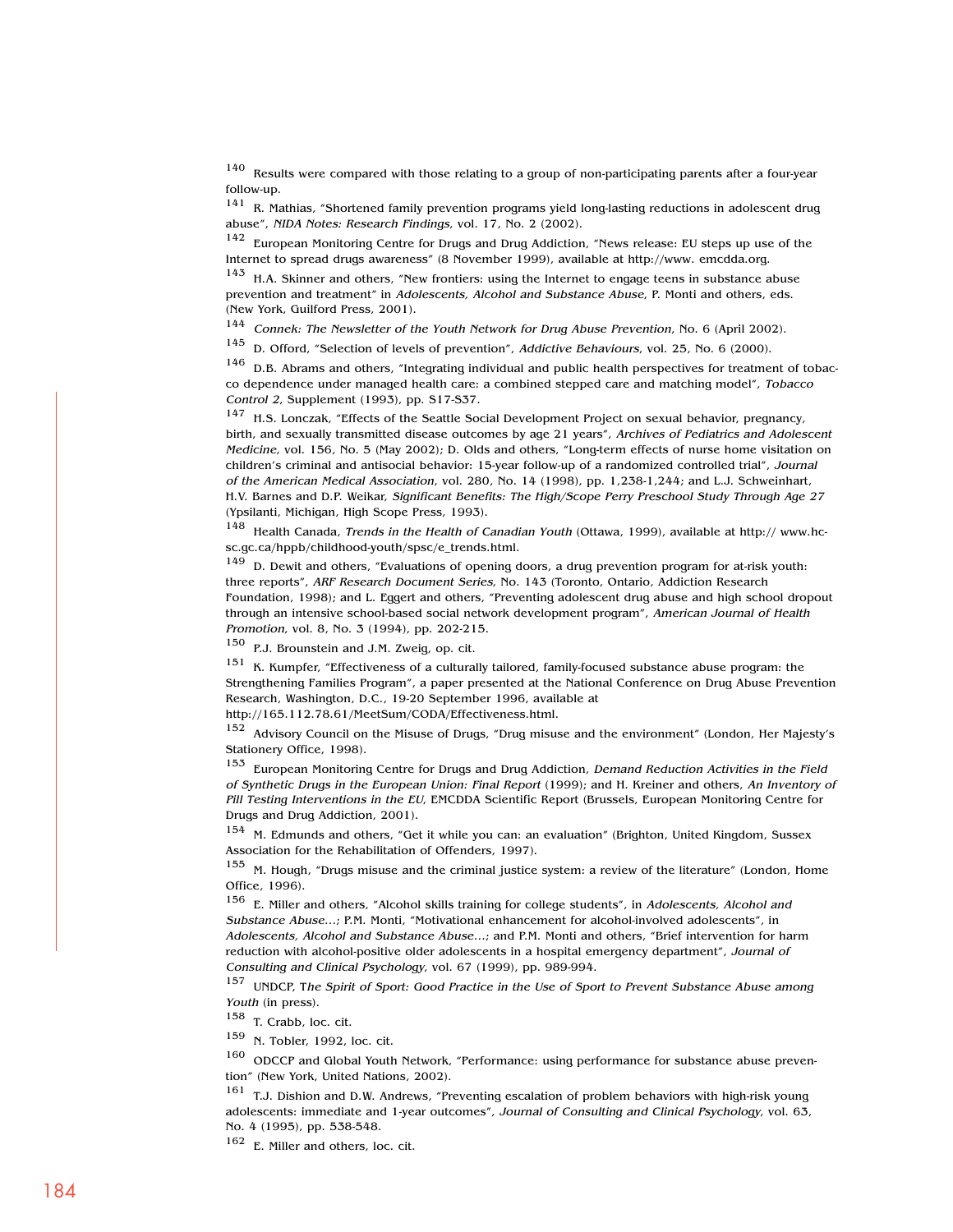[140] Results were compared with those relating to a group of non-participating parents after a four-year follow-up.

[141] R. Mathias, "Shortened family prevention programs yield long-lasting reductions in adolescent drug abuse", *NIDA Notes: Research Findings*, vol. 17, No. 2 (2002).

[142] European Monitoring Centre for Drugs and Drug Addiction, "News release: EU steps up use of the Internet to spread drugs awareness" (8 November 1999), available at http://www. emcdda.org.

[143] H.A. Skinner and others, "New frontiers: using the Internet to engage teens in substance abuse prevention and treatment" in *Adolescents, Alcohol and Substance Abuse*, P. Monti and others, eds. (New York, Guilford Press, 2001).

[144] *Connek: The Newsletter of the Youth Network for Drug Abuse Prevention*, No. 6 (April 2002).

[145] D. Offord, "Selection of levels of prevention", *Addictive Behaviours*, vol. 25, No. 6 (2000).

[146] D.B. Abrams and others, "Integrating individual and public health perspectives for treatment of tobacco dependence under managed health care: a combined stepped care and matching model", *Tobacco Control 2*, Supplement (1993), pp. S17-S37.

[147] H.S. Lonczak, "Effects of the Seattle Social Development Project on sexual behavior, pregnancy, birth, and sexually transmitted disease outcomes by age 21 years", *Archives of Pediatrics and Adolescent Medicine*, vol. 156, No. 5 (May 2002); D. Olds and others, "Long-term effects of nurse home visitation on children's criminal and antisocial behavior: 15-year follow-up of a randomized controlled trial", *Journal of the American Medical Association*, vol. 280, No. 14 (1998), pp. 1,238-1,244; and L.J. Schweinhart, H.V. Barnes and D.P. Weikar, *Significant Benefits: The High/Scope Perry Preschool Study Through Age 27* (Ypsilanti, Michigan, High Scope Press, 1993).

[148] Health Canada, *Trends in the Health of Canadian Youth* (Ottawa, 1999), available at http:// www.hc-sc.gc.ca/hppb/childhood-youth/spsc/e_trends.html.

[149] D. Dewit and others, "Evaluations of opening doors, a drug prevention program for at-risk youth: three reports", *ARF Research Document Series*, No. 143 (Toronto, Ontario, Addiction Research Foundation, 1998); and L. Eggert and others, "Preventing adolescent drug abuse and high school dropout through an intensive school-based social network development program", *American Journal of Health Promotion*, vol. 8, No. 3 (1994), pp. 202-215.

[150] P.J. Brounstein and J.M. Zweig, op. cit.

[151] K. Kumpfer, "Effectiveness of a culturally tailored, family-focused substance abuse program: the Strengthening Families Program", a paper presented at the National Conference on Drug Abuse Prevention Research, Washington, D.C., 19-20 September 1996, available at http://165.112.78.61/MeetSum/CODA/Effectiveness.html.

[152] Advisory Council on the Misuse of Drugs, "Drug misuse and the environment" (London, Her Majesty's Stationery Office, 1998).

[153] European Monitoring Centre for Drugs and Drug Addiction, *Demand Reduction Activities in the Field of Synthetic Drugs in the European Union: Final Report* (1999); and H. Kreiner and others, *An Inventory of Pill Testing Interventions in the EU*, EMCDDA Scientific Report (Brussels, European Monitoring Centre for Drugs and Drug Addiction, 2001).

[154] M. Edmunds and others, "Get it while you can: an evaluation" (Brighton, United Kingdom, Sussex Association for the Rehabilitation of Offenders, 1997).

[155] M. Hough, "Drugs misuse and the criminal justice system: a review of the literature" (London, Home Office, 1996).

[156] E. Miller and others, "Alcohol skills training for college students", in *Adolescents, Alcohol and Substance Abuse...*; P.M. Monti, "Motivational enhancement for alcohol-involved adolescents", in *Adolescents, Alcohol and Substance Abuse...*; and P.M. Monti and others, "Brief intervention for harm reduction with alcohol-positive older adolescents in a hospital emergency department", *Journal of Consulting and Clinical Psychology*, vol. 67 (1999), pp. 989-994.

[157] UNDCP, T*he Spirit of Sport: Good Practice in the Use of Sport to Prevent Substance Abuse among Youth* (in press).

[158] T. Crabb, loc. cit.

[159] N. Tobler, 1992, loc. cit.

[160] ODCCP and Global Youth Network, "Performance: using performance for substance abuse prevention" (New York, United Nations, 2002).

[161] T.J. Dishion and D.W. Andrews, "Preventing escalation of problem behaviors with high-risk young adolescents: immediate and 1-year outcomes", *Journal of Consulting and Clinical Psychology*, vol. 63, No. 4 (1995), pp. 538-548.

[162] E. Miller and others, loc. cit.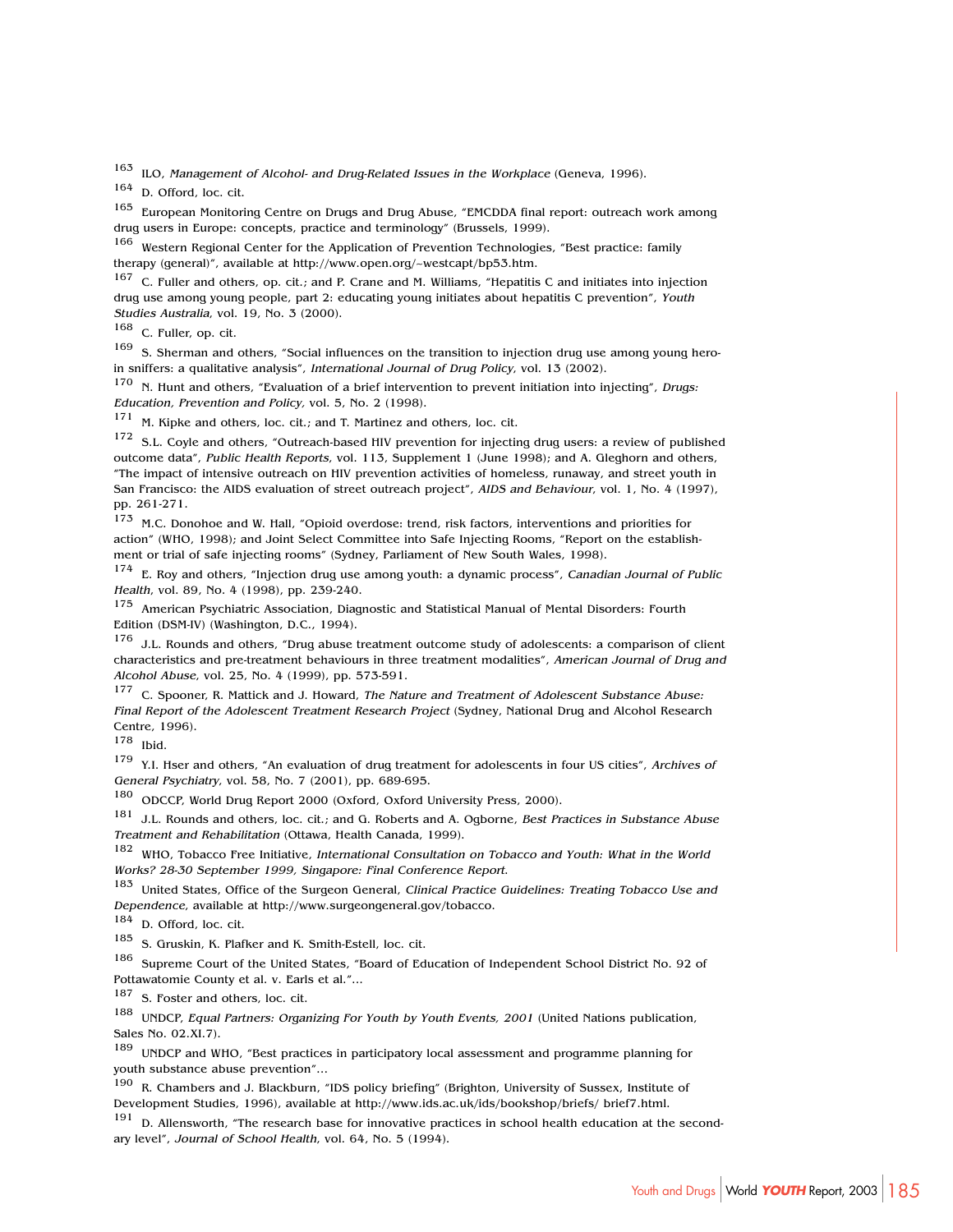[163] ILO, *Management of Alcohol- and Drug-Related Issues in the Workplace* (Geneva, 1996).

[164] D. Offord, loc. cit.

[165] European Monitoring Centre on Drugs and Drug Abuse, "EMCDDA final report: outreach work among drug users in Europe: concepts, practice and terminology" (Brussels, 1999).

[166] Western Regional Center for the Application of Prevention Technologies, "Best practice: family therapy (general)", available at http://www.open.org/~westcapt/bp53.htm.

[167] C. Fuller and others, op. cit.; and P. Crane and M. Williams, "Hepatitis C and initiates into injection drug use among young people, part 2: educating young initiates about hepatitis C prevention", *Youth Studies Australia*, vol. 19, No. 3 (2000).

[168] C. Fuller, op. cit.

[169] S. Sherman and others, "Social influences on the transition to injection drug use among young heroin sniffers: a qualitative analysis", *International Journal of Drug Policy*, vol. 13 (2002).

[170] N. Hunt and others, "Evaluation of a brief intervention to prevent initiation into injecting", *Drugs: Education, Prevention and Policy,* vol. 5, No. 2 (1998).

[171] M. Kipke and others, loc. cit.; and T. Martinez and others, loc. cit.

[172] S.L. Coyle and others, "Outreach-based HIV prevention for injecting drug users: a review of published outcome data", *Public Health Reports*, vol. 113, Supplement 1 (June 1998); and A. Gleghorn and others, "The impact of intensive outreach on HIV prevention activities of homeless, runaway, and street youth in San Francisco: the AIDS evaluation of street outreach project", *AIDS and Behaviour*, vol. 1, No. 4 (1997), pp. 261-271.

[173] M.C. Donohoe and W. Hall, "Opioid overdose: trend, risk factors, interventions and priorities for action" (WHO, 1998); and Joint Select Committee into Safe Injecting Rooms, "Report on the establishment or trial of safe injecting rooms" (Sydney, Parliament of New South Wales, 1998).

[174] E. Roy and others, "Injection drug use among youth: a dynamic process", *Canadian Journal of Public Health*, vol. 89, No. 4 (1998), pp. 239-240.

[175] American Psychiatric Association, Diagnostic and Statistical Manual of Mental Disorders: Fourth Edition (DSM-IV) (Washington, D.C., 1994).

[176] J.L. Rounds and others, "Drug abuse treatment outcome study of adolescents: a comparison of client characteristics and pre-treatment behaviours in three treatment modalities", *American Journal of Drug and Alcohol Abuse*, vol. 25, No. 4 (1999), pp. 573-591.

[177] C. Spooner, R. Mattick and J. Howard, *The Nature and Treatment of Adolescent Substance Abuse: Final Report of the Adolescent Treatment Research Project* (Sydney, National Drug and Alcohol Research Centre, 1996).

[178] Ibid.

[179] Y.I. Hser and others, "An evaluation of drug treatment for adolescents in four US cities", *Archives of General Psychiatry*, vol. 58, No. 7 (2001), pp. 689-695.

[180] ODCCP, World Drug Report 2000 (Oxford, Oxford University Press, 2000).

[181] J.L. Rounds and others, loc. cit.; and G. Roberts and A. Ogborne, *Best Practices in Substance Abuse Treatment and Rehabilitation* (Ottawa, Health Canada, 1999).

[182] WHO, Tobacco Free Initiative, *International Consultation on Tobacco and Youth: What in the World Works? 28-30 September 1999, Singapore: Final Conference Report.*

[183] United States, Office of the Surgeon General, *Clinical Practice Guidelines: Treating Tobacco Use and Dependence*, available at http://www.surgeongeneral.gov/tobacco.

[184] D. Offord, loc. cit.

[185] S. Gruskin, K. Plafker and K. Smith-Estell, loc. cit.

[186] Supreme Court of the United States, "Board of Education of Independent School District No. 92 of Pottawatomie County et al. v. Earls et al."...

[187] S. Foster and others, loc. cit.

[188] UNDCP, *Equal Partners: Organizing For Youth by Youth Events, 2001* (United Nations publication, Sales No. 02.XI.7).

[189] UNDCP and WHO, "Best practices in participatory local assessment and programme planning for youth substance abuse prevention"...

[190] R. Chambers and J. Blackburn, "IDS policy briefing" (Brighton, University of Sussex, Institute of Development Studies, 1996), available at http://www.ids.ac.uk/ids/bookshop/briefs/ brief7.html.

[191] D. Allensworth, "The research base for innovative practices in school health education at the secondary level", *Journal of School Health*, vol. 64, No. 5 (1994).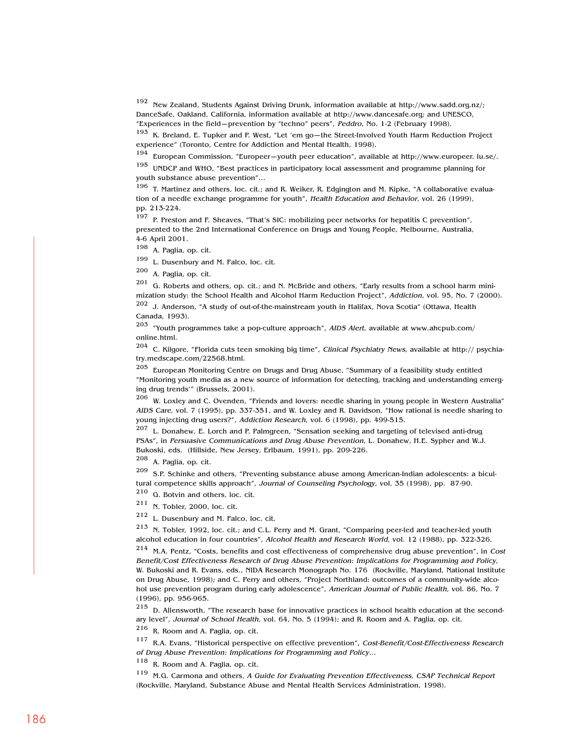[192] New Zealand, Students Against Driving Drunk, information available at http://www.sadd.org.nz/; DanceSafe, Oakland, California, information available at http://www.dancesafe.org; and UNESCO, "Experiences in the field—prevention by "techno" peers", *Peddro*, No. 1-2 (February 1998).

[193] K. Breland, E. Tupker and P. West, "Let 'em go—the Street-Involved Youth Harm Reduction Project experience" (Toronto, Centre for Addiction and Mental Health, 1998).

[194] European Commission, "Europeer—youth peer education", available at http://www.europeer. lu.se/.

[195] UNDCP and WHO, "Best practices in participatory local assessment and programme planning for youth substance abuse prevention"...

[196] T. Martinez and others, loc. cit.; and R. Weiker, R. Edgington and M. Kipke, "A collaborative evaluation of a needle exchange programme for youth", *Health Education and Behavior*, vol. 26 (1999), pp. 213-224.

[197] P. Preston and F. Sheaves, "That's SIC: mobilizing peer networks for hepatitis C prevention", presented to the 2nd International Conference on Drugs and Young People, Melbourne, Australia, 4-6 April 2001.

[198] A. Paglia, op. cit.

[199] L. Dusenbury and M. Falco, loc. cit.

[200] A. Paglia, op. cit.

[201] G. Roberts and others, op. cit.; and N. McBride and others, "Early results from a school harm minimization study: the School Health and Alcohol Harm Reduction Project", *Addiction*, vol. 95, No. 7 (2000).

[202] J. Anderson, "A study of out-of-the-mainstream youth in Halifax, Nova Scotia" (Ottawa, Health Canada, 1993).

[203] "Youth programmes take a pop-culture approach", *AIDS Alert*, available at www.ahcpub.com/ online.html.

[204] C. Kilgore, "Florida cuts teen smoking big time", *Clinical Psychiatry News*, available at http:// psychiatry.medscape.com/22568.html.

[205] European Monitoring Centre on Drugs and Drug Abuse, "Summary of a feasibility study entitled "Monitoring youth media as a new source of information for detecting, tracking and understanding emerging drug trends'" (Brussels, 2001).

[206] W. Loxley and C. Ovenden, "Friends and lovers: needle sharing in young people in Western Australia" *AIDS Care*, vol. 7 (1995), pp. 337-351, and W. Loxley and R. Davidson, "How rational is needle sharing to young injecting drug users?", *Addiction Research*, vol. 6 (1998), pp. 499-515.

[207] L. Donahew, E. Lorch and P. Palmgreen, "Sensation seeking and targeting of televised anti-drug PSAs", in *Persuasive Communications and Drug Abuse Prevention*, L. Donahew, H.E. Sypher and W.J. Bukoski, eds. (Hillside, New Jersey, Erlbaum, 1991), pp. 209-226.

[208] A. Paglia, op. cit.

[209] S.P. Schinke and others, "Preventing substance abuse among American-Indian adolescents: a bicultural competence skills approach", *Journal of Counseling Psychology*, vol. 35 (1998), pp. 87-90.

[210] G. Botvin and others, loc. cit.

[211] N. Tobler, 2000, loc. cit.

[212] L. Dusenbury and M. Falco, loc. cit.

[213] N. Tobler, 1992, loc. cit.; and C.L. Perry and M. Grant, "Comparing peer-led and teacher-led youth alcohol education in four countries", *Alcohol Health and Research World*, vol. 12 (1988), pp. 322-326.

[214] M.A. Pentz, "Costs, benefits and cost effectiveness of comprehensive drug abuse prevention", in *Cost Benefit/Cost Effectiveness Research of Drug Abuse Prevention: Implications for Programming and Policy*, W. Bukoski and R. Evans, eds., NIDA Research Monograph No. 176 (Rockville, Maryland, National Institute on Drug Abuse, 1998); and C. Perry and others, "Project Northland: outcomes of a community-wide alcohol use prevention program during early adolescence", *American Journal of Public Health*, vol. 86, No. 7 (1996), pp. 956-965.

[215] D. Allensworth, "The research base for innovative practices in school health education at the secondary level", *Journal of School Health*, vol. 64, No. 5 (1994); and R. Room and A. Paglia, op. cit.

[216] R. Room and A. Paglia, op. cit.

[117] R.A. Evans, "Historical perspective on effective prevention", *Cost-Benefit/Cost-Effectiveness Research of Drug Abuse Prevention: Implications for Programming and Policy*...

[118] R. Room and A. Paglia, op. cit.

[119] M.G. Carmona and others, *A Guide for Evaluating Prevention Effectiveness, CSAP Technical Report* (Rockville, Maryland, Substance Abuse and Mental Health Services Administration, 1998).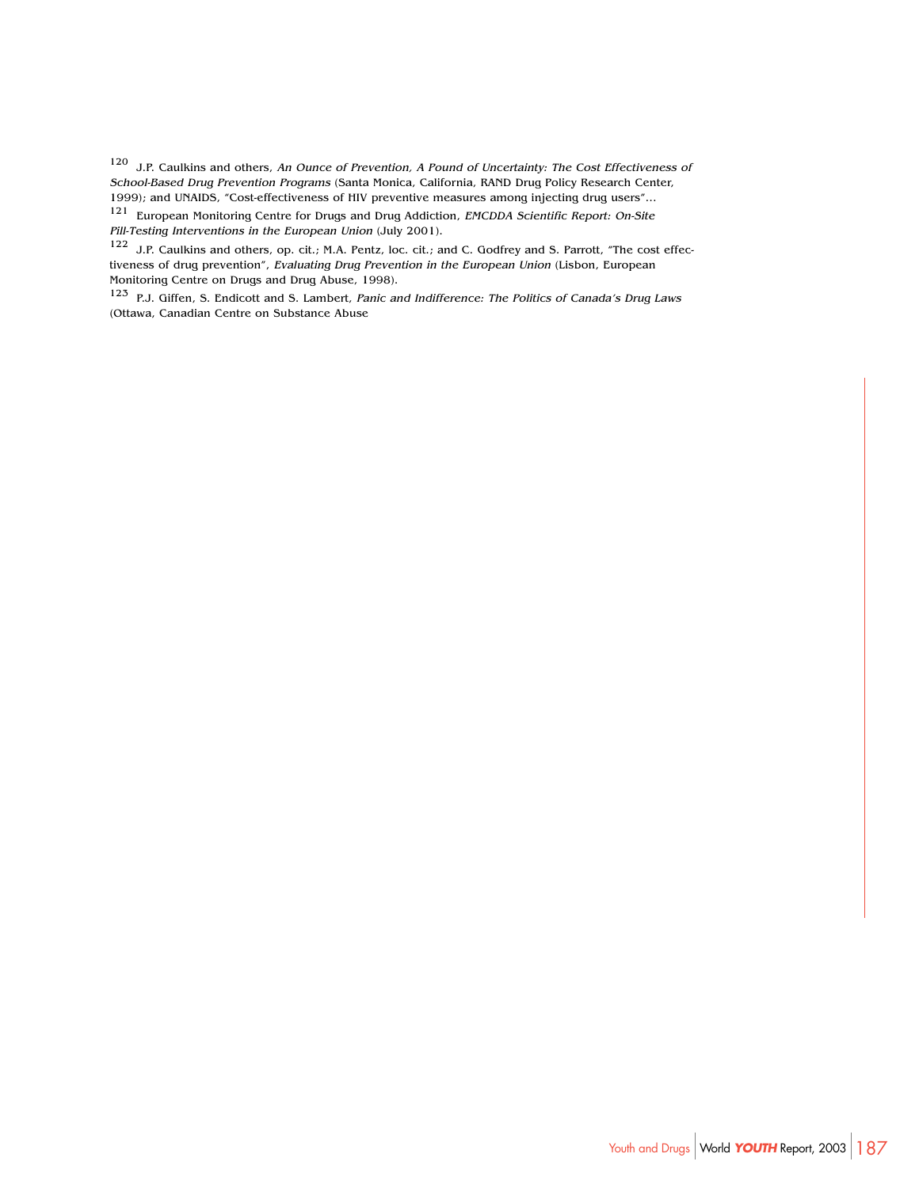[120] J.P. Caulkins and others, *An Ounce of Prevention, A Pound of Uncertainty: The Cost Effectiveness of School-Based Drug Prevention Programs* (Santa Monica, California, RAND Drug Policy Research Center, 1999); and UNAIDS, "Cost-effectiveness of HIV preventive measures among injecting drug users"...

[121] European Monitoring Centre for Drugs and Drug Addiction, *EMCDDA Scientific Report: On-Site Pill-Testing Interventions in the European Union* (July 2001).

[122] J.P. Caulkins and others, op. cit.; M.A. Pentz, loc. cit.; and C. Godfrey and S. Parrott, "The cost effectiveness of drug prevention", *Evaluating Drug Prevention in the European Union* (Lisbon, European Monitoring Centre on Drugs and Drug Abuse, 1998).

[123] P.J. Giffen, S. Endicott and S. Lambert, *Panic and Indifference: The Politics of Canada's Drug Laws* (Ottawa, Canadian Centre on Substance Abuse